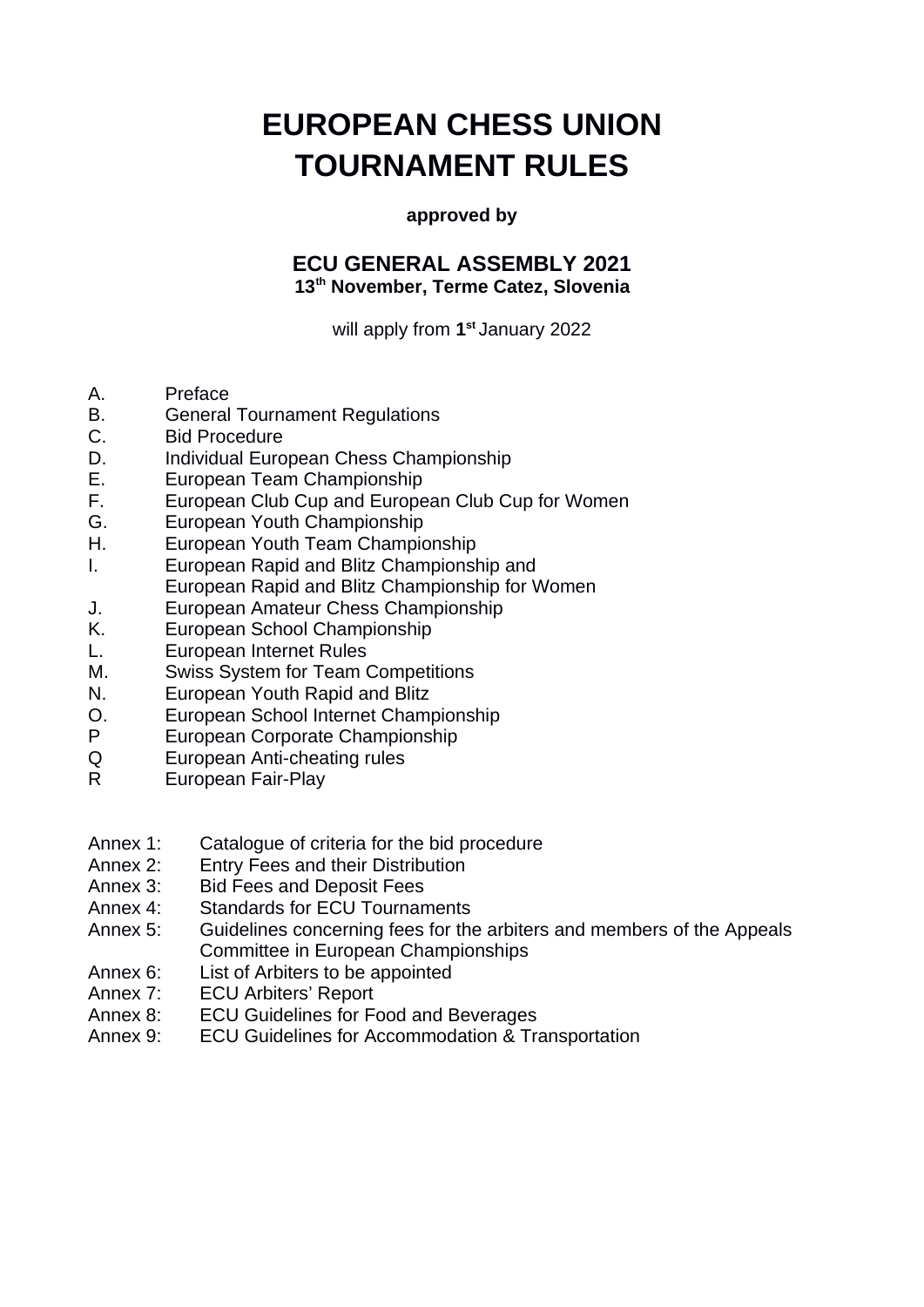# EUROPEAN CHESS UNION TOURNAMENT RULES

**approved by**

**ECU GENERAL ASSEMBLY 2021**
**13th November, Terme Catez, Slovenia**

will apply from **1st** January 2022

A. Preface
B. General Tournament Regulations
C. Bid Procedure
D. Individual European Chess Championship
E. European Team Championship
F. European Club Cup and European Club Cup for Women
G. European Youth Championship
H. European Youth Team Championship
I. European Rapid and Blitz Championship and European Rapid and Blitz Championship for Women
J. European Amateur Chess Championship
K. European School Championship
L. European Internet Rules
M. Swiss System for Team Competitions
N. European Youth Rapid and Blitz
O. European School Internet Championship
P European Corporate Championship
Q European Anti-cheating rules
R European Fair-Play

Annex 1: Catalogue of criteria for the bid procedure
Annex 2: Entry Fees and their Distribution
Annex 3: Bid Fees and Deposit Fees
Annex 4: Standards for ECU Tournaments
Annex 5: Guidelines concerning fees for the arbiters and members of the Appeals Committee in European Championships
Annex 6: List of Arbiters to be appointed
Annex 7: ECU Arbiters' Report
Annex 8: ECU Guidelines for Food and Beverages
Annex 9: ECU Guidelines for Accommodation & Transportation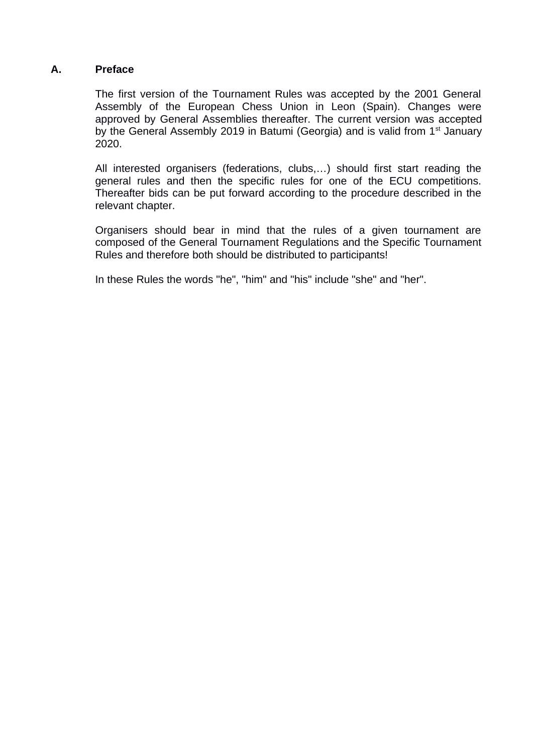## A. Preface

The first version of the Tournament Rules was accepted by the 2001 General Assembly of the European Chess Union in Leon (Spain). Changes were approved by General Assemblies thereafter. The current version was accepted by the General Assembly 2019 in Batumi (Georgia) and is valid from 1st January 2020.

All interested organisers (federations, clubs,…) should first start reading the general rules and then the specific rules for one of the ECU competitions. Thereafter bids can be put forward according to the procedure described in the relevant chapter.

Organisers should bear in mind that the rules of a given tournament are composed of the General Tournament Regulations and the Specific Tournament Rules and therefore both should be distributed to participants!

In these Rules the words "he", "him" and "his" include "she" and "her".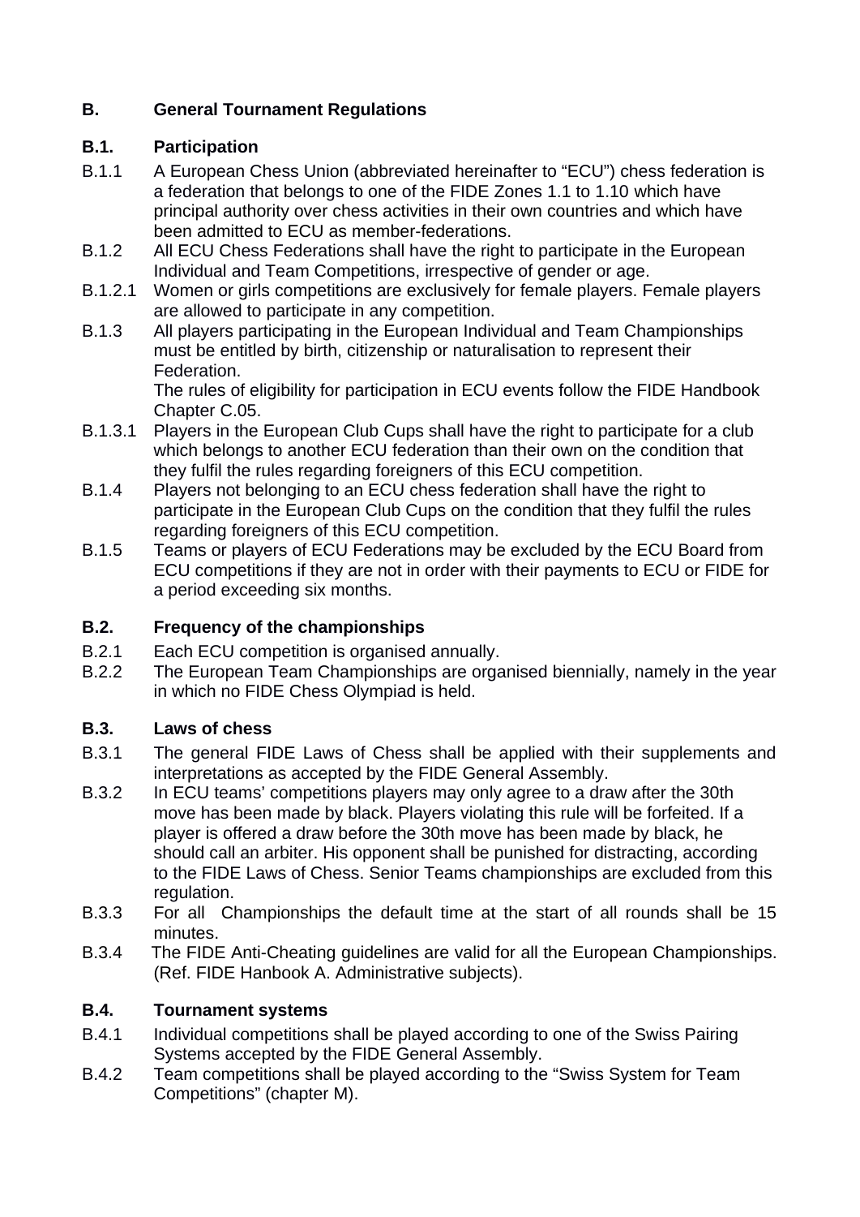# B. General Tournament Regulations

## B.1. Participation

B.1.1 A European Chess Union (abbreviated hereinafter to "ECU") chess federation is a federation that belongs to one of the FIDE Zones 1.1 to 1.10 which have principal authority over chess activities in their own countries and which have been admitted to ECU as member-federations.

B.1.2 All ECU Chess Federations shall have the right to participate in the European Individual and Team Competitions, irrespective of gender or age.

B.1.2.1 Women or girls competitions are exclusively for female players. Female players are allowed to participate in any competition.

B.1.3 All players participating in the European Individual and Team Championships must be entitled by birth, citizenship or naturalisation to represent their Federation.
The rules of eligibility for participation in ECU events follow the FIDE Handbook Chapter C.05.

B.1.3.1 Players in the European Club Cups shall have the right to participate for a club which belongs to another ECU federation than their own on the condition that they fulfil the rules regarding foreigners of this ECU competition.

B.1.4 Players not belonging to an ECU chess federation shall have the right to participate in the European Club Cups on the condition that they fulfil the rules regarding foreigners of this ECU competition.

B.1.5 Teams or players of ECU Federations may be excluded by the ECU Board from ECU competitions if they are not in order with their payments to ECU or FIDE for a period exceeding six months.

## B.2. Frequency of the championships

B.2.1 Each ECU competition is organised annually.

B.2.2 The European Team Championships are organised biennially, namely in the year in which no FIDE Chess Olympiad is held.

## B.3. Laws of chess

B.3.1 The general FIDE Laws of Chess shall be applied with their supplements and interpretations as accepted by the FIDE General Assembly.

B.3.2 In ECU teams' competitions players may only agree to a draw after the 30th move has been made by black. Players violating this rule will be forfeited. If a player is offered a draw before the 30th move has been made by black, he should call an arbiter. His opponent shall be punished for distracting, according to the FIDE Laws of Chess. Senior Teams championships are excluded from this regulation.

B.3.3 For all Championships the default time at the start of all rounds shall be 15 minutes.

B.3.4 The FIDE Anti-Cheating guidelines are valid for all the European Championships. (Ref. FIDE Hanbook A. Administrative subjects).

## B.4. Tournament systems

B.4.1 Individual competitions shall be played according to one of the Swiss Pairing Systems accepted by the FIDE General Assembly.

B.4.2 Team competitions shall be played according to the "Swiss System for Team Competitions" (chapter M).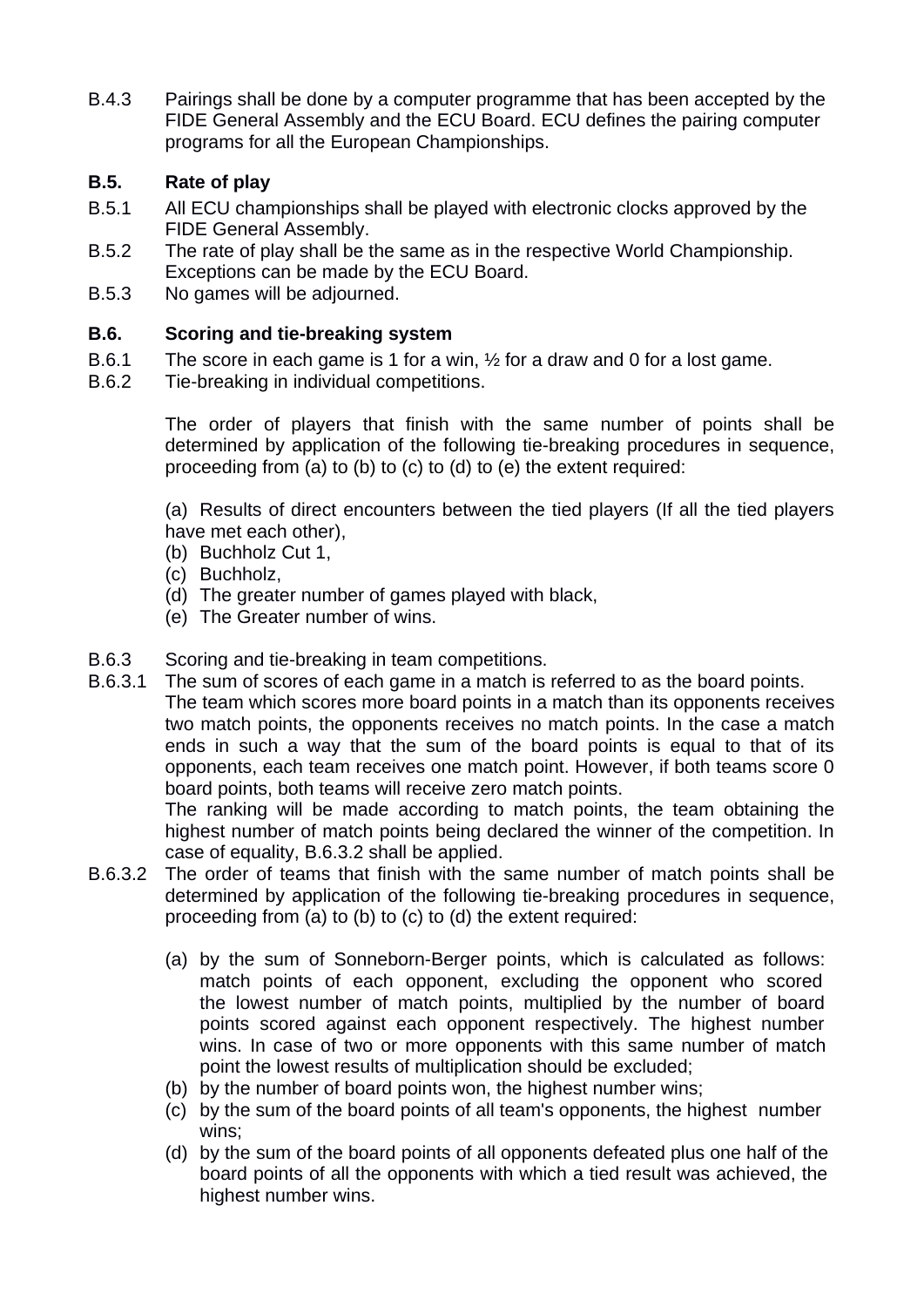B.4.3 Pairings shall be done by a computer programme that has been accepted by the FIDE General Assembly and the ECU Board. ECU defines the pairing computer programs for all the European Championships.

### B.5. Rate of play

B.5.1 All ECU championships shall be played with electronic clocks approved by the FIDE General Assembly.

B.5.2 The rate of play shall be the same as in the respective World Championship. Exceptions can be made by the ECU Board.

B.5.3 No games will be adjourned.

### B.6. Scoring and tie-breaking system

B.6.1 The score in each game is 1 for a win, ½ for a draw and 0 for a lost game.

B.6.2 Tie-breaking in individual competitions.

The order of players that finish with the same number of points shall be determined by application of the following tie-breaking procedures in sequence, proceeding from (a) to (b) to (c) to (d) to (e) the extent required:

(a) Results of direct encounters between the tied players (If all the tied players have met each other),
(b) Buchholz Cut 1,
(c) Buchholz,
(d) The greater number of games played with black,
(e) The Greater number of wins.

B.6.3 Scoring and tie-breaking in team competitions.

B.6.3.1 The sum of scores of each game in a match is referred to as the board points. The team which scores more board points in a match than its opponents receives two match points, the opponents receives no match points. In the case a match ends in such a way that the sum of the board points is equal to that of its opponents, each team receives one match point. However, if both teams score 0 board points, both teams will receive zero match points.
The ranking will be made according to match points, the team obtaining the highest number of match points being declared the winner of the competition. In case of equality, B.6.3.2 shall be applied.

B.6.3.2 The order of teams that finish with the same number of match points shall be determined by application of the following tie-breaking procedures in sequence, proceeding from (a) to (b) to (c) to (d) the extent required:

(a) by the sum of Sonneborn-Berger points, which is calculated as follows: match points of each opponent, excluding the opponent who scored the lowest number of match points, multiplied by the number of board points scored against each opponent respectively. The highest number wins. In case of two or more opponents with this same number of match point the lowest results of multiplication should be excluded;
(b) by the number of board points won, the highest number wins;
(c) by the sum of the board points of all team's opponents, the highest number wins;
(d) by the sum of the board points of all opponents defeated plus one half of the board points of all the opponents with which a tied result was achieved, the highest number wins.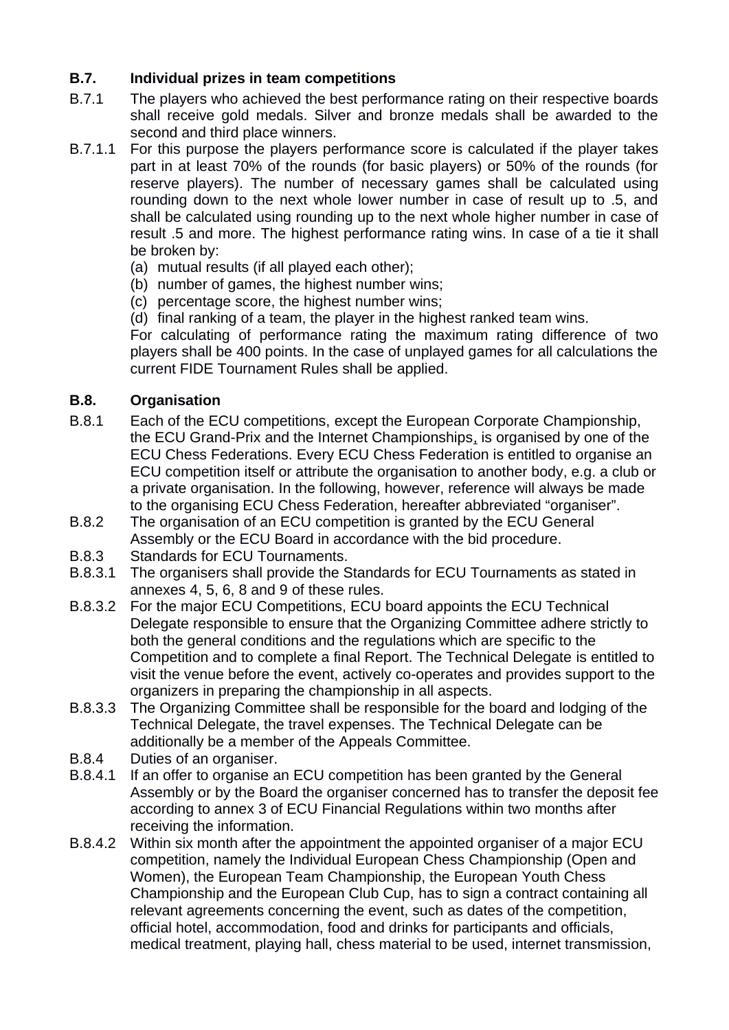### B.7. Individual prizes in team competitions

B.7.1 The players who achieved the best performance rating on their respective boards shall receive gold medals. Silver and bronze medals shall be awarded to the second and third place winners.

B.7.1.1 For this purpose the players performance score is calculated if the player takes part in at least 70% of the rounds (for basic players) or 50% of the rounds (for reserve players). The number of necessary games shall be calculated using rounding down to the next whole lower number in case of result up to .5, and shall be calculated using rounding up to the next whole higher number in case of result .5 and more. The highest performance rating wins. In case of a tie it shall be broken by:

(a) mutual results (if all played each other);
(b) number of games, the highest number wins;
(c) percentage score, the highest number wins;
(d) final ranking of a team, the player in the highest ranked team wins.

For calculating of performance rating the maximum rating difference of two players shall be 400 points. In the case of unplayed games for all calculations the current FIDE Tournament Rules shall be applied.

### B.8. Organisation

B.8.1 Each of the ECU competitions, except the European Corporate Championship, the ECU Grand-Prix and the Internet Championships, is organised by one of the ECU Chess Federations. Every ECU Chess Federation is entitled to organise an ECU competition itself or attribute the organisation to another body, e.g. a club or a private organisation. In the following, however, reference will always be made to the organising ECU Chess Federation, hereafter abbreviated "organiser".

B.8.2 The organisation of an ECU competition is granted by the ECU General Assembly or the ECU Board in accordance with the bid procedure.

B.8.3 Standards for ECU Tournaments.

B.8.3.1 The organisers shall provide the Standards for ECU Tournaments as stated in annexes 4, 5, 6, 8 and 9 of these rules.

B.8.3.2 For the major ECU Competitions, ECU board appoints the ECU Technical Delegate responsible to ensure that the Organizing Committee adhere strictly to both the general conditions and the regulations which are specific to the Competition and to complete a final Report. The Technical Delegate is entitled to visit the venue before the event, actively co-operates and provides support to the organizers in preparing the championship in all aspects.

B.8.3.3 The Organizing Committee shall be responsible for the board and lodging of the Technical Delegate, the travel expenses. The Technical Delegate can be additionally be a member of the Appeals Committee.

B.8.4 Duties of an organiser.

B.8.4.1 If an offer to organise an ECU competition has been granted by the General Assembly or by the Board the organiser concerned has to transfer the deposit fee according to annex 3 of ECU Financial Regulations within two months after receiving the information.

B.8.4.2 Within six month after the appointment the appointed organiser of a major ECU competition, namely the Individual European Chess Championship (Open and Women), the European Team Championship, the European Youth Chess Championship and the European Club Cup, has to sign a contract containing all relevant agreements concerning the event, such as dates of the competition, official hotel, accommodation, food and drinks for participants and officials, medical treatment, playing hall, chess material to be used, internet transmission,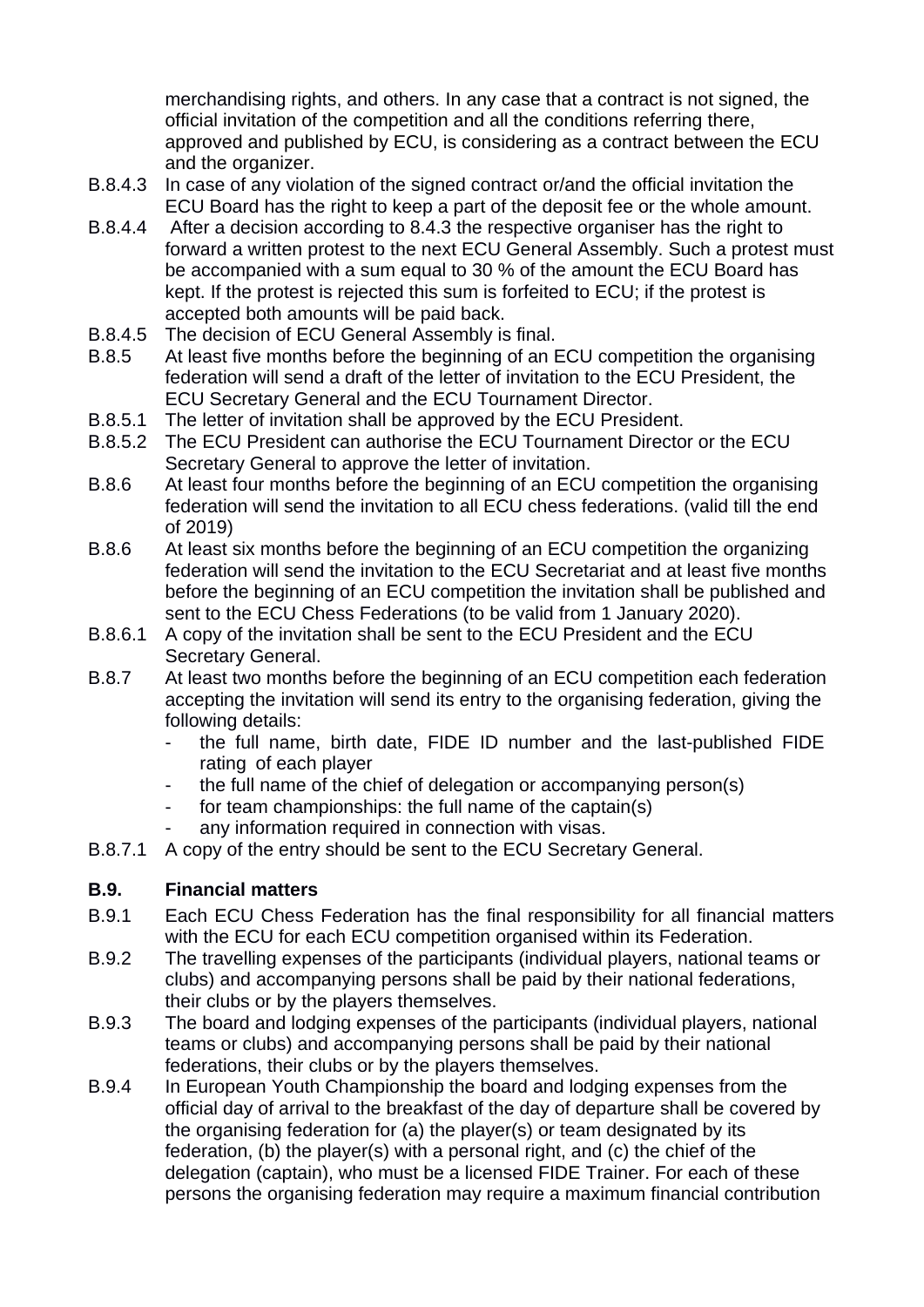merchandising rights, and others. In any case that a contract is not signed, the official invitation of the competition and all the conditions referring there, approved and published by ECU, is considering as a contract between the ECU and the organizer.

B.8.4.3 In case of any violation of the signed contract or/and the official invitation the ECU Board has the right to keep a part of the deposit fee or the whole amount.

B.8.4.4 After a decision according to 8.4.3 the respective organiser has the right to forward a written protest to the next ECU General Assembly. Such a protest must be accompanied with a sum equal to 30 % of the amount the ECU Board has kept. If the protest is rejected this sum is forfeited to ECU; if the protest is accepted both amounts will be paid back.

B.8.4.5 The decision of ECU General Assembly is final.

B.8.5 At least five months before the beginning of an ECU competition the organising federation will send a draft of the letter of invitation to the ECU President, the ECU Secretary General and the ECU Tournament Director.

B.8.5.1 The letter of invitation shall be approved by the ECU President.

B.8.5.2 The ECU President can authorise the ECU Tournament Director or the ECU Secretary General to approve the letter of invitation.

B.8.6 At least four months before the beginning of an ECU competition the organising federation will send the invitation to all ECU chess federations. (valid till the end of 2019)

B.8.6 At least six months before the beginning of an ECU competition the organizing federation will send the invitation to the ECU Secretariat and at least five months before the beginning of an ECU competition the invitation shall be published and sent to the ECU Chess Federations (to be valid from 1 January 2020).

B.8.6.1 A copy of the invitation shall be sent to the ECU President and the ECU Secretary General.

B.8.7 At least two months before the beginning of an ECU competition each federation accepting the invitation will send its entry to the organising federation, giving the following details:

- the full name, birth date, FIDE ID number and the last-published FIDE rating of each player
- the full name of the chief of delegation or accompanying person(s)
- for team championships: the full name of the captain(s)
- any information required in connection with visas.

B.8.7.1 A copy of the entry should be sent to the ECU Secretary General.

## B.9. Financial matters

B.9.1 Each ECU Chess Federation has the final responsibility for all financial matters with the ECU for each ECU competition organised within its Federation.

B.9.2 The travelling expenses of the participants (individual players, national teams or clubs) and accompanying persons shall be paid by their national federations, their clubs or by the players themselves.

B.9.3 The board and lodging expenses of the participants (individual players, national teams or clubs) and accompanying persons shall be paid by their national federations, their clubs or by the players themselves.

B.9.4 In European Youth Championship the board and lodging expenses from the official day of arrival to the breakfast of the day of departure shall be covered by the organising federation for (a) the player(s) or team designated by its federation, (b) the player(s) with a personal right, and (c) the chief of the delegation (captain), who must be a licensed FIDE Trainer. For each of these persons the organising federation may require a maximum financial contribution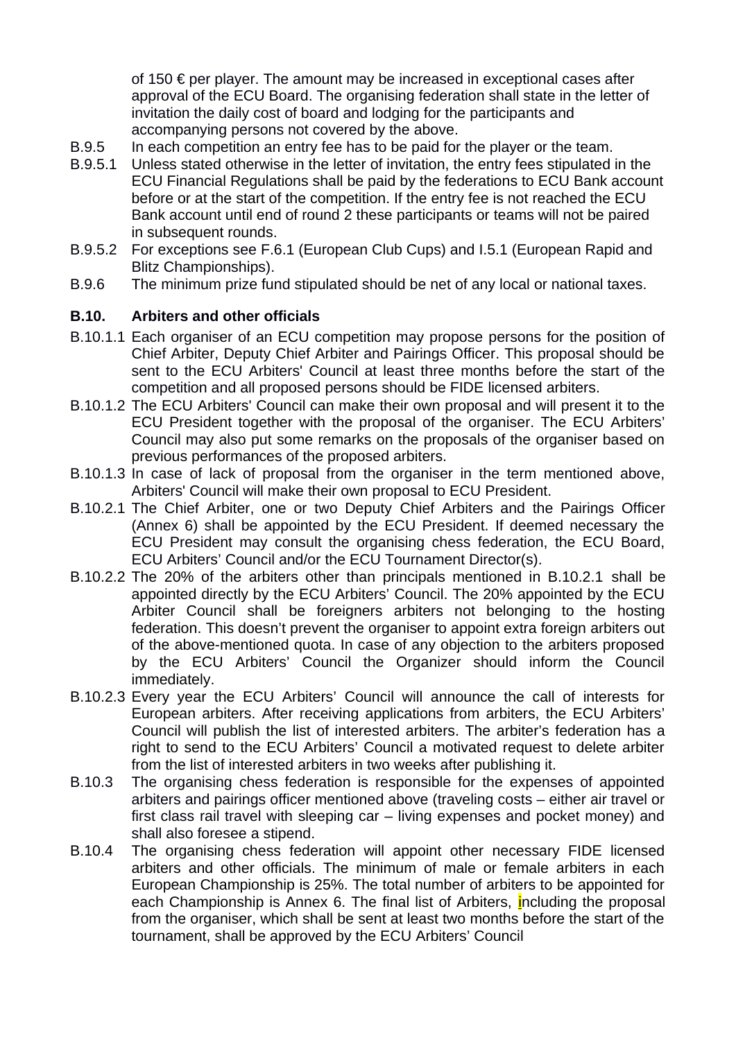of 150 € per player. The amount may be increased in exceptional cases after approval of the ECU Board. The organising federation shall state in the letter of invitation the daily cost of board and lodging for the participants and accompanying persons not covered by the above.

B.9.5 In each competition an entry fee has to be paid for the player or the team.

B.9.5.1 Unless stated otherwise in the letter of invitation, the entry fees stipulated in the ECU Financial Regulations shall be paid by the federations to ECU Bank account before or at the start of the competition. If the entry fee is not reached the ECU Bank account until end of round 2 these participants or teams will not be paired in subsequent rounds.

B.9.5.2 For exceptions see F.6.1 (European Club Cups) and I.5.1 (European Rapid and Blitz Championships).

B.9.6 The minimum prize fund stipulated should be net of any local or national taxes.

### B.10. Arbiters and other officials

B.10.1.1 Each organiser of an ECU competition may propose persons for the position of Chief Arbiter, Deputy Chief Arbiter and Pairings Officer. This proposal should be sent to the ECU Arbiters' Council at least three months before the start of the competition and all proposed persons should be FIDE licensed arbiters.

B.10.1.2 The ECU Arbiters' Council can make their own proposal and will present it to the ECU President together with the proposal of the organiser. The ECU Arbiters' Council may also put some remarks on the proposals of the organiser based on previous performances of the proposed arbiters.

B.10.1.3 In case of lack of proposal from the organiser in the term mentioned above, Arbiters' Council will make their own proposal to ECU President.

B.10.2.1 The Chief Arbiter, one or two Deputy Chief Arbiters and the Pairings Officer (Annex 6) shall be appointed by the ECU President. If deemed necessary the ECU President may consult the organising chess federation, the ECU Board, ECU Arbiters' Council and/or the ECU Tournament Director(s).

B.10.2.2 The 20% of the arbiters other than principals mentioned in B.10.2.1 shall be appointed directly by the ECU Arbiters' Council. The 20% appointed by the ECU Arbiter Council shall be foreigners arbiters not belonging to the hosting federation. This doesn't prevent the organiser to appoint extra foreign arbiters out of the above-mentioned quota. In case of any objection to the arbiters proposed by the ECU Arbiters' Council the Organizer should inform the Council immediately.

B.10.2.3 Every year the ECU Arbiters' Council will announce the call of interests for European arbiters. After receiving applications from arbiters, the ECU Arbiters' Council will publish the list of interested arbiters. The arbiter's federation has a right to send to the ECU Arbiters' Council a motivated request to delete arbiter from the list of interested arbiters in two weeks after publishing it.

B.10.3 The organising chess federation is responsible for the expenses of appointed arbiters and pairings officer mentioned above (traveling costs – either air travel or first class rail travel with sleeping car – living expenses and pocket money) and shall also foresee a stipend.

B.10.4 The organising chess federation will appoint other necessary FIDE licensed arbiters and other officials. The minimum of male or female arbiters in each European Championship is 25%. The total number of arbiters to be appointed for each Championship is Annex 6. The final list of Arbiters, including the proposal from the organiser, which shall be sent at least two months before the start of the tournament, shall be approved by the ECU Arbiters' Council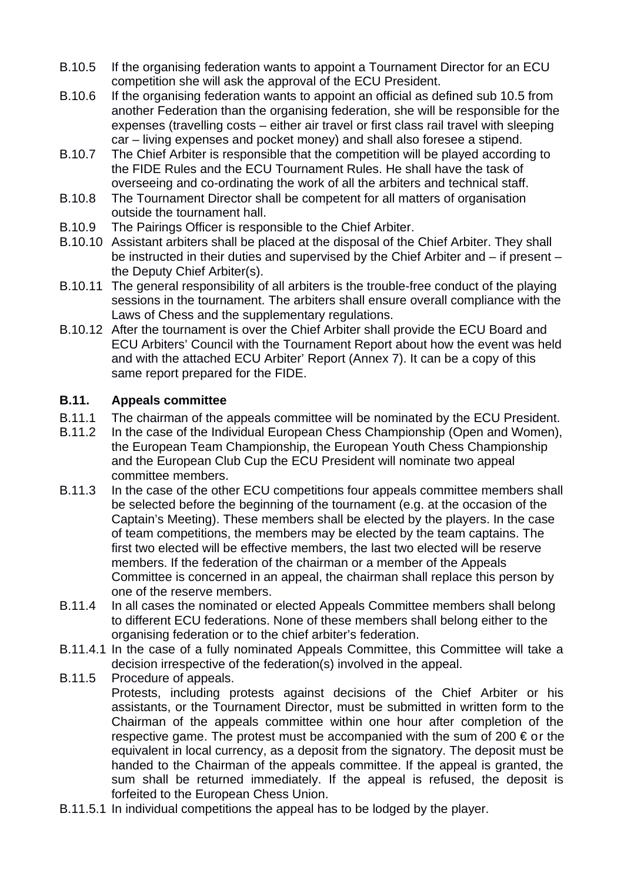B.10.5 If the organising federation wants to appoint a Tournament Director for an ECU competition she will ask the approval of the ECU President.

B.10.6 If the organising federation wants to appoint an official as defined sub 10.5 from another Federation than the organising federation, she will be responsible for the expenses (travelling costs – either air travel or first class rail travel with sleeping car – living expenses and pocket money) and shall also foresee a stipend.

B.10.7 The Chief Arbiter is responsible that the competition will be played according to the FIDE Rules and the ECU Tournament Rules. He shall have the task of overseeing and co-ordinating the work of all the arbiters and technical staff.

B.10.8 The Tournament Director shall be competent for all matters of organisation outside the tournament hall.

B.10.9 The Pairings Officer is responsible to the Chief Arbiter.

B.10.10 Assistant arbiters shall be placed at the disposal of the Chief Arbiter. They shall be instructed in their duties and supervised by the Chief Arbiter and – if present – the Deputy Chief Arbiter(s).

B.10.11 The general responsibility of all arbiters is the trouble-free conduct of the playing sessions in the tournament. The arbiters shall ensure overall compliance with the Laws of Chess and the supplementary regulations.

B.10.12 After the tournament is over the Chief Arbiter shall provide the ECU Board and ECU Arbiters' Council with the Tournament Report about how the event was held and with the attached ECU Arbiter' Report (Annex 7). It can be a copy of this same report prepared for the FIDE.

## B.11. Appeals committee

B.11.1 The chairman of the appeals committee will be nominated by the ECU President.

B.11.2 In the case of the Individual European Chess Championship (Open and Women), the European Team Championship, the European Youth Chess Championship and the European Club Cup the ECU President will nominate two appeal committee members.

B.11.3 In the case of the other ECU competitions four appeals committee members shall be selected before the beginning of the tournament (e.g. at the occasion of the Captain's Meeting). These members shall be elected by the players. In the case of team competitions, the members may be elected by the team captains. The first two elected will be effective members, the last two elected will be reserve members. If the federation of the chairman or a member of the Appeals Committee is concerned in an appeal, the chairman shall replace this person by one of the reserve members.

B.11.4 In all cases the nominated or elected Appeals Committee members shall belong to different ECU federations. None of these members shall belong either to the organising federation or to the chief arbiter's federation.

B.11.4.1 In the case of a fully nominated Appeals Committee, this Committee will take a decision irrespective of the federation(s) involved in the appeal.

B.11.5 Procedure of appeals.
Protests, including protests against decisions of the Chief Arbiter or his assistants, or the Tournament Director, must be submitted in written form to the Chairman of the appeals committee within one hour after completion of the respective game. The protest must be accompanied with the sum of 200 € or the equivalent in local currency, as a deposit from the signatory. The deposit must be handed to the Chairman of the appeals committee. If the appeal is granted, the sum shall be returned immediately. If the appeal is refused, the deposit is forfeited to the European Chess Union.

B.11.5.1 In individual competitions the appeal has to be lodged by the player.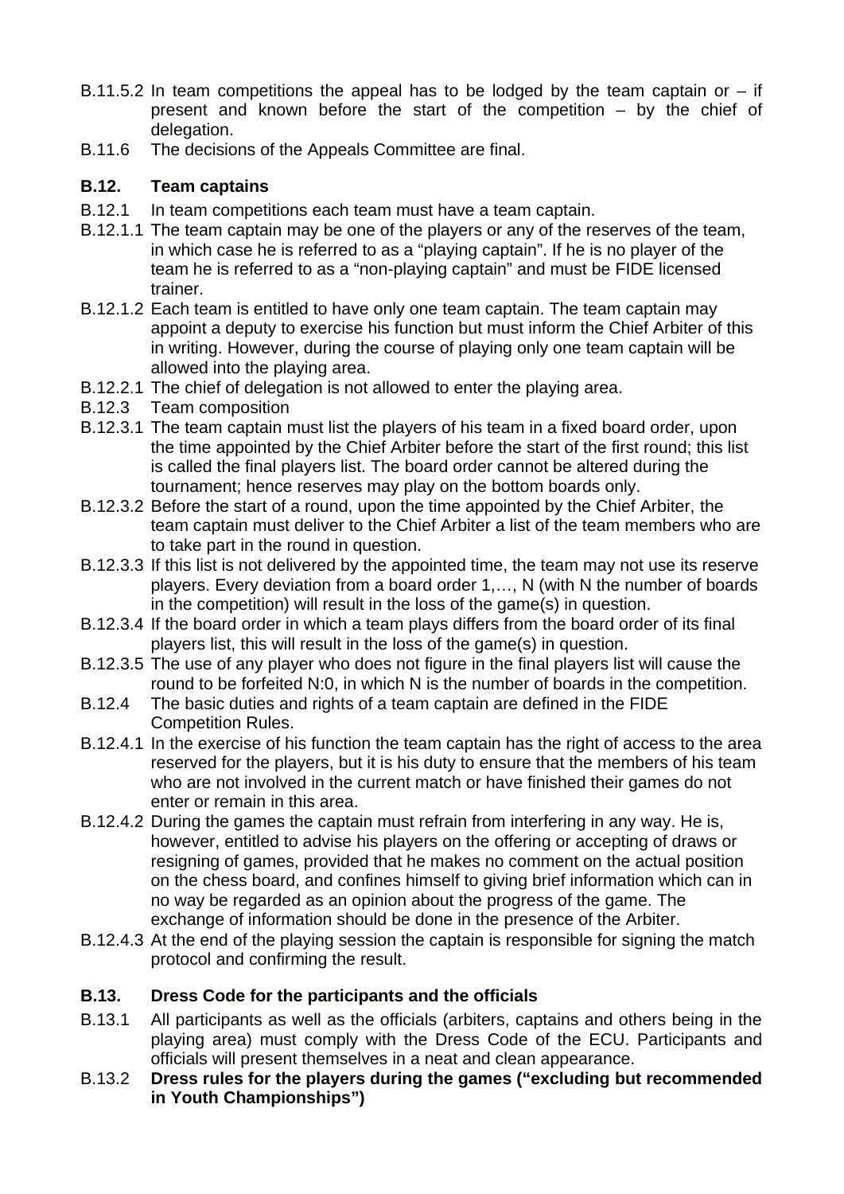B.11.5.2 In team competitions the appeal has to be lodged by the team captain or – if present and known before the start of the competition – by the chief of delegation.

B.11.6 The decisions of the Appeals Committee are final.

## B.12. Team captains

B.12.1 In team competitions each team must have a team captain.

B.12.1.1 The team captain may be one of the players or any of the reserves of the team, in which case he is referred to as a "playing captain". If he is no player of the team he is referred to as a "non-playing captain" and must be FIDE licensed trainer.

B.12.1.2 Each team is entitled to have only one team captain. The team captain may appoint a deputy to exercise his function but must inform the Chief Arbiter of this in writing. However, during the course of playing only one team captain will be allowed into the playing area.

B.12.2.1 The chief of delegation is not allowed to enter the playing area.

B.12.3 Team composition

B.12.3.1 The team captain must list the players of his team in a fixed board order, upon the time appointed by the Chief Arbiter before the start of the first round; this list is called the final players list. The board order cannot be altered during the tournament; hence reserves may play on the bottom boards only.

B.12.3.2 Before the start of a round, upon the time appointed by the Chief Arbiter, the team captain must deliver to the Chief Arbiter a list of the team members who are to take part in the round in question.

B.12.3.3 If this list is not delivered by the appointed time, the team may not use its reserve players. Every deviation from a board order 1,…, N (with N the number of boards in the competition) will result in the loss of the game(s) in question.

B.12.3.4 If the board order in which a team plays differs from the board order of its final players list, this will result in the loss of the game(s) in question.

B.12.3.5 The use of any player who does not figure in the final players list will cause the round to be forfeited N:0, in which N is the number of boards in the competition.

B.12.4 The basic duties and rights of a team captain are defined in the FIDE Competition Rules.

B.12.4.1 In the exercise of his function the team captain has the right of access to the area reserved for the players, but it is his duty to ensure that the members of his team who are not involved in the current match or have finished their games do not enter or remain in this area.

B.12.4.2 During the games the captain must refrain from interfering in any way. He is, however, entitled to advise his players on the offering or accepting of draws or resigning of games, provided that he makes no comment on the actual position on the chess board, and confines himself to giving brief information which can in no way be regarded as an opinion about the progress of the game. The exchange of information should be done in the presence of the Arbiter.

B.12.4.3 At the end of the playing session the captain is responsible for signing the match protocol and confirming the result.

## B.13. Dress Code for the participants and the officials

B.13.1 All participants as well as the officials (arbiters, captains and others being in the playing area) must comply with the Dress Code of the ECU. Participants and officials will present themselves in a neat and clean appearance.

B.13.2 **Dress rules for the players during the games ("excluding but recommended in Youth Championships")**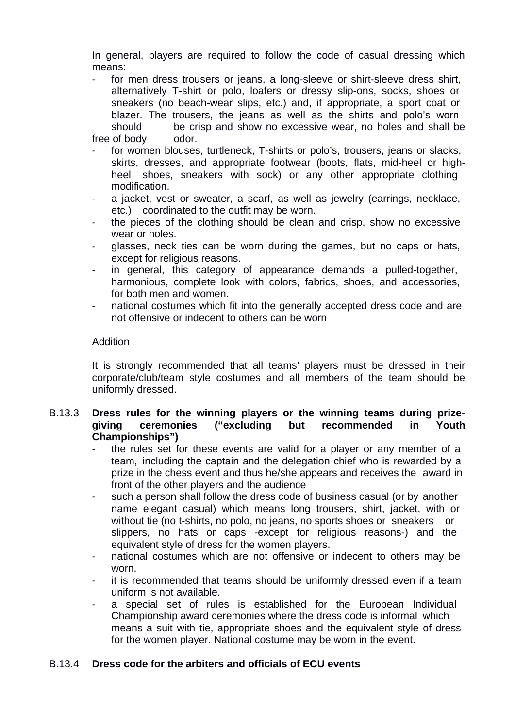In general, players are required to follow the code of casual dressing which means:

- for men dress trousers or jeans, a long-sleeve or shirt-sleeve dress shirt, alternatively T-shirt or polo, loafers or dressy slip-ons, socks, shoes or sneakers (no beach-wear slips, etc.) and, if appropriate, a sport coat or blazer. The trousers, the jeans as well as the shirts and polo's worn should be crisp and show no excessive wear, no holes and shall be free of body odor.
- for women blouses, turtleneck, T-shirts or polo's, trousers, jeans or slacks, skirts, dresses, and appropriate footwear (boots, flats, mid-heel or high-heel shoes, sneakers with sock) or any other appropriate clothing modification.
- a jacket, vest or sweater, a scarf, as well as jewelry (earrings, necklace, etc.) coordinated to the outfit may be worn.
- the pieces of the clothing should be clean and crisp, show no excessive wear or holes.
- glasses, neck ties can be worn during the games, but no caps or hats, except for religious reasons.
- in general, this category of appearance demands a pulled-together, harmonious, complete look with colors, fabrics, shoes, and accessories, for both men and women.
- national costumes which fit into the generally accepted dress code and are not offensive or indecent to others can be worn

Addition

It is strongly recommended that all teams' players must be dressed in their corporate/club/team style costumes and all members of the team should be uniformly dressed.

B.13.3 **Dress rules for the winning players or the winning teams during prize-giving ceremonies ("excluding but recommended in Youth Championships")**

- the rules set for these events are valid for a player or any member of a team, including the captain and the delegation chief who is rewarded by a prize in the chess event and thus he/she appears and receives the award in front of the other players and the audience
- such a person shall follow the dress code of business casual (or by another name elegant casual) which means long trousers, shirt, jacket, with or without tie (no t-shirts, no polo, no jeans, no sports shoes or sneakers or slippers, no hats or caps -except for religious reasons-) and the equivalent style of dress for the women players.
- national costumes which are not offensive or indecent to others may be worn.
- it is recommended that teams should be uniformly dressed even if a team uniform is not available.
- a special set of rules is established for the European Individual Championship award ceremonies where the dress code is informal which means a suit with tie, appropriate shoes and the equivalent style of dress for the women player. National costume may be worn in the event.

B.13.4 **Dress code for the arbiters and officials of ECU events**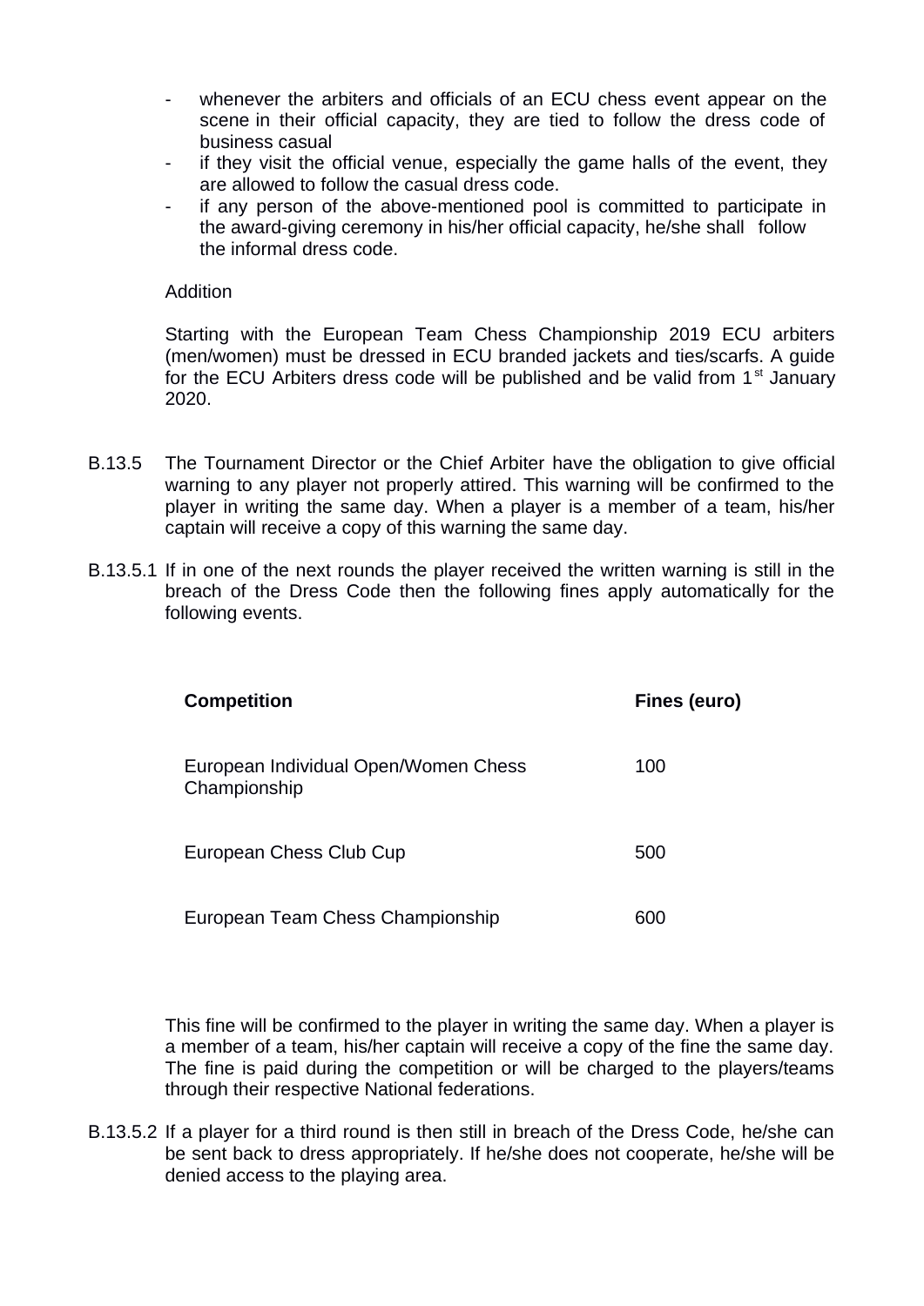- whenever the arbiters and officials of an ECU chess event appear on the scene in their official capacity, they are tied to follow the dress code of business casual
- if they visit the official venue, especially the game halls of the event, they are allowed to follow the casual dress code.
- if any person of the above-mentioned pool is committed to participate in the award-giving ceremony in his/her official capacity, he/she shall follow the informal dress code.

Addition

Starting with the European Team Chess Championship 2019 ECU arbiters (men/women) must be dressed in ECU branded jackets and ties/scarfs. A guide for the ECU Arbiters dress code will be published and be valid from 1st January 2020.

B.13.5 The Tournament Director or the Chief Arbiter have the obligation to give official warning to any player not properly attired. This warning will be confirmed to the player in writing the same day. When a player is a member of a team, his/her captain will receive a copy of this warning the same day.

B.13.5.1 If in one of the next rounds the player received the written warning is still in the breach of the Dress Code then the following fines apply automatically for the following events.

| **Competition** | **Fines (euro)** |
|---|---|
| European Individual Open/Women Chess Championship | 100 |
| European Chess Club Cup | 500 |
| European Team Chess Championship | 600 |

This fine will be confirmed to the player in writing the same day. When a player is a member of a team, his/her captain will receive a copy of the fine the same day. The fine is paid during the competition or will be charged to the players/teams through their respective National federations.

B.13.5.2 If a player for a third round is then still in breach of the Dress Code, he/she can be sent back to dress appropriately. If he/she does not cooperate, he/she will be denied access to the playing area.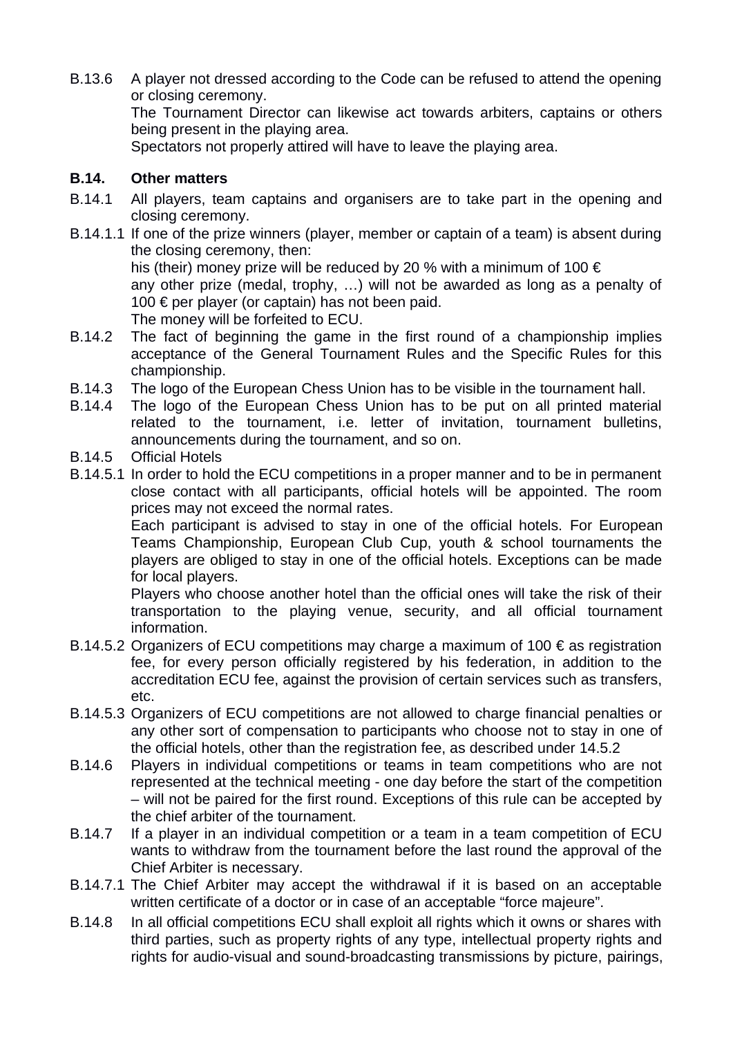B.13.6 A player not dressed according to the Code can be refused to attend the opening or closing ceremony.
The Tournament Director can likewise act towards arbiters, captains or others being present in the playing area.
Spectators not properly attired will have to leave the playing area.

## B.14. Other matters

B.14.1 All players, team captains and organisers are to take part in the opening and closing ceremony.

B.14.1.1 If one of the prize winners (player, member or captain of a team) is absent during the closing ceremony, then:
his (their) money prize will be reduced by 20 % with a minimum of 100 €
any other prize (medal, trophy, …) will not be awarded as long as a penalty of 100 € per player (or captain) has not been paid.
The money will be forfeited to ECU.

B.14.2 The fact of beginning the game in the first round of a championship implies acceptance of the General Tournament Rules and the Specific Rules for this championship.

B.14.3 The logo of the European Chess Union has to be visible in the tournament hall.

B.14.4 The logo of the European Chess Union has to be put on all printed material related to the tournament, i.e. letter of invitation, tournament bulletins, announcements during the tournament, and so on.

B.14.5 Official Hotels

B.14.5.1 In order to hold the ECU competitions in a proper manner and to be in permanent close contact with all participants, official hotels will be appointed. The room prices may not exceed the normal rates.
Each participant is advised to stay in one of the official hotels. For European Teams Championship, European Club Cup, youth & school tournaments the players are obliged to stay in one of the official hotels. Exceptions can be made for local players.
Players who choose another hotel than the official ones will take the risk of their transportation to the playing venue, security, and all official tournament information.

B.14.5.2 Organizers of ECU competitions may charge a maximum of 100 € as registration fee, for every person officially registered by his federation, in addition to the accreditation ECU fee, against the provision of certain services such as transfers, etc.

B.14.5.3 Organizers of ECU competitions are not allowed to charge financial penalties or any other sort of compensation to participants who choose not to stay in one of the official hotels, other than the registration fee, as described under 14.5.2

B.14.6 Players in individual competitions or teams in team competitions who are not represented at the technical meeting - one day before the start of the competition – will not be paired for the first round. Exceptions of this rule can be accepted by the chief arbiter of the tournament.

B.14.7 If a player in an individual competition or a team in a team competition of ECU wants to withdraw from the tournament before the last round the approval of the Chief Arbiter is necessary.

B.14.7.1 The Chief Arbiter may accept the withdrawal if it is based on an acceptable written certificate of a doctor or in case of an acceptable "force majeure".

B.14.8 In all official competitions ECU shall exploit all rights which it owns or shares with third parties, such as property rights of any type, intellectual property rights and rights for audio-visual and sound-broadcasting transmissions by picture, pairings,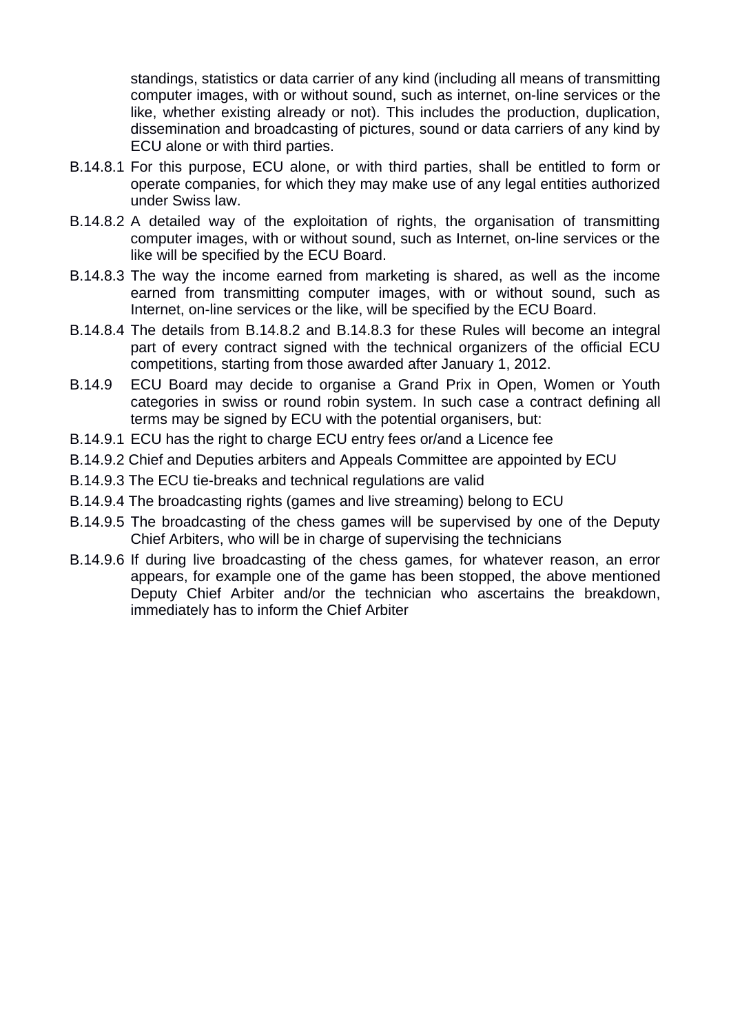standings, statistics or data carrier of any kind (including all means of transmitting computer images, with or without sound, such as internet, on-line services or the like, whether existing already or not). This includes the production, duplication, dissemination and broadcasting of pictures, sound or data carriers of any kind by ECU alone or with third parties.

B.14.8.1 For this purpose, ECU alone, or with third parties, shall be entitled to form or operate companies, for which they may make use of any legal entities authorized under Swiss law.

B.14.8.2 A detailed way of the exploitation of rights, the organisation of transmitting computer images, with or without sound, such as Internet, on-line services or the like will be specified by the ECU Board.

B.14.8.3 The way the income earned from marketing is shared, as well as the income earned from transmitting computer images, with or without sound, such as Internet, on-line services or the like, will be specified by the ECU Board.

B.14.8.4 The details from B.14.8.2 and B.14.8.3 for these Rules will become an integral part of every contract signed with the technical organizers of the official ECU competitions, starting from those awarded after January 1, 2012.

B.14.9 ECU Board may decide to organise a Grand Prix in Open, Women or Youth categories in swiss or round robin system. In such case a contract defining all terms may be signed by ECU with the potential organisers, but:

B.14.9.1 ECU has the right to charge ECU entry fees or/and a Licence fee

B.14.9.2 Chief and Deputies arbiters and Appeals Committee are appointed by ECU

B.14.9.3 The ECU tie-breaks and technical regulations are valid

B.14.9.4 The broadcasting rights (games and live streaming) belong to ECU

B.14.9.5 The broadcasting of the chess games will be supervised by one of the Deputy Chief Arbiters, who will be in charge of supervising the technicians

B.14.9.6 If during live broadcasting of the chess games, for whatever reason, an error appears, for example one of the game has been stopped, the above mentioned Deputy Chief Arbiter and/or the technician who ascertains the breakdown, immediately has to inform the Chief Arbiter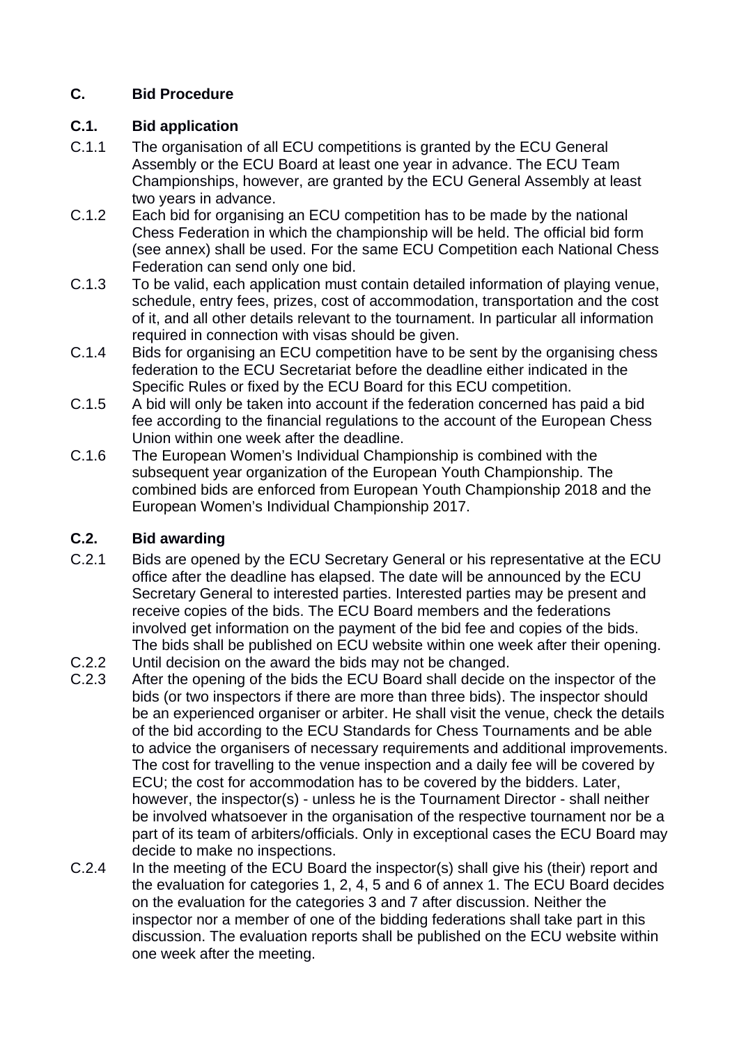## C. Bid Procedure

### C.1. Bid application

C.1.1 The organisation of all ECU competitions is granted by the ECU General Assembly or the ECU Board at least one year in advance. The ECU Team Championships, however, are granted by the ECU General Assembly at least two years in advance.

C.1.2 Each bid for organising an ECU competition has to be made by the national Chess Federation in which the championship will be held. The official bid form (see annex) shall be used. For the same ECU Competition each National Chess Federation can send only one bid.

C.1.3 To be valid, each application must contain detailed information of playing venue, schedule, entry fees, prizes, cost of accommodation, transportation and the cost of it, and all other details relevant to the tournament. In particular all information required in connection with visas should be given.

C.1.4 Bids for organising an ECU competition have to be sent by the organising chess federation to the ECU Secretariat before the deadline either indicated in the Specific Rules or fixed by the ECU Board for this ECU competition.

C.1.5 A bid will only be taken into account if the federation concerned has paid a bid fee according to the financial regulations to the account of the European Chess Union within one week after the deadline.

C.1.6 The European Women's Individual Championship is combined with the subsequent year organization of the European Youth Championship. The combined bids are enforced from European Youth Championship 2018 and the European Women's Individual Championship 2017.

### C.2. Bid awarding

C.2.1 Bids are opened by the ECU Secretary General or his representative at the ECU office after the deadline has elapsed. The date will be announced by the ECU Secretary General to interested parties. Interested parties may be present and receive copies of the bids. The ECU Board members and the federations involved get information on the payment of the bid fee and copies of the bids. The bids shall be published on ECU website within one week after their opening.

C.2.2 Until decision on the award the bids may not be changed.

C.2.3 After the opening of the bids the ECU Board shall decide on the inspector of the bids (or two inspectors if there are more than three bids). The inspector should be an experienced organiser or arbiter. He shall visit the venue, check the details of the bid according to the ECU Standards for Chess Tournaments and be able to advice the organisers of necessary requirements and additional improvements. The cost for travelling to the venue inspection and a daily fee will be covered by ECU; the cost for accommodation has to be covered by the bidders. Later, however, the inspector(s) - unless he is the Tournament Director - shall neither be involved whatsoever in the organisation of the respective tournament nor be a part of its team of arbiters/officials. Only in exceptional cases the ECU Board may decide to make no inspections.

C.2.4 In the meeting of the ECU Board the inspector(s) shall give his (their) report and the evaluation for categories 1, 2, 4, 5 and 6 of annex 1. The ECU Board decides on the evaluation for the categories 3 and 7 after discussion. Neither the inspector nor a member of one of the bidding federations shall take part in this discussion. The evaluation reports shall be published on the ECU website within one week after the meeting.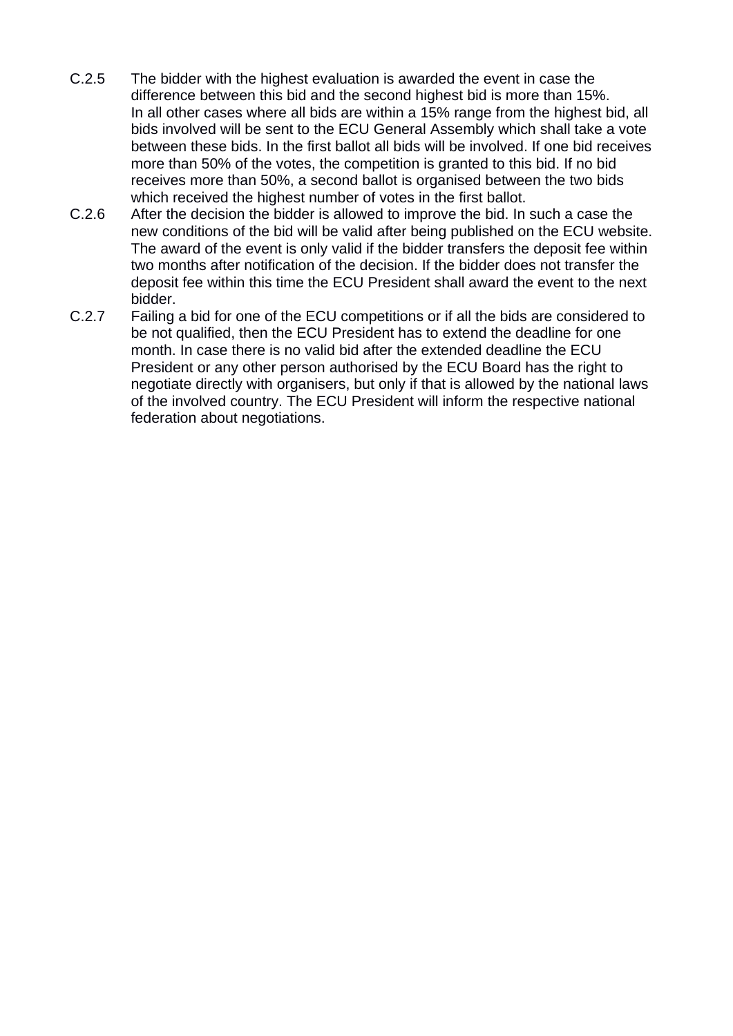C.2.5 The bidder with the highest evaluation is awarded the event in case the difference between this bid and the second highest bid is more than 15%.
In all other cases where all bids are within a 15% range from the highest bid, all bids involved will be sent to the ECU General Assembly which shall take a vote between these bids. In the first ballot all bids will be involved. If one bid receives more than 50% of the votes, the competition is granted to this bid. If no bid receives more than 50%, a second ballot is organised between the two bids which received the highest number of votes in the first ballot.

C.2.6 After the decision the bidder is allowed to improve the bid. In such a case the new conditions of the bid will be valid after being published on the ECU website. The award of the event is only valid if the bidder transfers the deposit fee within two months after notification of the decision. If the bidder does not transfer the deposit fee within this time the ECU President shall award the event to the next bidder.

C.2.7 Failing a bid for one of the ECU competitions or if all the bids are considered to be not qualified, then the ECU President has to extend the deadline for one month. In case there is no valid bid after the extended deadline the ECU President or any other person authorised by the ECU Board has the right to negotiate directly with organisers, but only if that is allowed by the national laws of the involved country. The ECU President will inform the respective national federation about negotiations.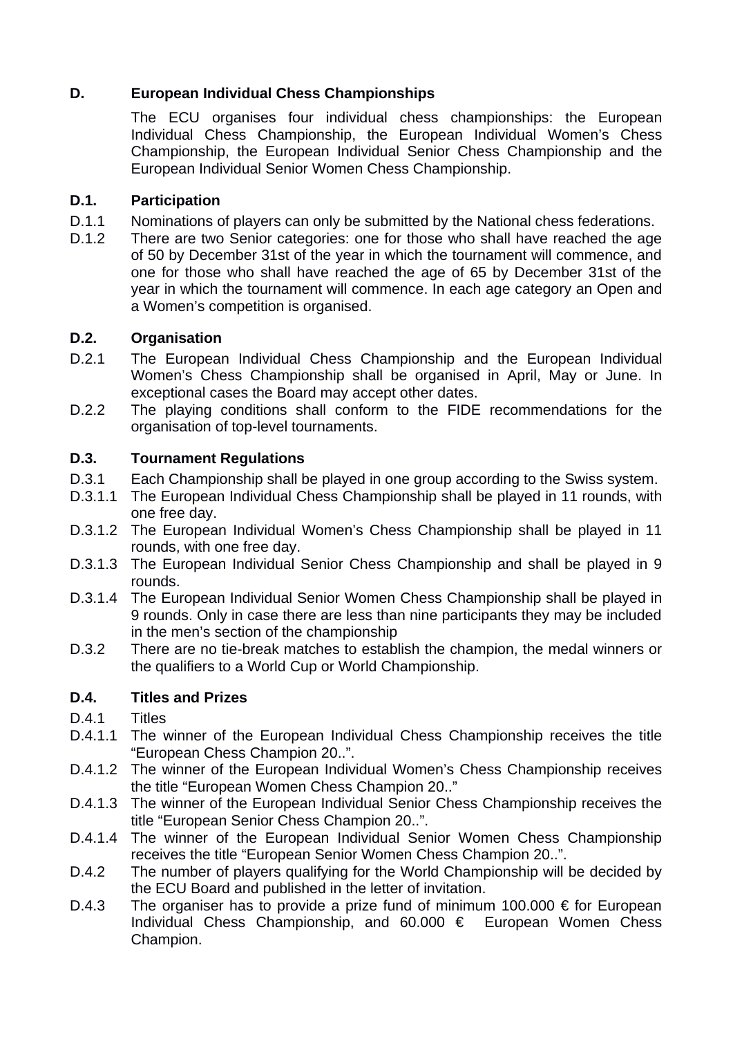## D. European Individual Chess Championships

The ECU organises four individual chess championships: the European Individual Chess Championship, the European Individual Women's Chess Championship, the European Individual Senior Chess Championship and the European Individual Senior Women Chess Championship.

### D.1. Participation

D.1.1 Nominations of players can only be submitted by the National chess federations.

D.1.2 There are two Senior categories: one for those who shall have reached the age of 50 by December 31st of the year in which the tournament will commence, and one for those who shall have reached the age of 65 by December 31st of the year in which the tournament will commence. In each age category an Open and a Women's competition is organised.

### D.2. Organisation

D.2.1 The European Individual Chess Championship and the European Individual Women's Chess Championship shall be organised in April, May or June. In exceptional cases the Board may accept other dates.

D.2.2 The playing conditions shall conform to the FIDE recommendations for the organisation of top-level tournaments.

### D.3. Tournament Regulations

D.3.1 Each Championship shall be played in one group according to the Swiss system.

D.3.1.1 The European Individual Chess Championship shall be played in 11 rounds, with one free day.

D.3.1.2 The European Individual Women's Chess Championship shall be played in 11 rounds, with one free day.

D.3.1.3 The European Individual Senior Chess Championship and shall be played in 9 rounds.

D.3.1.4 The European Individual Senior Women Chess Championship shall be played in 9 rounds. Only in case there are less than nine participants they may be included in the men's section of the championship

D.3.2 There are no tie-break matches to establish the champion, the medal winners or the qualifiers to a World Cup or World Championship.

### D.4. Titles and Prizes

D.4.1 Titles

D.4.1.1 The winner of the European Individual Chess Championship receives the title "European Chess Champion 20..".

D.4.1.2 The winner of the European Individual Women's Chess Championship receives the title "European Women Chess Champion 20.."

D.4.1.3 The winner of the European Individual Senior Chess Championship receives the title "European Senior Chess Champion 20..".

D.4.1.4 The winner of the European Individual Senior Women Chess Championship receives the title "European Senior Women Chess Champion 20..".

D.4.2 The number of players qualifying for the World Championship will be decided by the ECU Board and published in the letter of invitation.

D.4.3 The organiser has to provide a prize fund of minimum 100.000 € for European Individual Chess Championship, and 60.000 € European Women Chess Champion.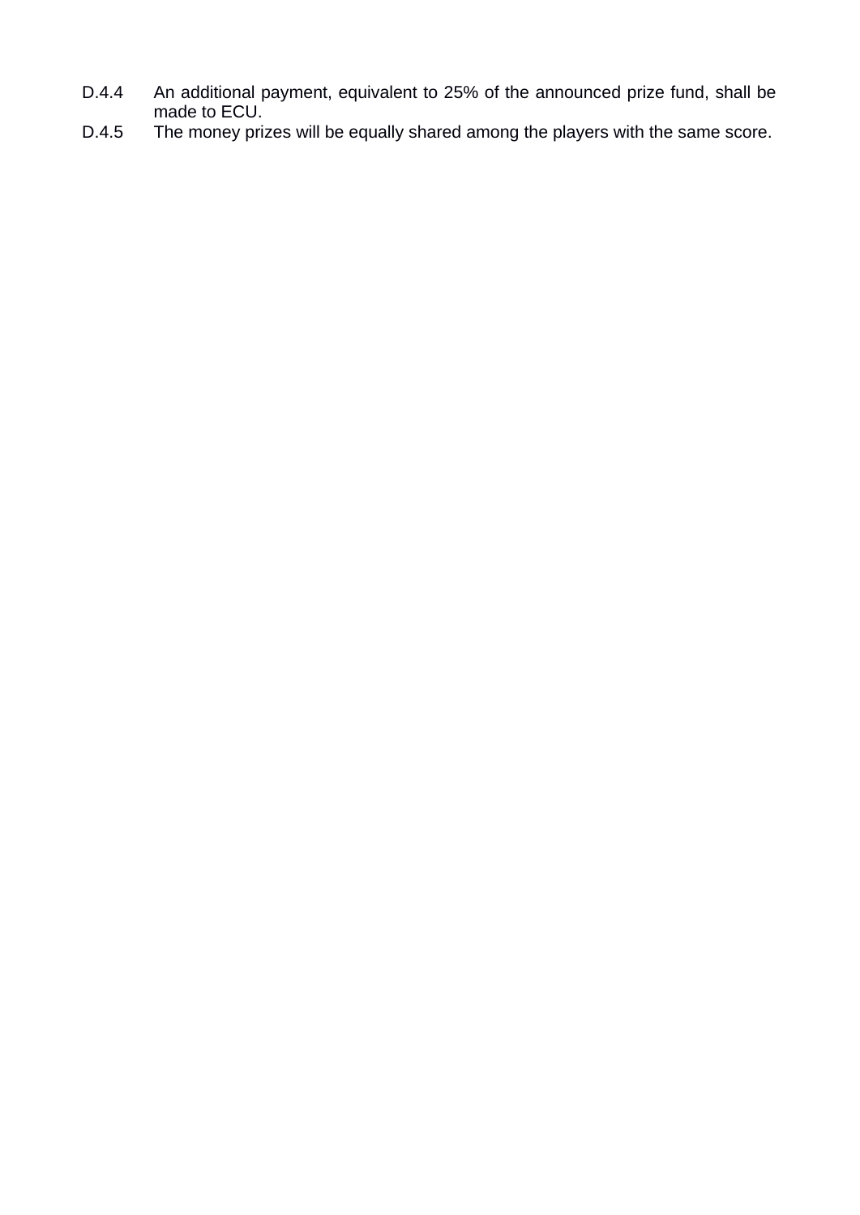D.4.4 An additional payment, equivalent to 25% of the announced prize fund, shall be made to ECU.

D.4.5 The money prizes will be equally shared among the players with the same score.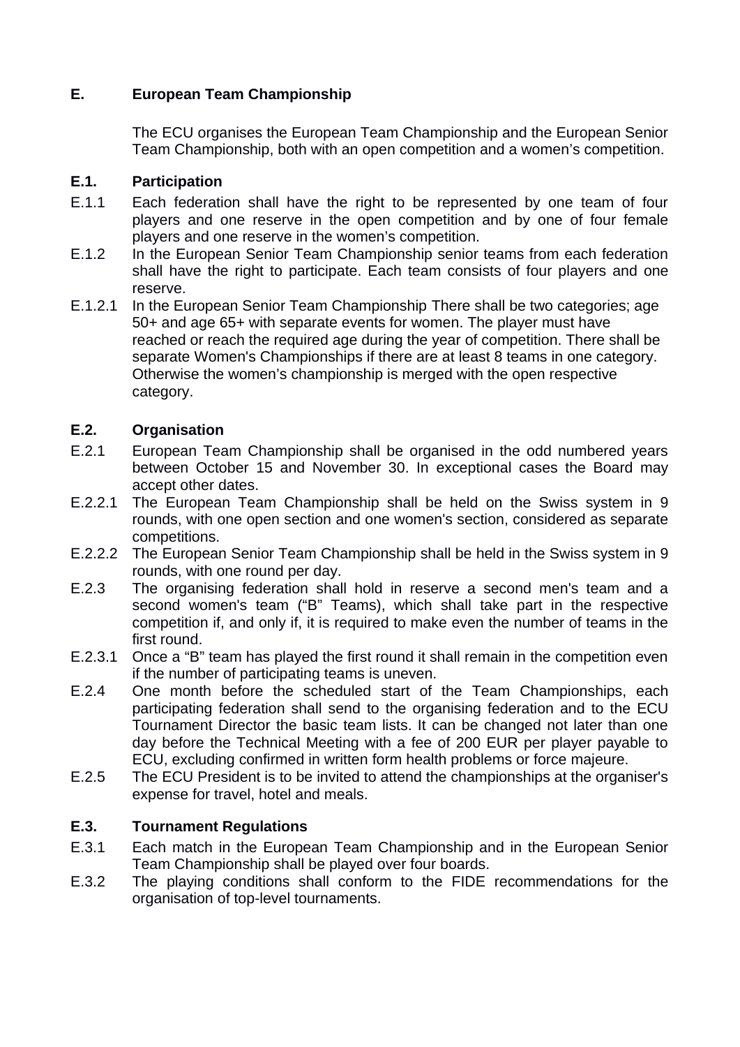## E. European Team Championship

The ECU organises the European Team Championship and the European Senior Team Championship, both with an open competition and a women's competition.

### E.1. Participation

E.1.1 Each federation shall have the right to be represented by one team of four players and one reserve in the open competition and by one of four female players and one reserve in the women's competition.

E.1.2 In the European Senior Team Championship senior teams from each federation shall have the right to participate. Each team consists of four players and one reserve.

E.1.2.1 In the European Senior Team Championship There shall be two categories; age 50+ and age 65+ with separate events for women. The player must have reached or reach the required age during the year of competition. There shall be separate Women's Championships if there are at least 8 teams in one category. Otherwise the women's championship is merged with the open respective category.

### E.2. Organisation

E.2.1 European Team Championship shall be organised in the odd numbered years between October 15 and November 30. In exceptional cases the Board may accept other dates.

E.2.2.1 The European Team Championship shall be held on the Swiss system in 9 rounds, with one open section and one women's section, considered as separate competitions.

E.2.2.2 The European Senior Team Championship shall be held in the Swiss system in 9 rounds, with one round per day.

E.2.3 The organising federation shall hold in reserve a second men's team and a second women's team ("B" Teams), which shall take part in the respective competition if, and only if, it is required to make even the number of teams in the first round.

E.2.3.1 Once a "B" team has played the first round it shall remain in the competition even if the number of participating teams is uneven.

E.2.4 One month before the scheduled start of the Team Championships, each participating federation shall send to the organising federation and to the ECU Tournament Director the basic team lists. It can be changed not later than one day before the Technical Meeting with a fee of 200 EUR per player payable to ECU, excluding confirmed in written form health problems or force majeure.

E.2.5 The ECU President is to be invited to attend the championships at the organiser's expense for travel, hotel and meals.

### E.3. Tournament Regulations

E.3.1 Each match in the European Team Championship and in the European Senior Team Championship shall be played over four boards.

E.3.2 The playing conditions shall conform to the FIDE recommendations for the organisation of top-level tournaments.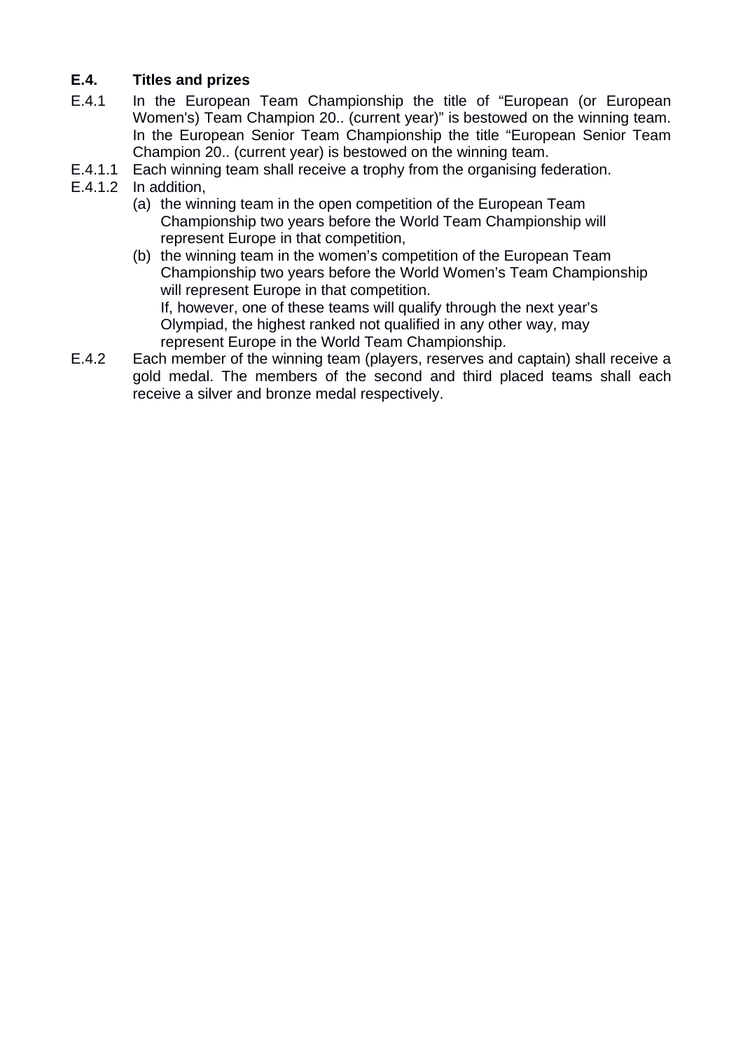### E.4. Titles and prizes

E.4.1 In the European Team Championship the title of “European (or European Women's) Team Champion 20.. (current year)” is bestowed on the winning team. In the European Senior Team Championship the title “European Senior Team Champion 20.. (current year) is bestowed on the winning team.

E.4.1.1 Each winning team shall receive a trophy from the organising federation.

E.4.1.2 In addition,

(a) the winning team in the open competition of the European Team Championship two years before the World Team Championship will represent Europe in that competition,

(b) the winning team in the women’s competition of the European Team Championship two years before the World Women’s Team Championship will represent Europe in that competition.
If, however, one of these teams will qualify through the next year’s Olympiad, the highest ranked not qualified in any other way, may represent Europe in the World Team Championship.

E.4.2 Each member of the winning team (players, reserves and captain) shall receive a gold medal. The members of the second and third placed teams shall each receive a silver and bronze medal respectively.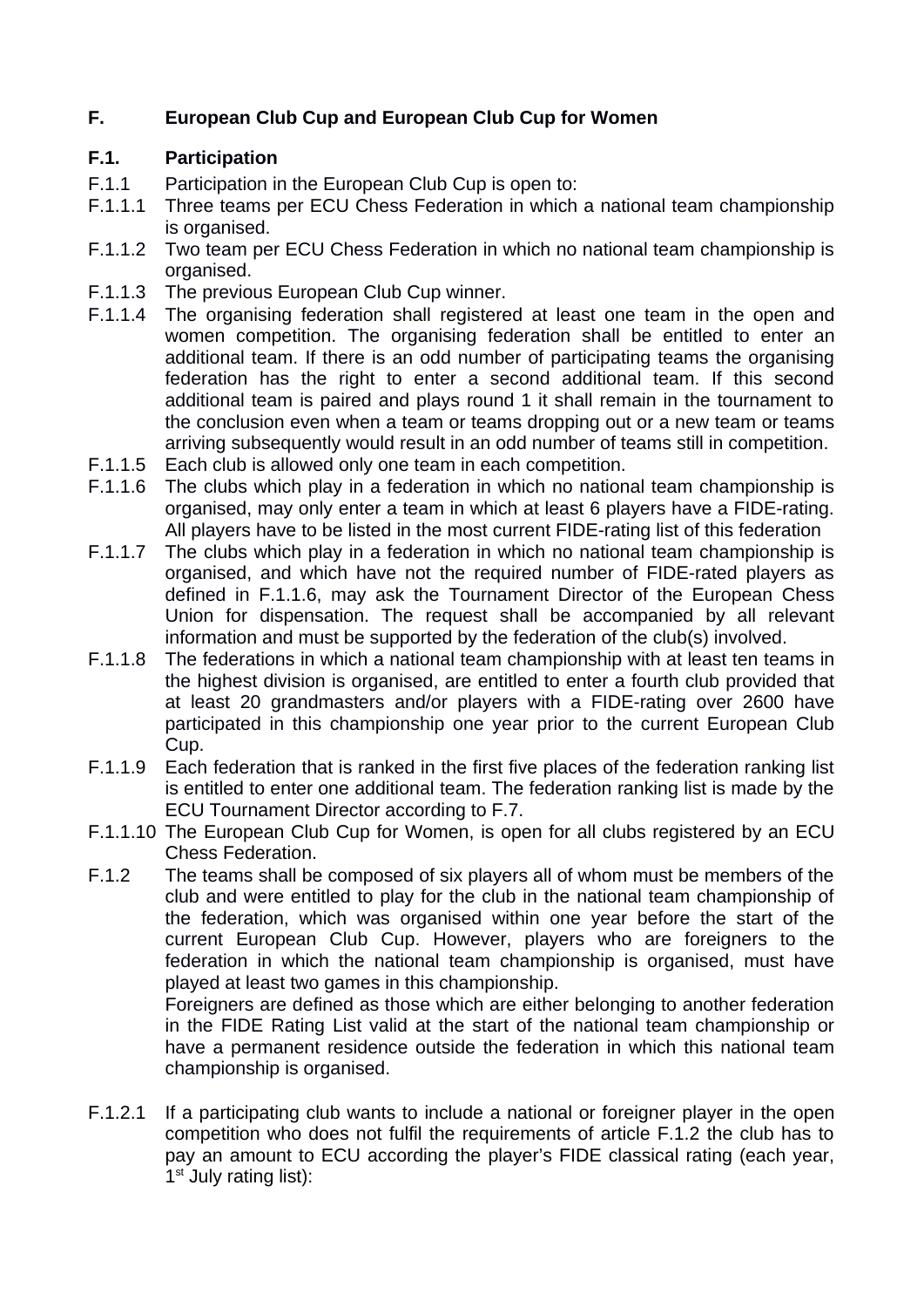## F. European Club Cup and European Club Cup for Women

### F.1. Participation

F.1.1 Participation in the European Club Cup is open to:

F.1.1.1 Three teams per ECU Chess Federation in which a national team championship is organised.

F.1.1.2 Two team per ECU Chess Federation in which no national team championship is organised.

F.1.1.3 The previous European Club Cup winner.

F.1.1.4 The organising federation shall registered at least one team in the open and women competition. The organising federation shall be entitled to enter an additional team. If there is an odd number of participating teams the organising federation has the right to enter a second additional team. If this second additional team is paired and plays round 1 it shall remain in the tournament to the conclusion even when a team or teams dropping out or a new team or teams arriving subsequently would result in an odd number of teams still in competition.

F.1.1.5 Each club is allowed only one team in each competition.

F.1.1.6 The clubs which play in a federation in which no national team championship is organised, may only enter a team in which at least 6 players have a FIDE-rating. All players have to be listed in the most current FIDE-rating list of this federation

F.1.1.7 The clubs which play in a federation in which no national team championship is organised, and which have not the required number of FIDE-rated players as defined in F.1.1.6, may ask the Tournament Director of the European Chess Union for dispensation. The request shall be accompanied by all relevant information and must be supported by the federation of the club(s) involved.

F.1.1.8 The federations in which a national team championship with at least ten teams in the highest division is organised, are entitled to enter a fourth club provided that at least 20 grandmasters and/or players with a FIDE-rating over 2600 have participated in this championship one year prior to the current European Club Cup.

F.1.1.9 Each federation that is ranked in the first five places of the federation ranking list is entitled to enter one additional team. The federation ranking list is made by the ECU Tournament Director according to F.7.

F.1.1.10 The European Club Cup for Women, is open for all clubs registered by an ECU Chess Federation.

F.1.2 The teams shall be composed of six players all of whom must be members of the club and were entitled to play for the club in the national team championship of the federation, which was organised within one year before the start of the current European Club Cup. However, players who are foreigners to the federation in which the national team championship is organised, must have played at least two games in this championship.

Foreigners are defined as those which are either belonging to another federation in the FIDE Rating List valid at the start of the national team championship or have a permanent residence outside the federation in which this national team championship is organised.

F.1.2.1 If a participating club wants to include a national or foreigner player in the open competition who does not fulfil the requirements of article F.1.2 the club has to pay an amount to ECU according the player's FIDE classical rating (each year, 1st July rating list):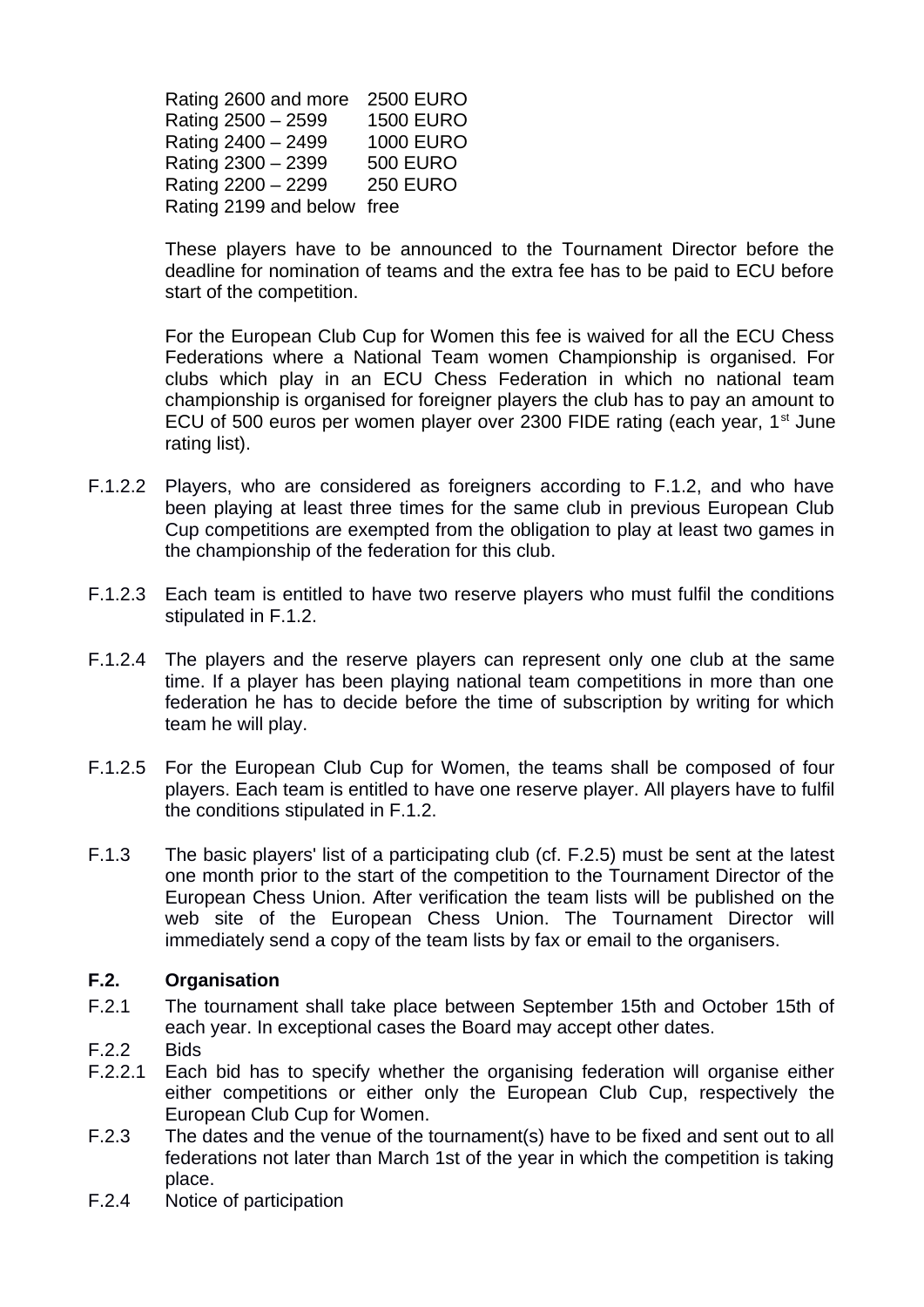| | |
|---|---|
| Rating 2600 and more | 2500 EURO |
| Rating 2500 – 2599 | 1500 EURO |
| Rating 2400 – 2499 | 1000 EURO |
| Rating 2300 – 2399 | 500 EURO |
| Rating 2200 – 2299 | 250 EURO |
| Rating 2199 and below | free |

These players have to be announced to the Tournament Director before the deadline for nomination of teams and the extra fee has to be paid to ECU before start of the competition.

For the European Club Cup for Women this fee is waived for all the ECU Chess Federations where a National Team women Championship is organised. For clubs which play in an ECU Chess Federation in which no national team championship is organised for foreigner players the club has to pay an amount to ECU of 500 euros per women player over 2300 FIDE rating (each year, 1st June rating list).

F.1.2.2 Players, who are considered as foreigners according to F.1.2, and who have been playing at least three times for the same club in previous European Club Cup competitions are exempted from the obligation to play at least two games in the championship of the federation for this club.

F.1.2.3 Each team is entitled to have two reserve players who must fulfil the conditions stipulated in F.1.2.

F.1.2.4 The players and the reserve players can represent only one club at the same time. If a player has been playing national team competitions in more than one federation he has to decide before the time of subscription by writing for which team he will play.

F.1.2.5 For the European Club Cup for Women, the teams shall be composed of four players. Each team is entitled to have one reserve player. All players have to fulfil the conditions stipulated in F.1.2.

F.1.3 The basic players' list of a participating club (cf. F.2.5) must be sent at the latest one month prior to the start of the competition to the Tournament Director of the European Chess Union. After verification the team lists will be published on the web site of the European Chess Union. The Tournament Director will immediately send a copy of the team lists by fax or email to the organisers.

## F.2. Organisation

F.2.1 The tournament shall take place between September 15th and October 15th of each year. In exceptional cases the Board may accept other dates.

F.2.2 Bids

F.2.2.1 Each bid has to specify whether the organising federation will organise either either competitions or either only the European Club Cup, respectively the European Club Cup for Women.

F.2.3 The dates and the venue of the tournament(s) have to be fixed and sent out to all federations not later than March 1st of the year in which the competition is taking place.

F.2.4 Notice of participation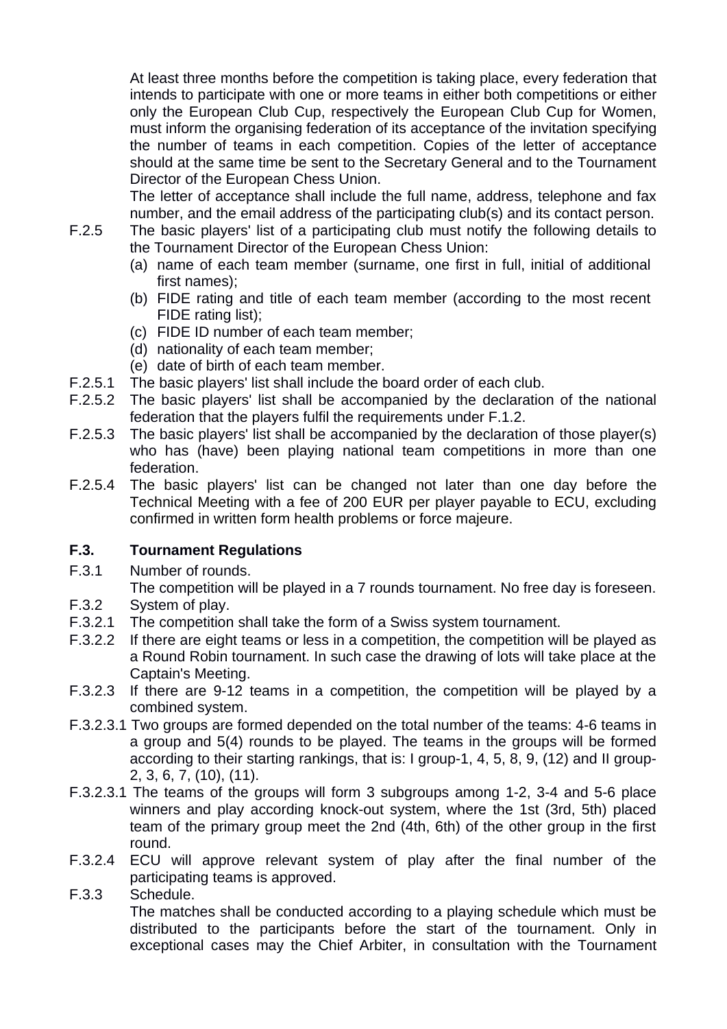At least three months before the competition is taking place, every federation that intends to participate with one or more teams in either both competitions or either only the European Club Cup, respectively the European Club Cup for Women, must inform the organising federation of its acceptance of the invitation specifying the number of teams in each competition. Copies of the letter of acceptance should at the same time be sent to the Secretary General and to the Tournament Director of the European Chess Union.

The letter of acceptance shall include the full name, address, telephone and fax number, and the email address of the participating club(s) and its contact person.

F.2.5 The basic players' list of a participating club must notify the following details to the Tournament Director of the European Chess Union:

(a) name of each team member (surname, one first in full, initial of additional first names);
(b) FIDE rating and title of each team member (according to the most recent FIDE rating list);
(c) FIDE ID number of each team member;
(d) nationality of each team member;
(e) date of birth of each team member.

F.2.5.1 The basic players' list shall include the board order of each club.

F.2.5.2 The basic players' list shall be accompanied by the declaration of the national federation that the players fulfil the requirements under F.1.2.

F.2.5.3 The basic players' list shall be accompanied by the declaration of those player(s) who has (have) been playing national team competitions in more than one federation.

F.2.5.4 The basic players' list can be changed not later than one day before the Technical Meeting with a fee of 200 EUR per player payable to ECU, excluding confirmed in written form health problems or force majeure.

## F.3. Tournament Regulations

F.3.1 Number of rounds.

The competition will be played in a 7 rounds tournament. No free day is foreseen.

F.3.2 System of play.

F.3.2.1 The competition shall take the form of a Swiss system tournament.

F.3.2.2 If there are eight teams or less in a competition, the competition will be played as a Round Robin tournament. In such case the drawing of lots will take place at the Captain's Meeting.

F.3.2.3 If there are 9-12 teams in a competition, the competition will be played by a combined system.

F.3.2.3.1 Two groups are formed depended on the total number of the teams: 4-6 teams in a group and 5(4) rounds to be played. The teams in the groups will be formed according to their starting rankings, that is: I group-1, 4, 5, 8, 9, (12) and II group-2, 3, 6, 7, (10), (11).

F.3.2.3.1 The teams of the groups will form 3 subgroups among 1-2, 3-4 and 5-6 place winners and play according knock-out system, where the 1st (3rd, 5th) placed team of the primary group meet the 2nd (4th, 6th) of the other group in the first round.

F.3.2.4 ECU will approve relevant system of play after the final number of the participating teams is approved.

F.3.3 Schedule.

The matches shall be conducted according to a playing schedule which must be distributed to the participants before the start of the tournament. Only in exceptional cases may the Chief Arbiter, in consultation with the Tournament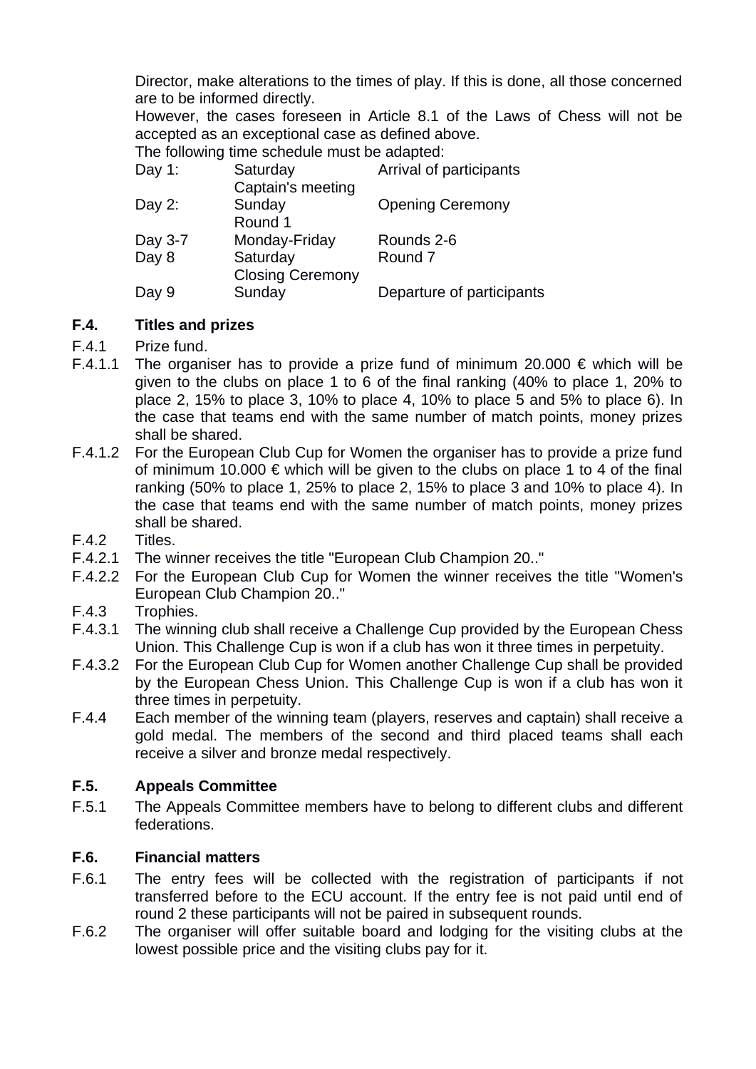Director, make alterations to the times of play. If this is done, all those concerned are to be informed directly.

However, the cases foreseen in Article 8.1 of the Laws of Chess will not be accepted as an exceptional case as defined above.

The following time schedule must be adapted:

| | | |
|---|---|---|
| Day 1: | Saturday | Arrival of participants |
| | Captain's meeting | |
| Day 2: | Sunday | Opening Ceremony |
| | Round 1 | |
| Day 3-7 | Monday-Friday | Rounds 2-6 |
| Day 8 | Saturday | Round 7 |
| | Closing Ceremony | |
| Day 9 | Sunday | Departure of participants |

## F.4. Titles and prizes

F.4.1 Prize fund.

F.4.1.1 The organiser has to provide a prize fund of minimum 20.000 € which will be given to the clubs on place 1 to 6 of the final ranking (40% to place 1, 20% to place 2, 15% to place 3, 10% to place 4, 10% to place 5 and 5% to place 6). In the case that teams end with the same number of match points, money prizes shall be shared.

F.4.1.2 For the European Club Cup for Women the organiser has to provide a prize fund of minimum 10.000 € which will be given to the clubs on place 1 to 4 of the final ranking (50% to place 1, 25% to place 2, 15% to place 3 and 10% to place 4). In the case that teams end with the same number of match points, money prizes shall be shared.

F.4.2 Titles.

F.4.2.1 The winner receives the title "European Club Champion 20.."

F.4.2.2 For the European Club Cup for Women the winner receives the title "Women's European Club Champion 20.."

F.4.3 Trophies.

F.4.3.1 The winning club shall receive a Challenge Cup provided by the European Chess Union. This Challenge Cup is won if a club has won it three times in perpetuity.

F.4.3.2 For the European Club Cup for Women another Challenge Cup shall be provided by the European Chess Union. This Challenge Cup is won if a club has won it three times in perpetuity.

F.4.4 Each member of the winning team (players, reserves and captain) shall receive a gold medal. The members of the second and third placed teams shall each receive a silver and bronze medal respectively.

## F.5. Appeals Committee

F.5.1 The Appeals Committee members have to belong to different clubs and different federations.

## F.6. Financial matters

F.6.1 The entry fees will be collected with the registration of participants if not transferred before to the ECU account. If the entry fee is not paid until end of round 2 these participants will not be paired in subsequent rounds.

F.6.2 The organiser will offer suitable board and lodging for the visiting clubs at the lowest possible price and the visiting clubs pay for it.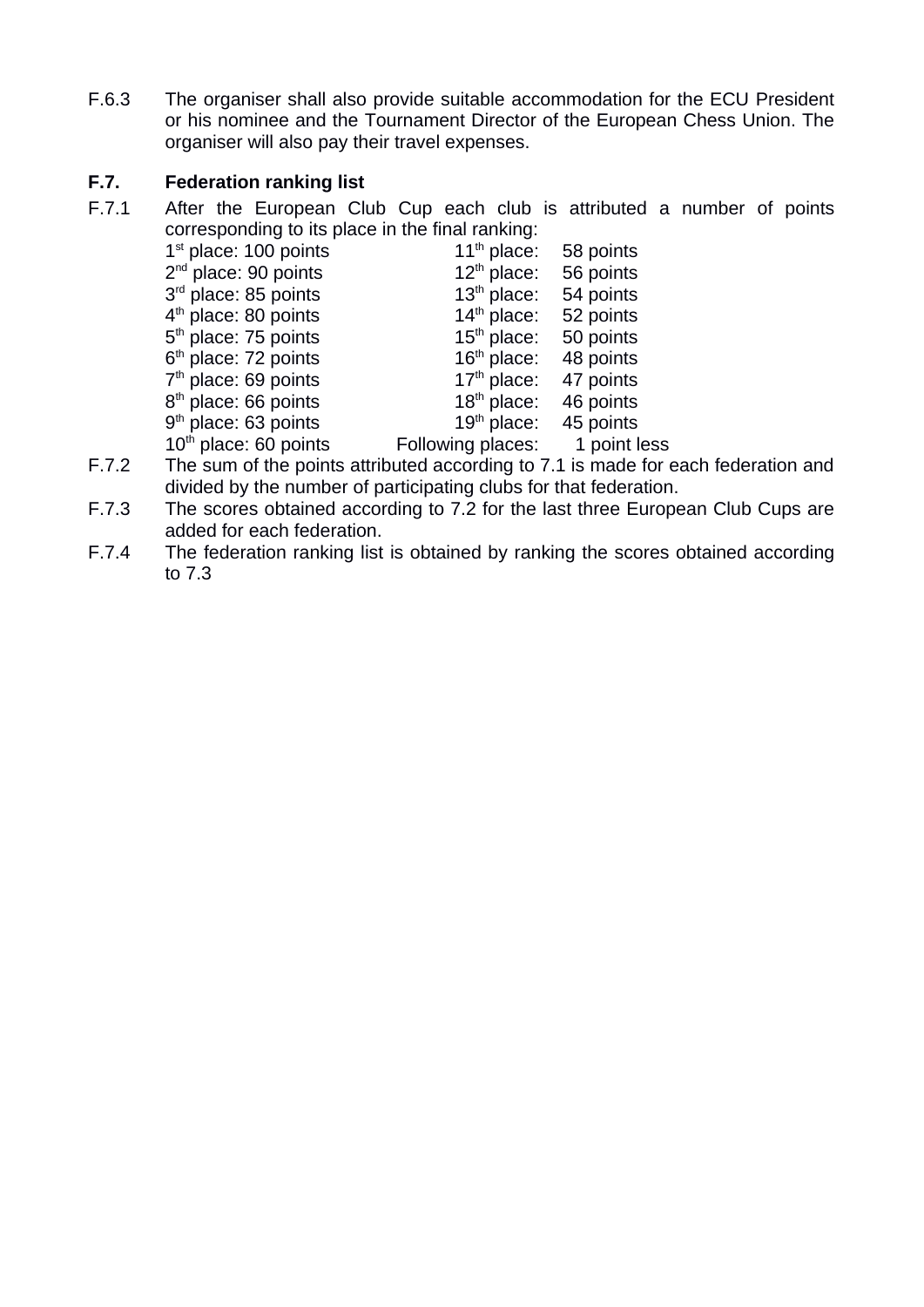F.6.3 The organiser shall also provide suitable accommodation for the ECU President or his nominee and the Tournament Director of the European Chess Union. The organiser will also pay their travel expenses.

## F.7. Federation ranking list

F.7.1 After the European Club Cup each club is attributed a number of points corresponding to its place in the final ranking:

| | | | |
|---|---|---|---|
| 1st place: 100 points | | 11th place: | 58 points |
| 2nd place: 90 points | | 12th place: | 56 points |
| 3rd place: 85 points | | 13th place: | 54 points |
| 4th place: 80 points | | 14th place: | 52 points |
| 5th place: 75 points | | 15th place: | 50 points |
| 6th place: 72 points | | 16th place: | 48 points |
| 7th place: 69 points | | 17th place: | 47 points |
| 8th place: 66 points | | 18th place: | 46 points |
| 9th place: 63 points | | 19th place: | 45 points |
| 10th place: 60 points | | Following places: | 1 point less |

F.7.2 The sum of the points attributed according to 7.1 is made for each federation and divided by the number of participating clubs for that federation.

F.7.3 The scores obtained according to 7.2 for the last three European Club Cups are added for each federation.

F.7.4 The federation ranking list is obtained by ranking the scores obtained according to 7.3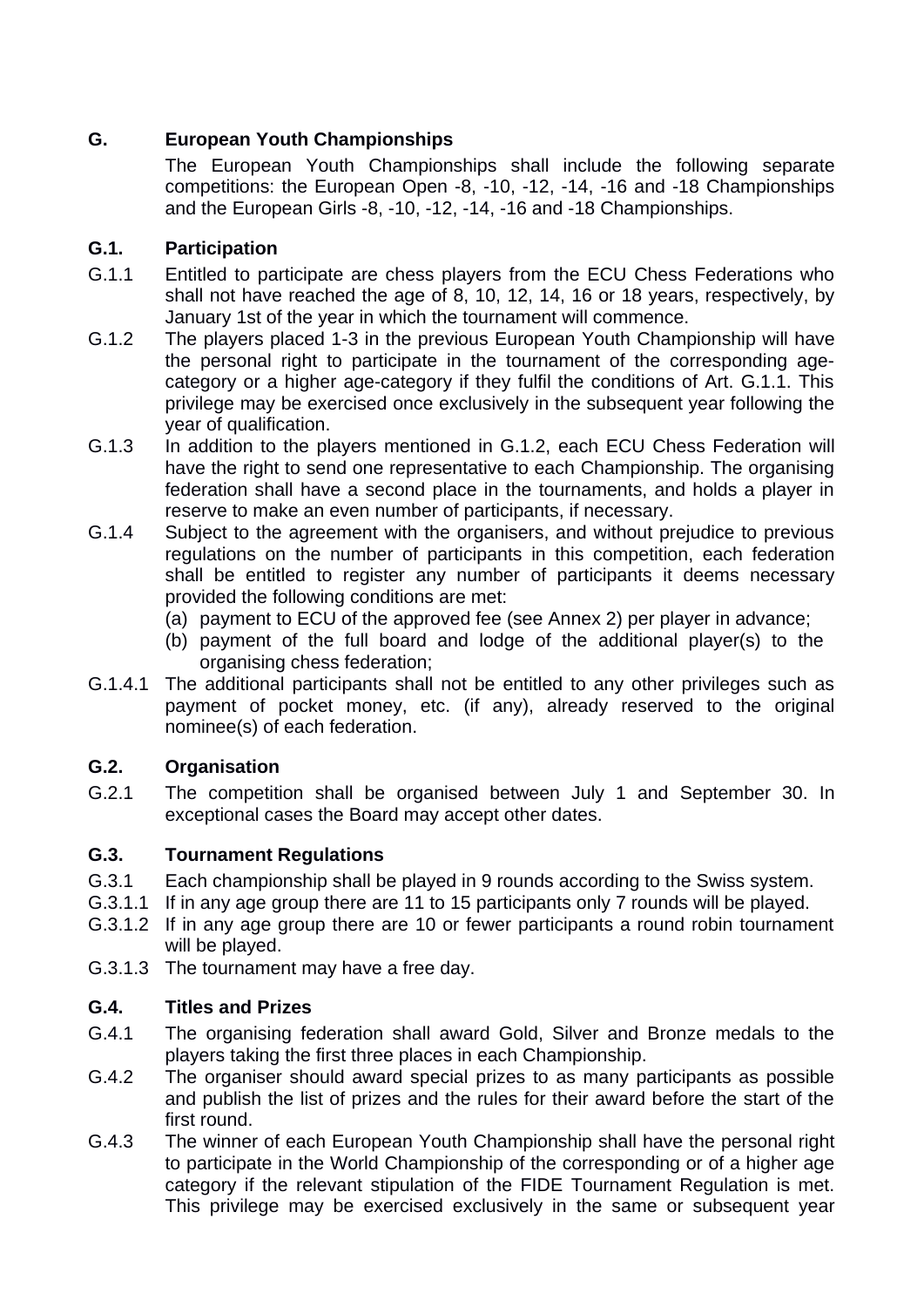## G. European Youth Championships

The European Youth Championships shall include the following separate competitions: the European Open -8, -10, -12, -14, -16 and -18 Championships and the European Girls -8, -10, -12, -14, -16 and -18 Championships.

### G.1. Participation

G.1.1 Entitled to participate are chess players from the ECU Chess Federations who shall not have reached the age of 8, 10, 12, 14, 16 or 18 years, respectively, by January 1st of the year in which the tournament will commence.

G.1.2 The players placed 1-3 in the previous European Youth Championship will have the personal right to participate in the tournament of the corresponding age-category or a higher age-category if they fulfil the conditions of Art. G.1.1. This privilege may be exercised once exclusively in the subsequent year following the year of qualification.

G.1.3 In addition to the players mentioned in G.1.2, each ECU Chess Federation will have the right to send one representative to each Championship. The organising federation shall have a second place in the tournaments, and holds a player in reserve to make an even number of participants, if necessary.

G.1.4 Subject to the agreement with the organisers, and without prejudice to previous regulations on the number of participants in this competition, each federation shall be entitled to register any number of participants it deems necessary provided the following conditions are met:

(a) payment to ECU of the approved fee (see Annex 2) per player in advance;

(b) payment of the full board and lodge of the additional player(s) to the organising chess federation;

G.1.4.1 The additional participants shall not be entitled to any other privileges such as payment of pocket money, etc. (if any), already reserved to the original nominee(s) of each federation.

### G.2. Organisation

G.2.1 The competition shall be organised between July 1 and September 30. In exceptional cases the Board may accept other dates.

### G.3. Tournament Regulations

G.3.1 Each championship shall be played in 9 rounds according to the Swiss system.

G.3.1.1 If in any age group there are 11 to 15 participants only 7 rounds will be played.

G.3.1.2 If in any age group there are 10 or fewer participants a round robin tournament will be played.

G.3.1.3 The tournament may have a free day.

### G.4. Titles and Prizes

G.4.1 The organising federation shall award Gold, Silver and Bronze medals to the players taking the first three places in each Championship.

G.4.2 The organiser should award special prizes to as many participants as possible and publish the list of prizes and the rules for their award before the start of the first round.

G.4.3 The winner of each European Youth Championship shall have the personal right to participate in the World Championship of the corresponding or of a higher age category if the relevant stipulation of the FIDE Tournament Regulation is met. This privilege may be exercised exclusively in the same or subsequent year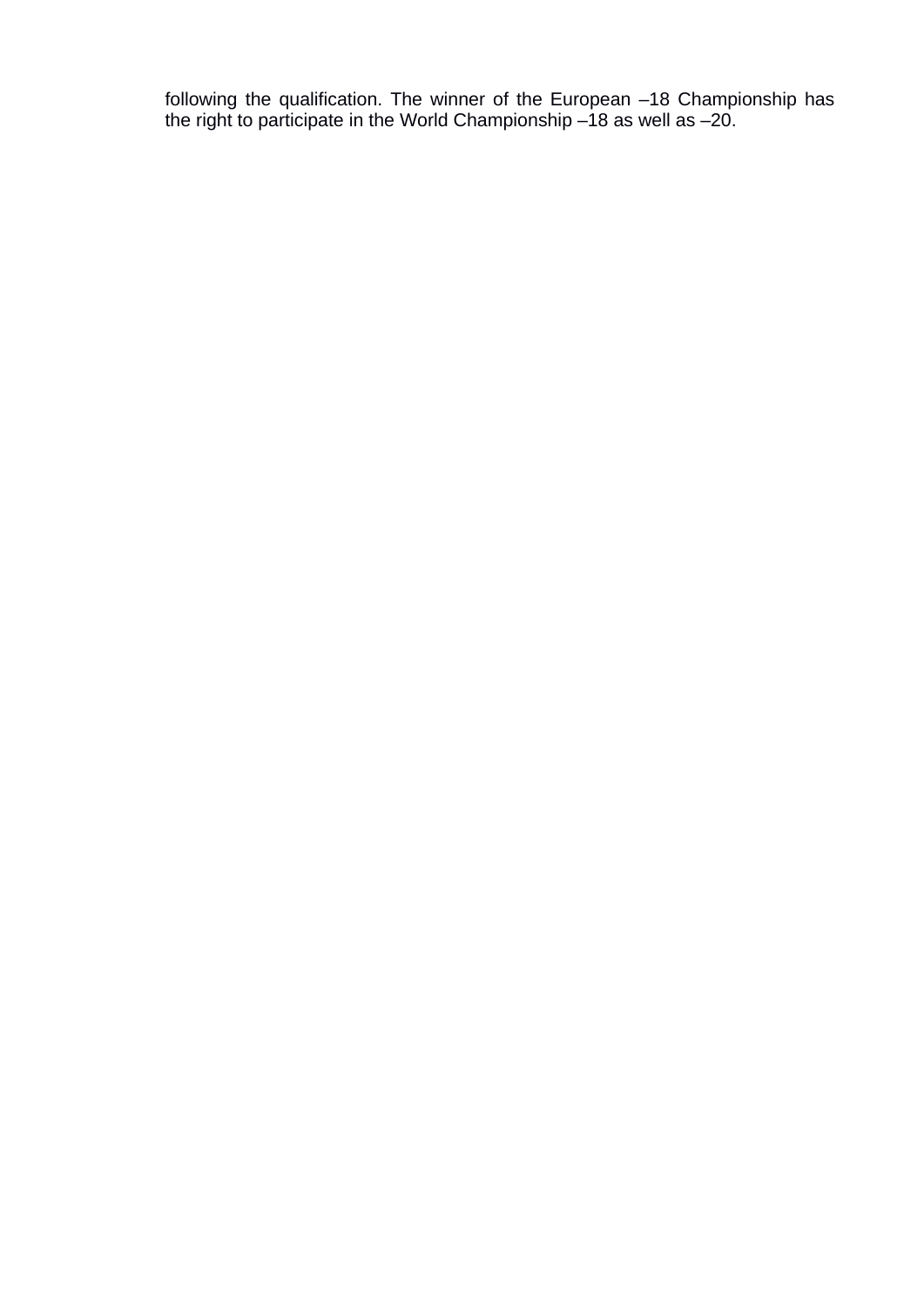following the qualification. The winner of the European –18 Championship has the right to participate in the World Championship –18 as well as –20.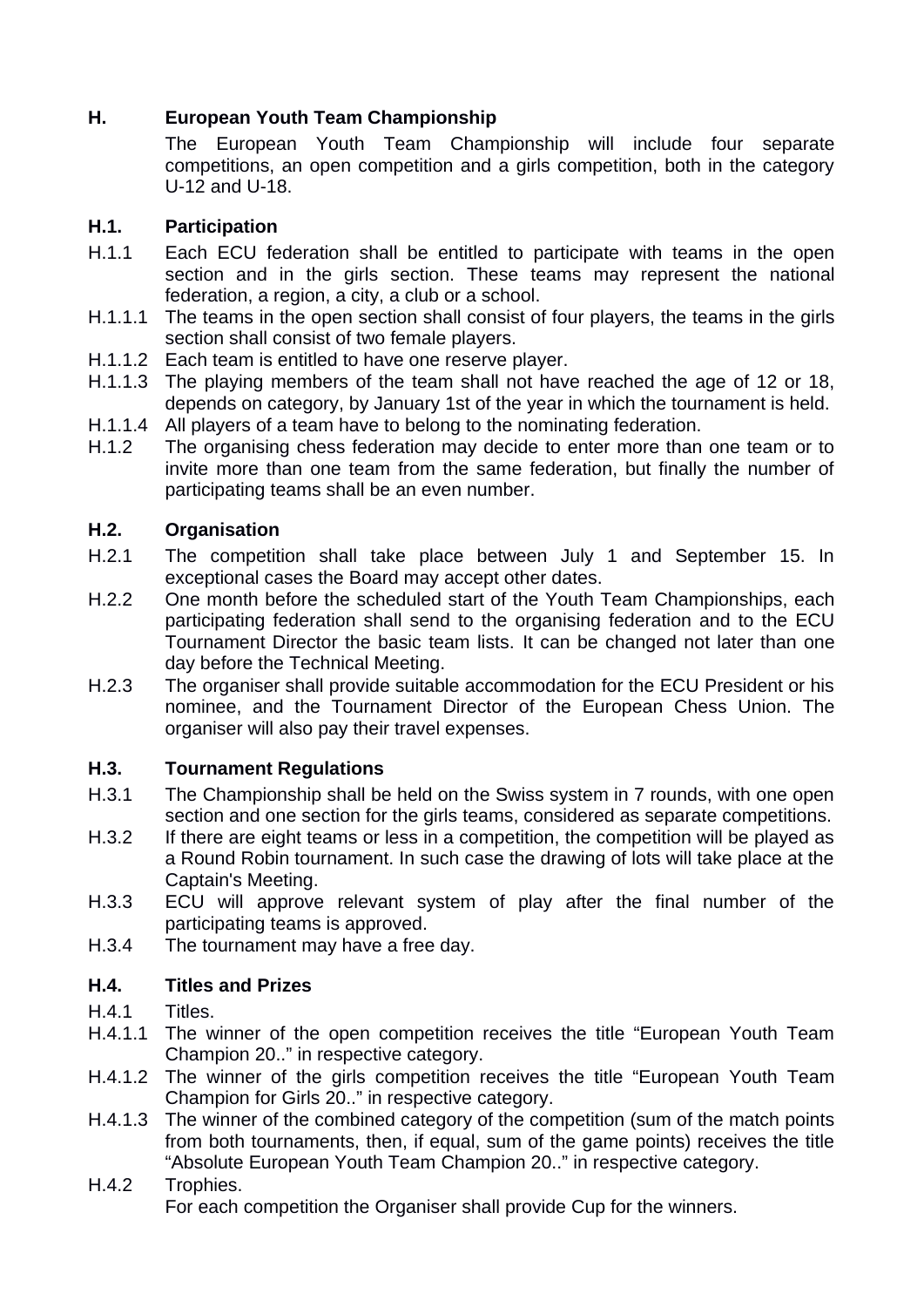## H. European Youth Team Championship

The European Youth Team Championship will include four separate competitions, an open competition and a girls competition, both in the category U-12 and U-18.

### H.1. Participation

H.1.1 Each ECU federation shall be entitled to participate with teams in the open section and in the girls section. These teams may represent the national federation, a region, a city, a club or a school.

H.1.1.1 The teams in the open section shall consist of four players, the teams in the girls section shall consist of two female players.

H.1.1.2 Each team is entitled to have one reserve player.

H.1.1.3 The playing members of the team shall not have reached the age of 12 or 18, depends on category, by January 1st of the year in which the tournament is held.

H.1.1.4 All players of a team have to belong to the nominating federation.

H.1.2 The organising chess federation may decide to enter more than one team or to invite more than one team from the same federation, but finally the number of participating teams shall be an even number.

### H.2. Organisation

H.2.1 The competition shall take place between July 1 and September 15. In exceptional cases the Board may accept other dates.

H.2.2 One month before the scheduled start of the Youth Team Championships, each participating federation shall send to the organising federation and to the ECU Tournament Director the basic team lists. It can be changed not later than one day before the Technical Meeting.

H.2.3 The organiser shall provide suitable accommodation for the ECU President or his nominee, and the Tournament Director of the European Chess Union. The organiser will also pay their travel expenses.

### H.3. Tournament Regulations

H.3.1 The Championship shall be held on the Swiss system in 7 rounds, with one open section and one section for the girls teams, considered as separate competitions.

H.3.2 If there are eight teams or less in a competition, the competition will be played as a Round Robin tournament. In such case the drawing of lots will take place at the Captain's Meeting.

H.3.3 ECU will approve relevant system of play after the final number of the participating teams is approved.

H.3.4 The tournament may have a free day.

### H.4. Titles and Prizes

H.4.1 Titles.

H.4.1.1 The winner of the open competition receives the title "European Youth Team Champion 20.." in respective category.

H.4.1.2 The winner of the girls competition receives the title "European Youth Team Champion for Girls 20.." in respective category.

H.4.1.3 The winner of the combined category of the competition (sum of the match points from both tournaments, then, if equal, sum of the game points) receives the title "Absolute European Youth Team Champion 20.." in respective category.

H.4.2 Trophies.
For each competition the Organiser shall provide Cup for the winners.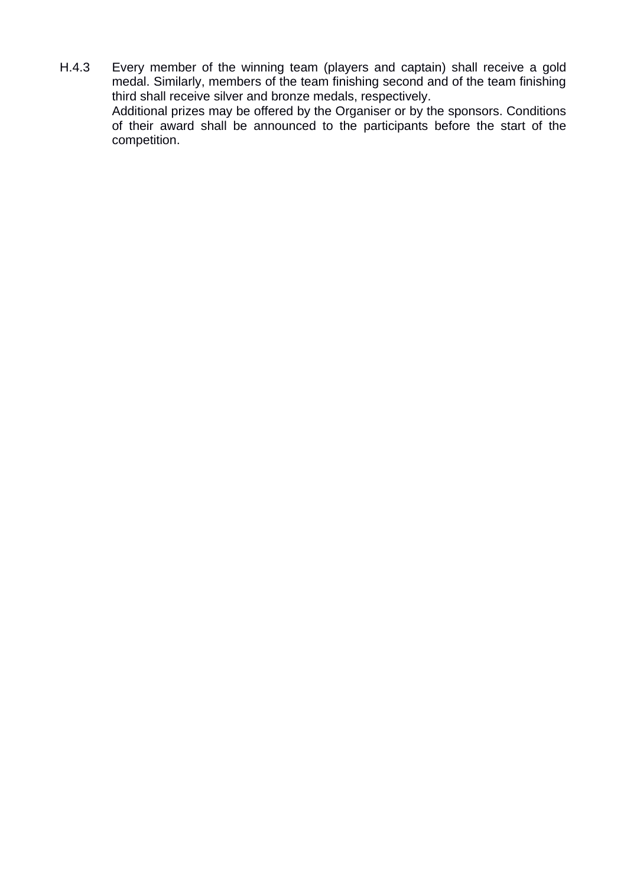H.4.3 Every member of the winning team (players and captain) shall receive a gold medal. Similarly, members of the team finishing second and of the team finishing third shall receive silver and bronze medals, respectively.

Additional prizes may be offered by the Organiser or by the sponsors. Conditions of their award shall be announced to the participants before the start of the competition.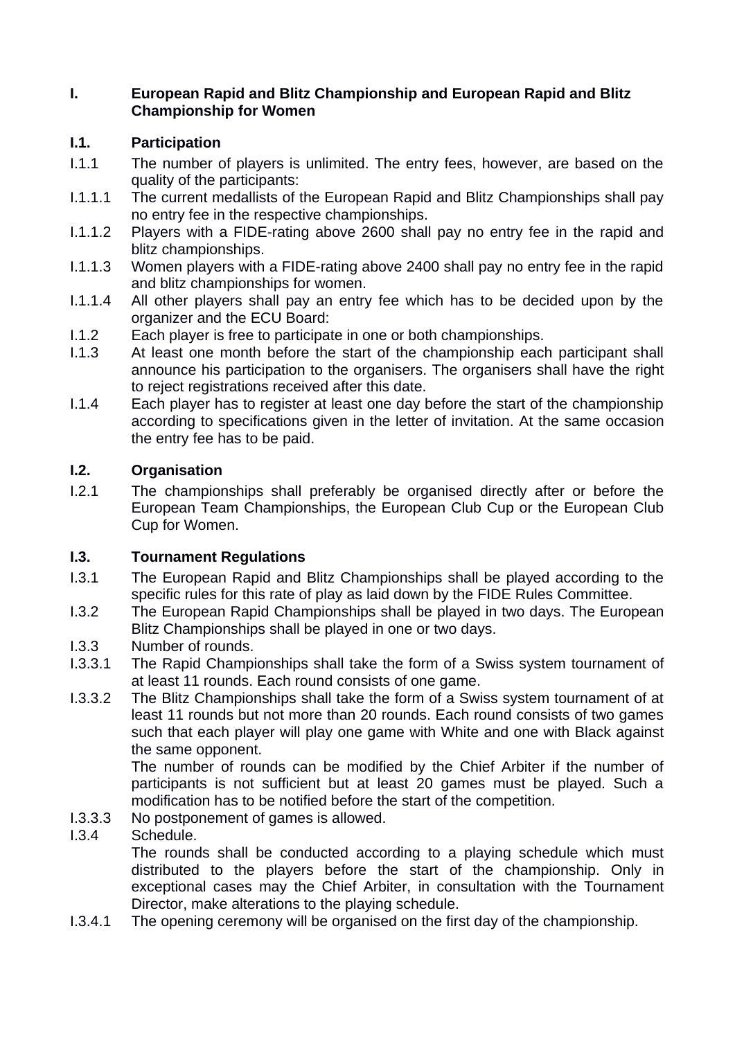# I. European Rapid and Blitz Championship and European Rapid and Blitz Championship for Women

## I.1. Participation

I.1.1 The number of players is unlimited. The entry fees, however, are based on the quality of the participants:

I.1.1.1 The current medallists of the European Rapid and Blitz Championships shall pay no entry fee in the respective championships.

I.1.1.2 Players with a FIDE-rating above 2600 shall pay no entry fee in the rapid and blitz championships.

I.1.1.3 Women players with a FIDE-rating above 2400 shall pay no entry fee in the rapid and blitz championships for women.

I.1.1.4 All other players shall pay an entry fee which has to be decided upon by the organizer and the ECU Board:

I.1.2 Each player is free to participate in one or both championships.

I.1.3 At least one month before the start of the championship each participant shall announce his participation to the organisers. The organisers shall have the right to reject registrations received after this date.

I.1.4 Each player has to register at least one day before the start of the championship according to specifications given in the letter of invitation. At the same occasion the entry fee has to be paid.

## I.2. Organisation

I.2.1 The championships shall preferably be organised directly after or before the European Team Championships, the European Club Cup or the European Club Cup for Women.

## I.3. Tournament Regulations

I.3.1 The European Rapid and Blitz Championships shall be played according to the specific rules for this rate of play as laid down by the FIDE Rules Committee.

I.3.2 The European Rapid Championships shall be played in two days. The European Blitz Championships shall be played in one or two days.

I.3.3 Number of rounds.

I.3.3.1 The Rapid Championships shall take the form of a Swiss system tournament of at least 11 rounds. Each round consists of one game.

I.3.3.2 The Blitz Championships shall take the form of a Swiss system tournament of at least 11 rounds but not more than 20 rounds. Each round consists of two games such that each player will play one game with White and one with Black against the same opponent.

The number of rounds can be modified by the Chief Arbiter if the number of participants is not sufficient but at least 20 games must be played. Such a modification has to be notified before the start of the competition.

I.3.3.3 No postponement of games is allowed.

I.3.4 Schedule.

The rounds shall be conducted according to a playing schedule which must distributed to the players before the start of the championship. Only in exceptional cases may the Chief Arbiter, in consultation with the Tournament Director, make alterations to the playing schedule.

I.3.4.1 The opening ceremony will be organised on the first day of the championship.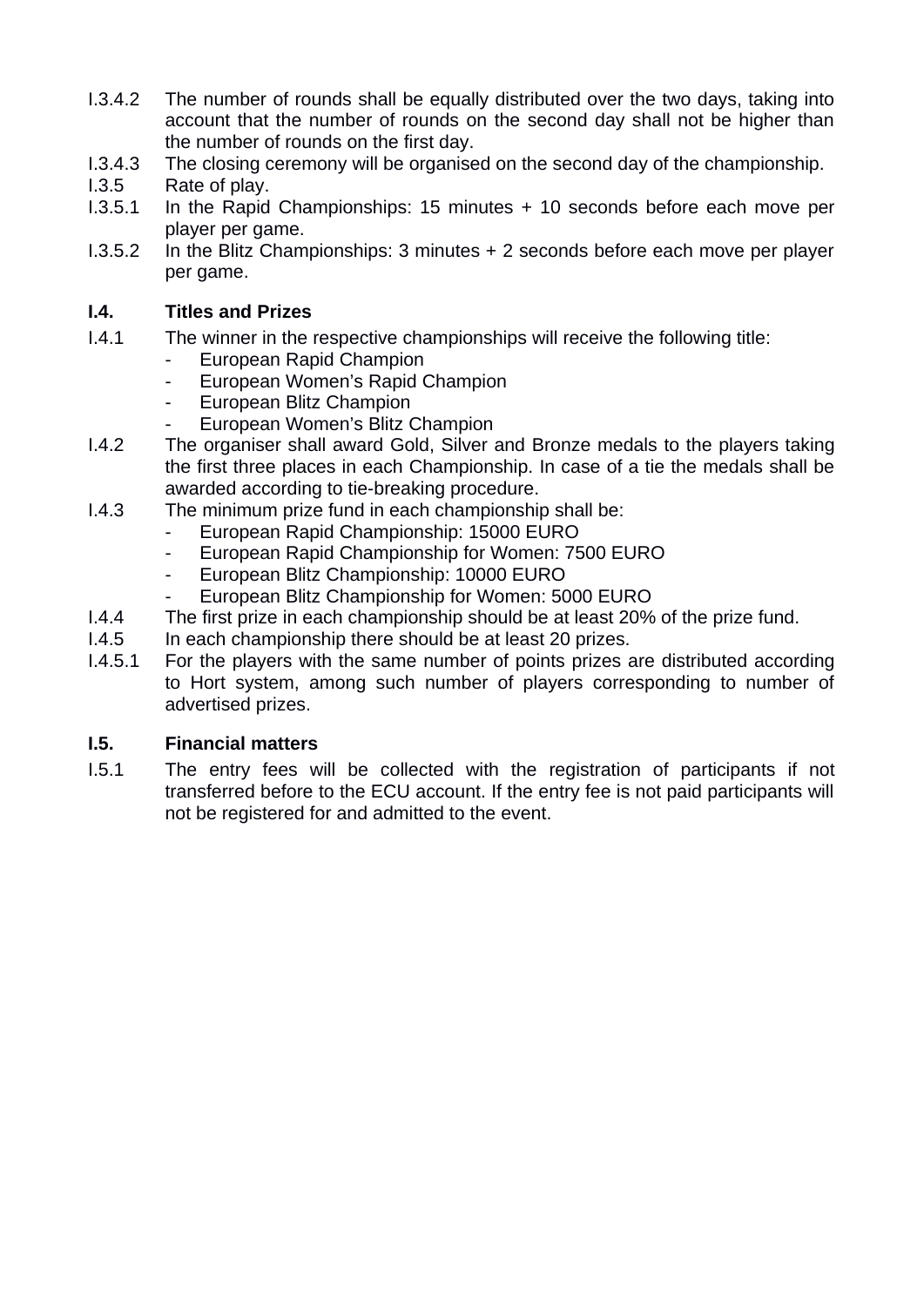I.3.4.2 The number of rounds shall be equally distributed over the two days, taking into account that the number of rounds on the second day shall not be higher than the number of rounds on the first day.

I.3.4.3 The closing ceremony will be organised on the second day of the championship.

I.3.5 Rate of play.

I.3.5.1 In the Rapid Championships: 15 minutes + 10 seconds before each move per player per game.

I.3.5.2 In the Blitz Championships: 3 minutes + 2 seconds before each move per player per game.

### I.4. Titles and Prizes

I.4.1 The winner in the respective championships will receive the following title:

- European Rapid Champion
- European Women's Rapid Champion
- European Blitz Champion
- European Women's Blitz Champion

I.4.2 The organiser shall award Gold, Silver and Bronze medals to the players taking the first three places in each Championship. In case of a tie the medals shall be awarded according to tie-breaking procedure.

I.4.3 The minimum prize fund in each championship shall be:

- European Rapid Championship: 15000 EURO
- European Rapid Championship for Women: 7500 EURO
- European Blitz Championship: 10000 EURO
- European Blitz Championship for Women: 5000 EURO

I.4.4 The first prize in each championship should be at least 20% of the prize fund.

I.4.5 In each championship there should be at least 20 prizes.

I.4.5.1 For the players with the same number of points prizes are distributed according to Hort system, among such number of players corresponding to number of advertised prizes.

### I.5. Financial matters

I.5.1 The entry fees will be collected with the registration of participants if not transferred before to the ECU account. If the entry fee is not paid participants will not be registered for and admitted to the event.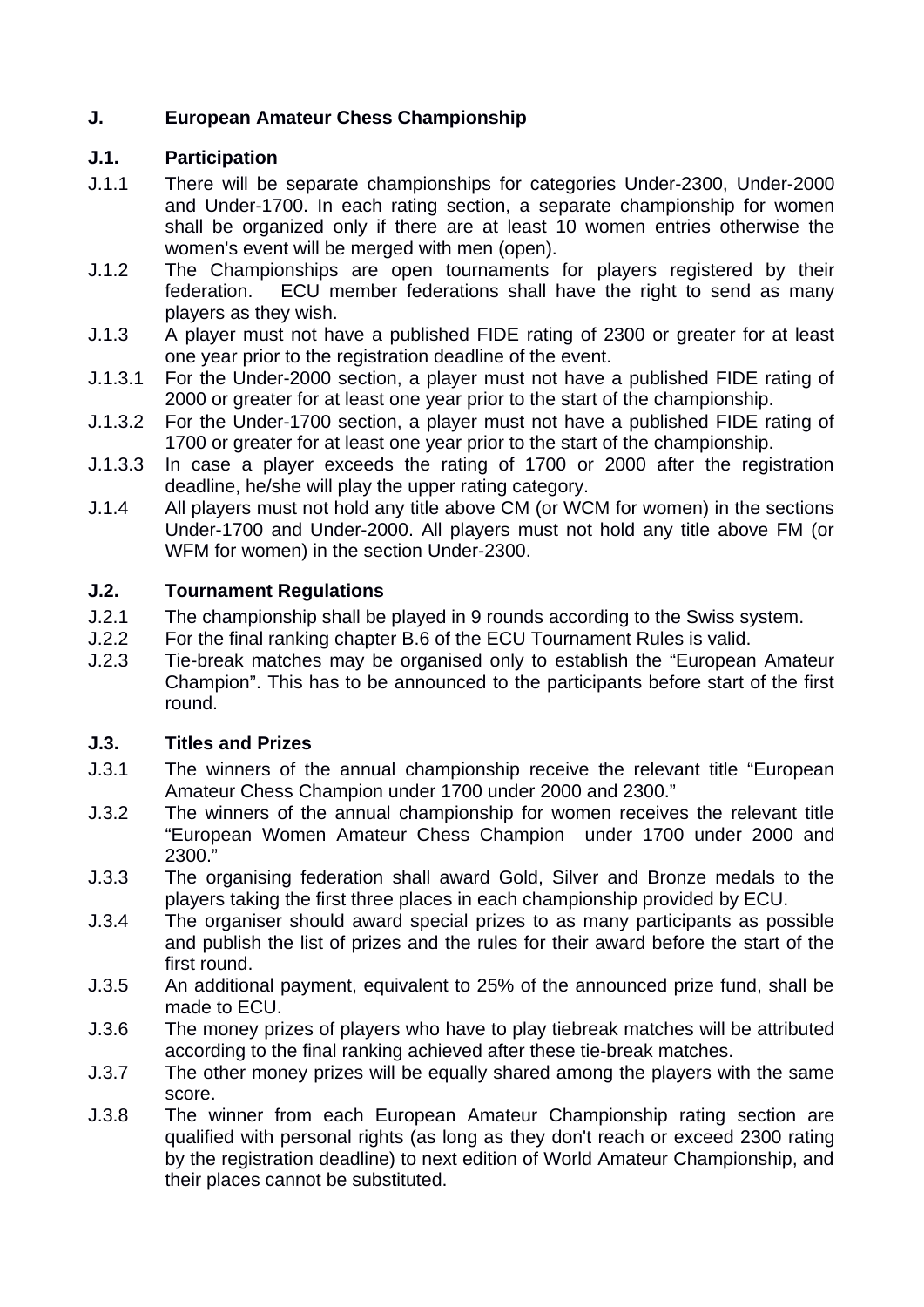## J. European Amateur Chess Championship

### J.1. Participation

J.1.1 There will be separate championships for categories Under-2300, Under-2000 and Under-1700. In each rating section, a separate championship for women shall be organized only if there are at least 10 women entries otherwise the women's event will be merged with men (open).

J.1.2 The Championships are open tournaments for players registered by their federation. ECU member federations shall have the right to send as many players as they wish.

J.1.3 A player must not have a published FIDE rating of 2300 or greater for at least one year prior to the registration deadline of the event.

J.1.3.1 For the Under-2000 section, a player must not have a published FIDE rating of 2000 or greater for at least one year prior to the start of the championship.

J.1.3.2 For the Under-1700 section, a player must not have a published FIDE rating of 1700 or greater for at least one year prior to the start of the championship.

J.1.3.3 In case a player exceeds the rating of 1700 or 2000 after the registration deadline, he/she will play the upper rating category.

J.1.4 All players must not hold any title above CM (or WCM for women) in the sections Under-1700 and Under-2000. All players must not hold any title above FM (or WFM for women) in the section Under-2300.

### J.2. Tournament Regulations

J.2.1 The championship shall be played in 9 rounds according to the Swiss system.

J.2.2 For the final ranking chapter B.6 of the ECU Tournament Rules is valid.

J.2.3 Tie-break matches may be organised only to establish the "European Amateur Champion". This has to be announced to the participants before start of the first round.

### J.3. Titles and Prizes

J.3.1 The winners of the annual championship receive the relevant title "European Amateur Chess Champion under 1700 under 2000 and 2300."

J.3.2 The winners of the annual championship for women receives the relevant title "European Women Amateur Chess Champion under 1700 under 2000 and 2300."

J.3.3 The organising federation shall award Gold, Silver and Bronze medals to the players taking the first three places in each championship provided by ECU.

J.3.4 The organiser should award special prizes to as many participants as possible and publish the list of prizes and the rules for their award before the start of the first round.

J.3.5 An additional payment, equivalent to 25% of the announced prize fund, shall be made to ECU.

J.3.6 The money prizes of players who have to play tiebreak matches will be attributed according to the final ranking achieved after these tie-break matches.

J.3.7 The other money prizes will be equally shared among the players with the same score.

J.3.8 The winner from each European Amateur Championship rating section are qualified with personal rights (as long as they don't reach or exceed 2300 rating by the registration deadline) to next edition of World Amateur Championship, and their places cannot be substituted.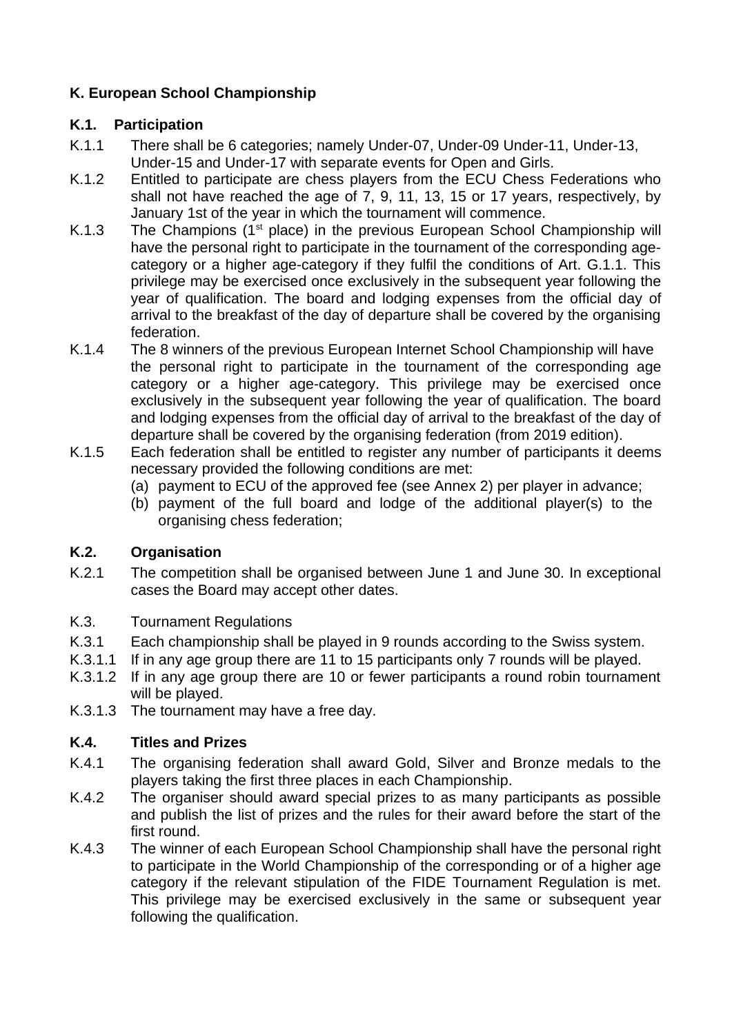## K. European School Championship

### K.1. Participation

K.1.1 There shall be 6 categories; namely Under-07, Under-09 Under-11, Under-13, Under-15 and Under-17 with separate events for Open and Girls.

K.1.2 Entitled to participate are chess players from the ECU Chess Federations who shall not have reached the age of 7, 9, 11, 13, 15 or 17 years, respectively, by January 1st of the year in which the tournament will commence.

K.1.3 The Champions (1st place) in the previous European School Championship will have the personal right to participate in the tournament of the corresponding age-category or a higher age-category if they fulfil the conditions of Art. G.1.1. This privilege may be exercised once exclusively in the subsequent year following the year of qualification. The board and lodging expenses from the official day of arrival to the breakfast of the day of departure shall be covered by the organising federation.

K.1.4 The 8 winners of the previous European Internet School Championship will have the personal right to participate in the tournament of the corresponding age category or a higher age-category. This privilege may be exercised once exclusively in the subsequent year following the year of qualification. The board and lodging expenses from the official day of arrival to the breakfast of the day of departure shall be covered by the organising federation (from 2019 edition).

K.1.5 Each federation shall be entitled to register any number of participants it deems necessary provided the following conditions are met:

(a) payment to ECU of the approved fee (see Annex 2) per player in advance;
(b) payment of the full board and lodge of the additional player(s) to the organising chess federation;

### K.2. Organisation

K.2.1 The competition shall be organised between June 1 and June 30. In exceptional cases the Board may accept other dates.

K.3. Tournament Regulations

K.3.1 Each championship shall be played in 9 rounds according to the Swiss system.

K.3.1.1 If in any age group there are 11 to 15 participants only 7 rounds will be played.

K.3.1.2 If in any age group there are 10 or fewer participants a round robin tournament will be played.

K.3.1.3 The tournament may have a free day.

### K.4. Titles and Prizes

K.4.1 The organising federation shall award Gold, Silver and Bronze medals to the players taking the first three places in each Championship.

K.4.2 The organiser should award special prizes to as many participants as possible and publish the list of prizes and the rules for their award before the start of the first round.

K.4.3 The winner of each European School Championship shall have the personal right to participate in the World Championship of the corresponding or of a higher age category if the relevant stipulation of the FIDE Tournament Regulation is met. This privilege may be exercised exclusively in the same or subsequent year following the qualification.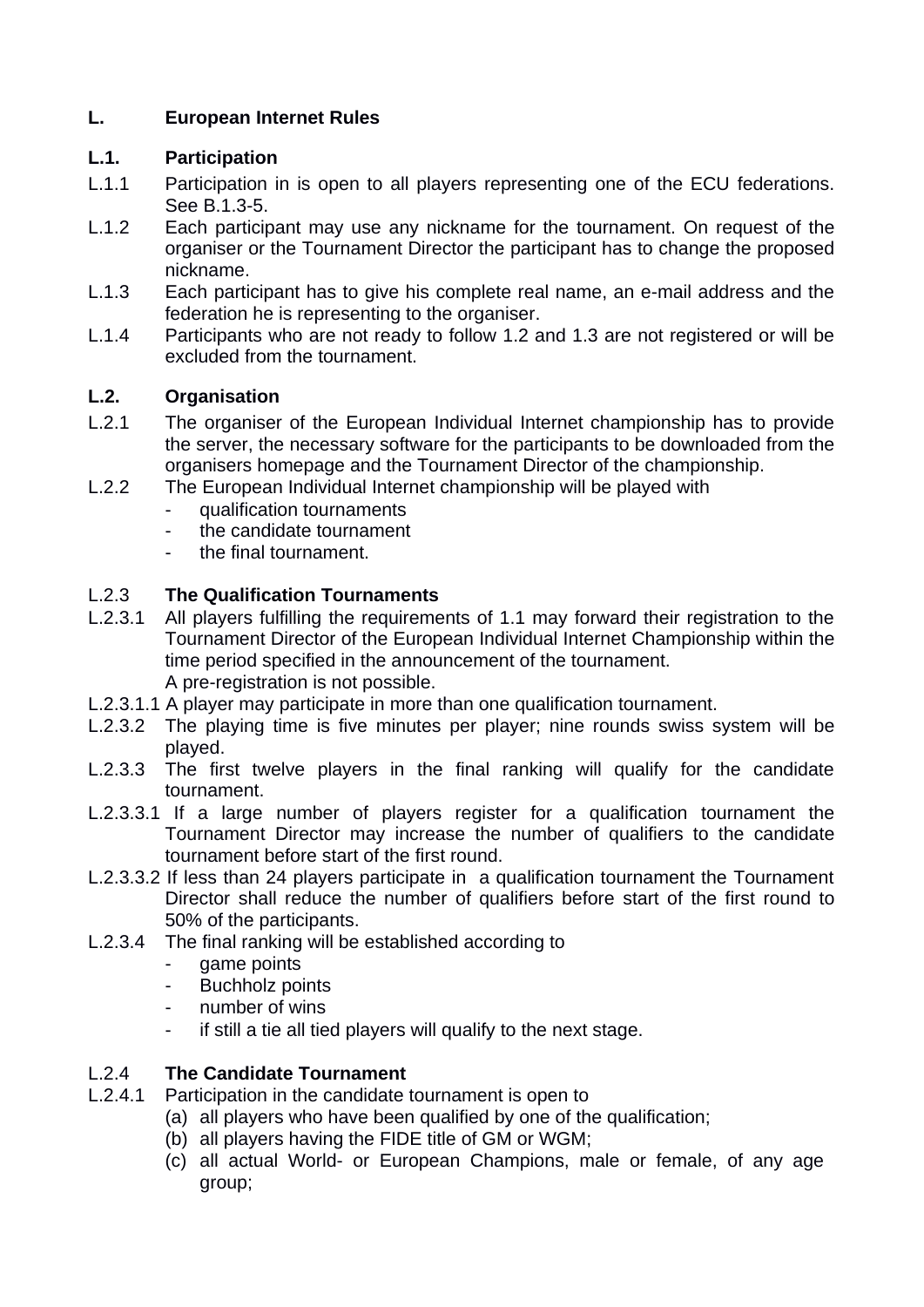## L. European Internet Rules

### L.1. Participation

L.1.1 Participation in is open to all players representing one of the ECU federations. See B.1.3-5.

L.1.2 Each participant may use any nickname for the tournament. On request of the organiser or the Tournament Director the participant has to change the proposed nickname.

L.1.3 Each participant has to give his complete real name, an e-mail address and the federation he is representing to the organiser.

L.1.4 Participants who are not ready to follow 1.2 and 1.3 are not registered or will be excluded from the tournament.

### L.2. Organisation

L.2.1 The organiser of the European Individual Internet championship has to provide the server, the necessary software for the participants to be downloaded from the organisers homepage and the Tournament Director of the championship.

L.2.2 The European Individual Internet championship will be played with

- qualification tournaments
- the candidate tournament
- the final tournament.

L.2.3 **The Qualification Tournaments**

L.2.3.1 All players fulfilling the requirements of 1.1 may forward their registration to the Tournament Director of the European Individual Internet Championship within the time period specified in the announcement of the tournament.
A pre-registration is not possible.

L.2.3.1.1 A player may participate in more than one qualification tournament.

L.2.3.2 The playing time is five minutes per player; nine rounds swiss system will be played.

L.2.3.3 The first twelve players in the final ranking will qualify for the candidate tournament.

L.2.3.3.1 If a large number of players register for a qualification tournament the Tournament Director may increase the number of qualifiers to the candidate tournament before start of the first round.

L.2.3.3.2 If less than 24 players participate in a qualification tournament the Tournament Director shall reduce the number of qualifiers before start of the first round to 50% of the participants.

L.2.3.4 The final ranking will be established according to

- game points
- Buchholz points
- number of wins
- if still a tie all tied players will qualify to the next stage.

L.2.4 **The Candidate Tournament**

L.2.4.1 Participation in the candidate tournament is open to

(a) all players who have been qualified by one of the qualification;
(b) all players having the FIDE title of GM or WGM;
(c) all actual World- or European Champions, male or female, of any age group;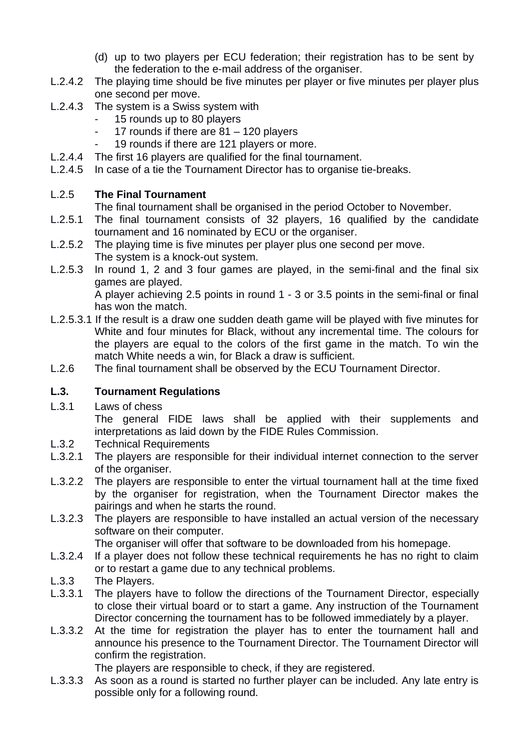(d) up to two players per ECU federation; their registration has to be sent by the federation to the e-mail address of the organiser.

L.2.4.2 The playing time should be five minutes per player or five minutes per player plus one second per move.

L.2.4.3 The system is a Swiss system with

- 15 rounds up to 80 players
- 17 rounds if there are 81 – 120 players
- 19 rounds if there are 121 players or more.

L.2.4.4 The first 16 players are qualified for the final tournament.

L.2.4.5 In case of a tie the Tournament Director has to organise tie-breaks.

L.2.5 **The Final Tournament**

The final tournament shall be organised in the period October to November.

L.2.5.1 The final tournament consists of 32 players, 16 qualified by the candidate tournament and 16 nominated by ECU or the organiser.

L.2.5.2 The playing time is five minutes per player plus one second per move. The system is a knock-out system.

L.2.5.3 In round 1, 2 and 3 four games are played, in the semi-final and the final six games are played.

A player achieving 2.5 points in round 1 - 3 or 3.5 points in the semi-final or final has won the match.

L.2.5.3.1 If the result is a draw one sudden death game will be played with five minutes for White and four minutes for Black, without any incremental time. The colours for the players are equal to the colors of the first game in the match. To win the match White needs a win, for Black a draw is sufficient.

L.2.6 The final tournament shall be observed by the ECU Tournament Director.

## L.3. Tournament Regulations

L.3.1 Laws of chess

The general FIDE laws shall be applied with their supplements and interpretations as laid down by the FIDE Rules Commission.

L.3.2 Technical Requirements

L.3.2.1 The players are responsible for their individual internet connection to the server of the organiser.

L.3.2.2 The players are responsible to enter the virtual tournament hall at the time fixed by the organiser for registration, when the Tournament Director makes the pairings and when he starts the round.

L.3.2.3 The players are responsible to have installed an actual version of the necessary software on their computer.

The organiser will offer that software to be downloaded from his homepage.

L.3.2.4 If a player does not follow these technical requirements he has no right to claim or to restart a game due to any technical problems.

L.3.3 The Players.

L.3.3.1 The players have to follow the directions of the Tournament Director, especially to close their virtual board or to start a game. Any instruction of the Tournament Director concerning the tournament has to be followed immediately by a player.

L.3.3.2 At the time for registration the player has to enter the tournament hall and announce his presence to the Tournament Director. The Tournament Director will confirm the registration.

The players are responsible to check, if they are registered.

L.3.3.3 As soon as a round is started no further player can be included. Any late entry is possible only for a following round.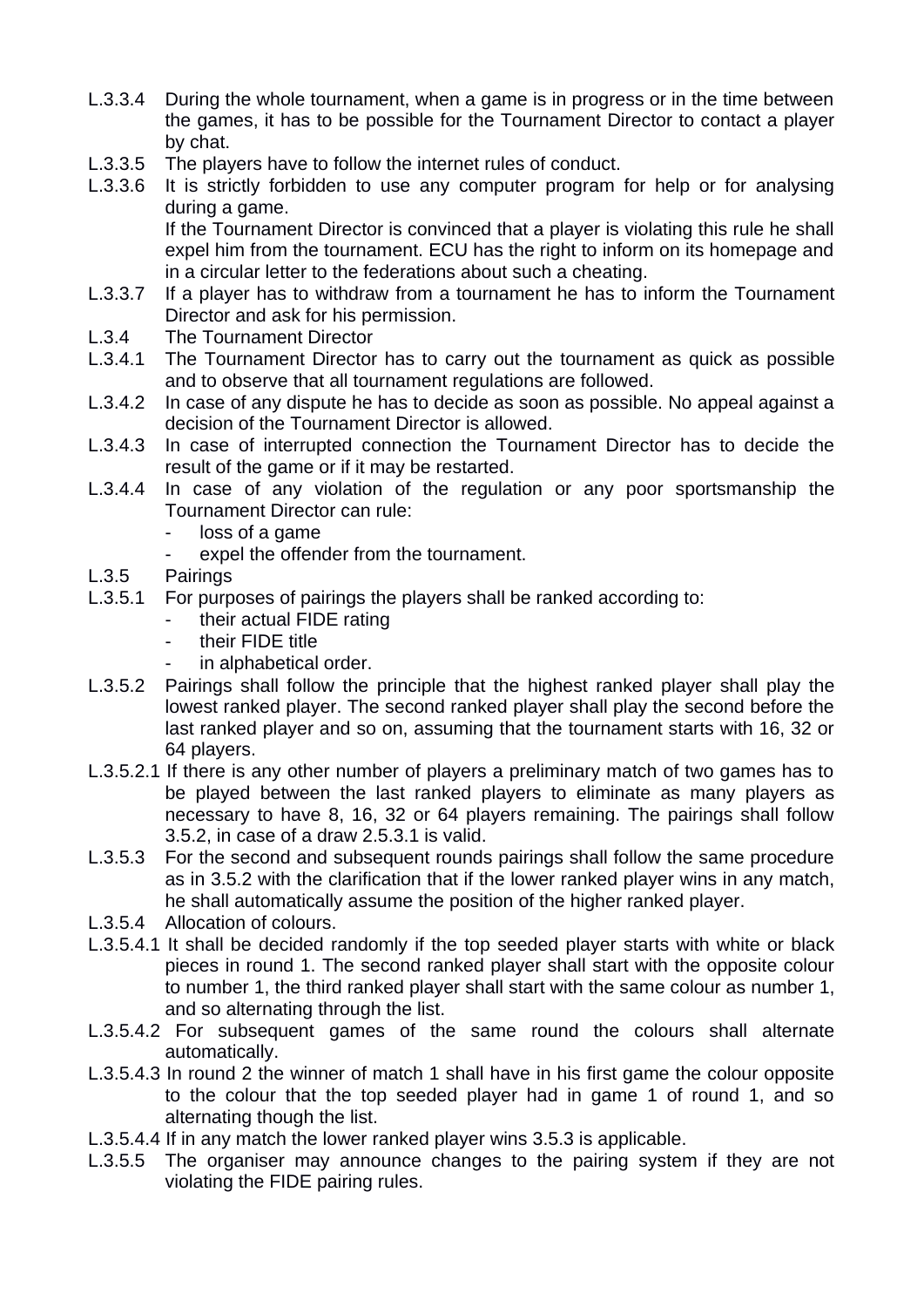L.3.3.4 During the whole tournament, when a game is in progress or in the time between the games, it has to be possible for the Tournament Director to contact a player by chat.

L.3.3.5 The players have to follow the internet rules of conduct.

L.3.3.6 It is strictly forbidden to use any computer program for help or for analysing during a game.
If the Tournament Director is convinced that a player is violating this rule he shall expel him from the tournament. ECU has the right to inform on its homepage and in a circular letter to the federations about such a cheating.

L.3.3.7 If a player has to withdraw from a tournament he has to inform the Tournament Director and ask for his permission.

L.3.4 The Tournament Director

L.3.4.1 The Tournament Director has to carry out the tournament as quick as possible and to observe that all tournament regulations are followed.

L.3.4.2 In case of any dispute he has to decide as soon as possible. No appeal against a decision of the Tournament Director is allowed.

L.3.4.3 In case of interrupted connection the Tournament Director has to decide the result of the game or if it may be restarted.

L.3.4.4 In case of any violation of the regulation or any poor sportsmanship the Tournament Director can rule:

- loss of a game
- expel the offender from the tournament.

L.3.5 Pairings

L.3.5.1 For purposes of pairings the players shall be ranked according to:

- their actual FIDE rating
- their FIDE title
- in alphabetical order.

L.3.5.2 Pairings shall follow the principle that the highest ranked player shall play the lowest ranked player. The second ranked player shall play the second before the last ranked player and so on, assuming that the tournament starts with 16, 32 or 64 players.

L.3.5.2.1 If there is any other number of players a preliminary match of two games has to be played between the last ranked players to eliminate as many players as necessary to have 8, 16, 32 or 64 players remaining. The pairings shall follow 3.5.2, in case of a draw 2.5.3.1 is valid.

L.3.5.3 For the second and subsequent rounds pairings shall follow the same procedure as in 3.5.2 with the clarification that if the lower ranked player wins in any match, he shall automatically assume the position of the higher ranked player.

L.3.5.4 Allocation of colours.

L.3.5.4.1 It shall be decided randomly if the top seeded player starts with white or black pieces in round 1. The second ranked player shall start with the opposite colour to number 1, the third ranked player shall start with the same colour as number 1, and so alternating through the list.

L.3.5.4.2 For subsequent games of the same round the colours shall alternate automatically.

L.3.5.4.3 In round 2 the winner of match 1 shall have in his first game the colour opposite to the colour that the top seeded player had in game 1 of round 1, and so alternating though the list.

L.3.5.4.4 If in any match the lower ranked player wins 3.5.3 is applicable.

L.3.5.5 The organiser may announce changes to the pairing system if they are not violating the FIDE pairing rules.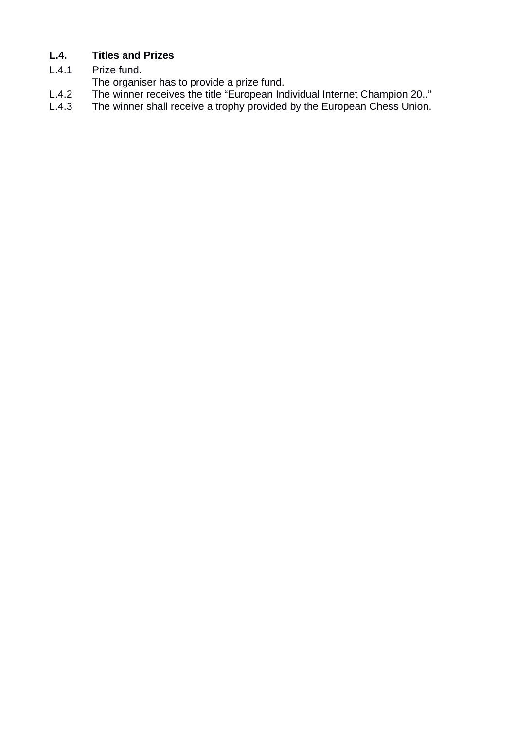### L.4. Titles and Prizes

L.4.1 Prize fund.
The organiser has to provide a prize fund.

L.4.2 The winner receives the title “European Individual Internet Champion 20..”

L.4.3 The winner shall receive a trophy provided by the European Chess Union.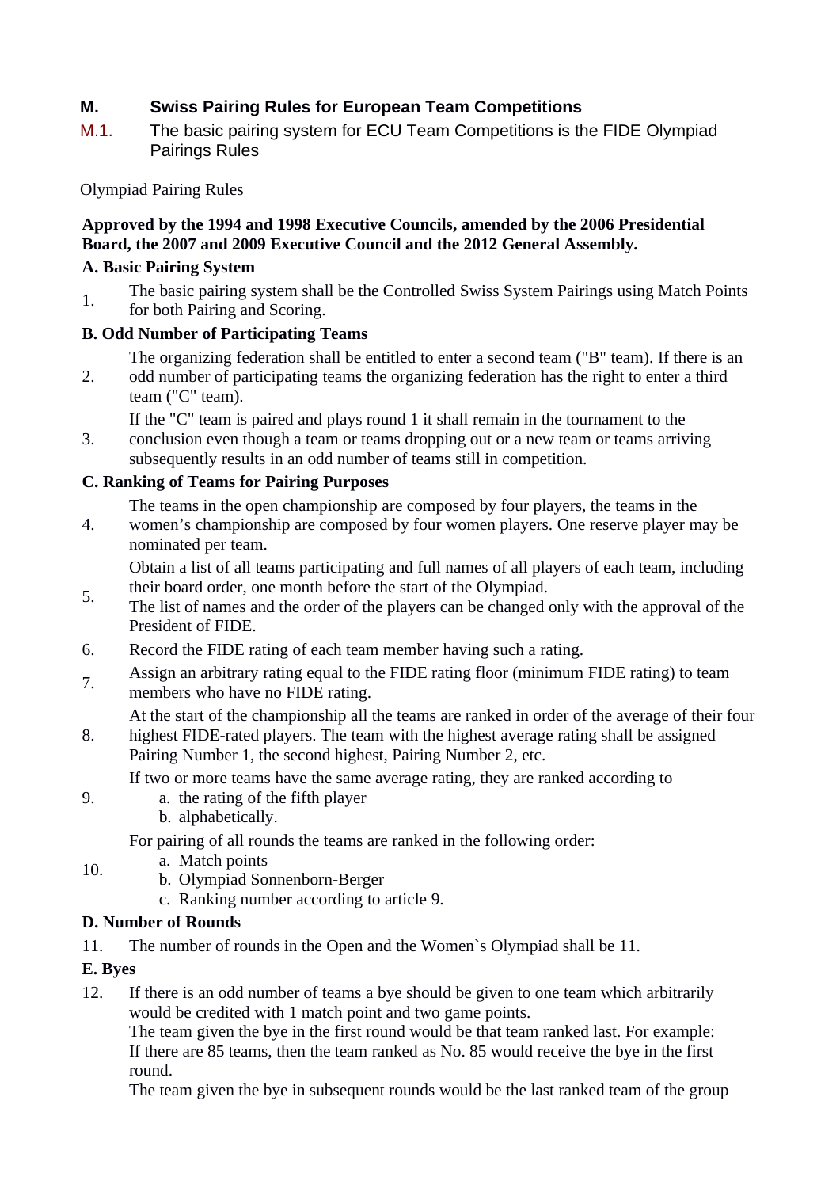## M. Swiss Pairing Rules for European Team Competitions

M.1. The basic pairing system for ECU Team Competitions is the FIDE Olympiad Pairings Rules

Olympiad Pairing Rules

**Approved by the 1994 and 1998 Executive Councils, amended by the 2006 Presidential Board, the 2007 and 2009 Executive Council and the 2012 General Assembly.**

**A. Basic Pairing System**

1. The basic pairing system shall be the Controlled Swiss System Pairings using Match Points for both Pairing and Scoring.

**B. Odd Number of Participating Teams**

2. The organizing federation shall be entitled to enter a second team ("B" team). If there is an odd number of participating teams the organizing federation has the right to enter a third team ("C" team).
3. If the "C" team is paired and plays round 1 it shall remain in the tournament to the conclusion even though a team or teams dropping out or a new team or teams arriving subsequently results in an odd number of teams still in competition.

**C. Ranking of Teams for Pairing Purposes**

4. The teams in the open championship are composed by four players, the teams in the women's championship are composed by four women players. One reserve player may be nominated per team.
5. Obtain a list of all teams participating and full names of all players of each team, including their board order, one month before the start of the Olympiad.
   The list of names and the order of the players can be changed only with the approval of the President of FIDE.
6. Record the FIDE rating of each team member having such a rating.
7. Assign an arbitrary rating equal to the FIDE rating floor (minimum FIDE rating) to team members who have no FIDE rating.
8. At the start of the championship all the teams are ranked in order of the average of their four highest FIDE-rated players. The team with the highest average rating shall be assigned Pairing Number 1, the second highest, Pairing Number 2, etc.
9. If two or more teams have the same average rating, they are ranked according to
   a. the rating of the fifth player
   b. alphabetically.
10. For pairing of all rounds the teams are ranked in the following order:
    a. Match points
    b. Olympiad Sonnenborn-Berger
    c. Ranking number according to article 9.

**D. Number of Rounds**

11. The number of rounds in the Open and the Women`s Olympiad shall be 11.

**E. Byes**

12. If there is an odd number of teams a bye should be given to one team which arbitrarily would be credited with 1 match point and two game points.
    The team given the bye in the first round would be that team ranked last. For example: If there are 85 teams, then the team ranked as No. 85 would receive the bye in the first round.
    The team given the bye in subsequent rounds would be the last ranked team of the group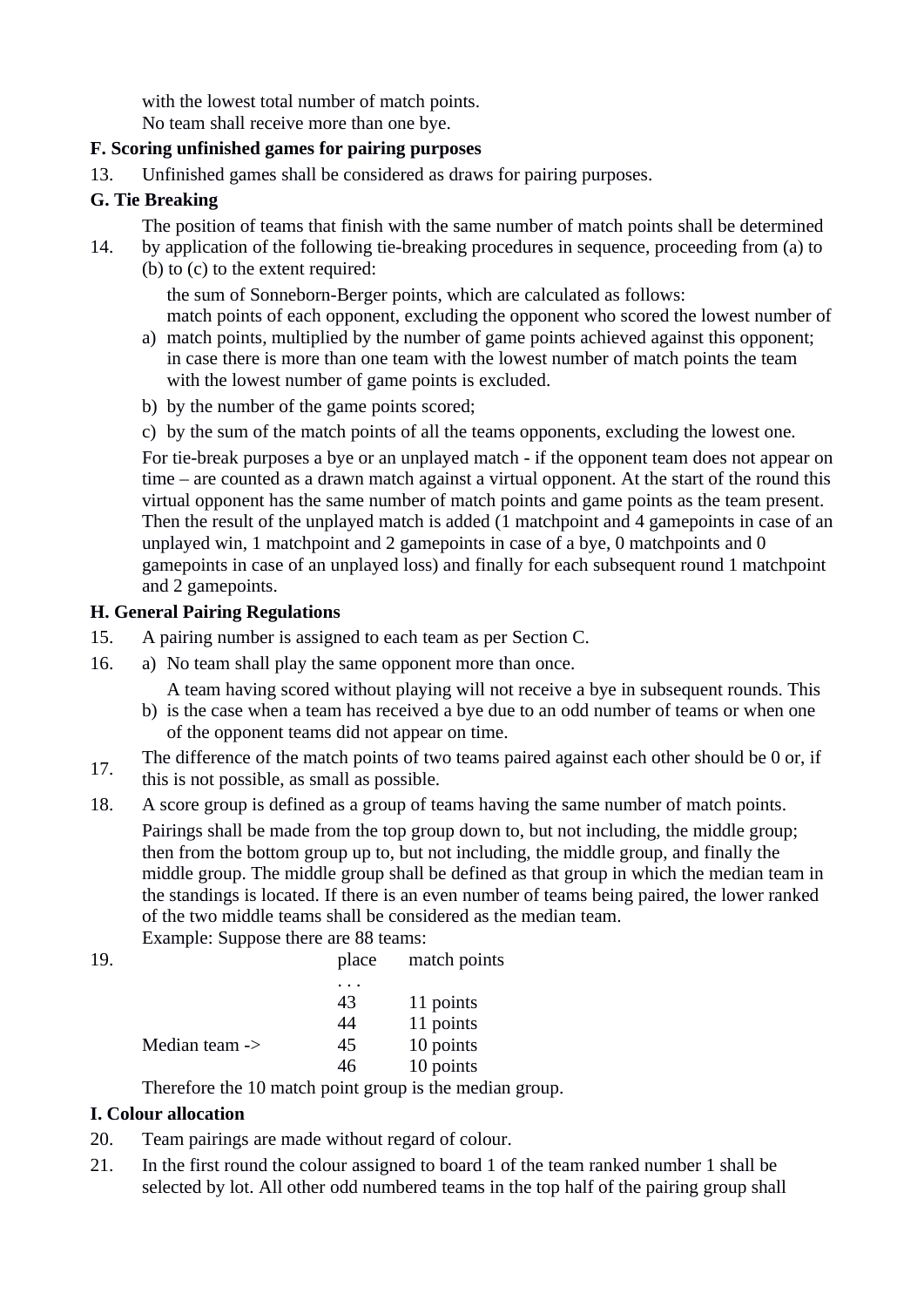with the lowest total number of match points.
No team shall receive more than one bye.

**F. Scoring unfinished games for pairing purposes**

13. Unfinished games shall be considered as draws for pairing purposes.

**G. Tie Breaking**

14. The position of teams that finish with the same number of match points shall be determined by application of the following tie-breaking procedures in sequence, proceeding from (a) to (b) to (c) to the extent required:

    a) the sum of Sonneborn-Berger points, which are calculated as follows:
    match points of each opponent, excluding the opponent who scored the lowest number of match points, multiplied by the number of game points achieved against this opponent; in case there is more than one team with the lowest number of match points the team with the lowest number of game points is excluded.

    b) by the number of the game points scored;

    c) by the sum of the match points of all the teams opponents, excluding the lowest one.

    For tie-break purposes a bye or an unplayed match - if the opponent team does not appear on time – are counted as a drawn match against a virtual opponent. At the start of the round this virtual opponent has the same number of match points and game points as the team present. Then the result of the unplayed match is added (1 matchpoint and 4 gamepoints in case of an unplayed win, 1 matchpoint and 2 gamepoints in case of a bye, 0 matchpoints and 0 gamepoints in case of an unplayed loss) and finally for each subsequent round 1 matchpoint and 2 gamepoints.

**H. General Pairing Regulations**

15. A pairing number is assigned to each team as per Section C.

16. a) No team shall play the same opponent more than once.

    b) A team having scored without playing will not receive a bye in subsequent rounds. This is the case when a team has received a bye due to an odd number of teams or when one of the opponent teams did not appear on time.

17. The difference of the match points of two teams paired against each other should be 0 or, if this is not possible, as small as possible.

18. A score group is defined as a group of teams having the same number of match points.

19. Pairings shall be made from the top group down to, but not including, the middle group; then from the bottom group up to, but not including, the middle group, and finally the middle group. The middle group shall be defined as that group in which the median team in the standings is located. If there is an even number of teams being paired, the lower ranked of the two middle teams shall be considered as the median team.
    Example: Suppose there are 88 teams:

    | | place | match points |
    |---|---|---|
    | | . . . | |
    | | 43 | 11 points |
    | | 44 | 11 points |
    | Median team -> | 45 | 10 points |
    | | 46 | 10 points |

    Therefore the 10 match point group is the median group.

**I. Colour allocation**

20. Team pairings are made without regard of colour.

21. In the first round the colour assigned to board 1 of the team ranked number 1 shall be selected by lot. All other odd numbered teams in the top half of the pairing group shall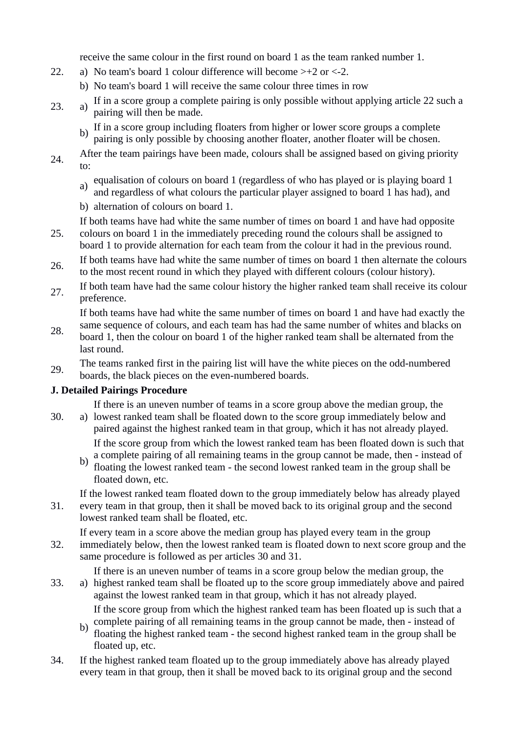receive the same colour in the first round on board 1 as the team ranked number 1.

22. a) No team's board 1 colour difference will become >+2 or <-2.
    b) No team's board 1 will receive the same colour three times in row

23. a) If in a score group a complete pairing is only possible without applying article 22 such a pairing will then be made.
    b) If in a score group including floaters from higher or lower score groups a complete pairing is only possible by choosing another floater, another floater will be chosen.

24. After the team pairings have been made, colours shall be assigned based on giving priority to:
    a) equalisation of colours on board 1 (regardless of who has played or is playing board 1 and regardless of what colours the particular player assigned to board 1 has had), and
    b) alternation of colours on board 1.

25. If both teams have had white the same number of times on board 1 and have had opposite colours on board 1 in the immediately preceding round the colours shall be assigned to board 1 to provide alternation for each team from the colour it had in the previous round.

26. If both teams have had white the same number of times on board 1 then alternate the colours to the most recent round in which they played with different colours (colour history).

27. If both team have had the same colour history the higher ranked team shall receive its colour preference.

28. If both teams have had white the same number of times on board 1 and have had exactly the same sequence of colours, and each team has had the same number of whites and blacks on board 1, then the colour on board 1 of the higher ranked team shall be alternated from the last round.

29. The teams ranked first in the pairing list will have the white pieces on the odd-numbered boards, the black pieces on the even-numbered boards.

**J. Detailed Pairings Procedure**

30. a) If there is an uneven number of teams in a score group above the median group, the lowest ranked team shall be floated down to the score group immediately below and paired against the highest ranked team in that group, which it has not already played.
    b) If the score group from which the lowest ranked team has been floated down is such that a complete pairing of all remaining teams in the group cannot be made, then - instead of floating the lowest ranked team - the second lowest ranked team in the group shall be floated down, etc.

31. If the lowest ranked team floated down to the group immediately below has already played every team in that group, then it shall be moved back to its original group and the second lowest ranked team shall be floated, etc.

32. If every team in a score above the median group has played every team in the group immediately below, then the lowest ranked team is floated down to next score group and the same procedure is followed as per articles 30 and 31.

33. a) If there is an uneven number of teams in a score group below the median group, the highest ranked team shall be floated up to the score group immediately above and paired against the lowest ranked team in that group, which it has not already played.
    b) If the score group from which the highest ranked team has been floated up is such that a complete pairing of all remaining teams in the group cannot be made, then - instead of floating the highest ranked team - the second highest ranked team in the group shall be floated up, etc.

34. If the highest ranked team floated up to the group immediately above has already played every team in that group, then it shall be moved back to its original group and the second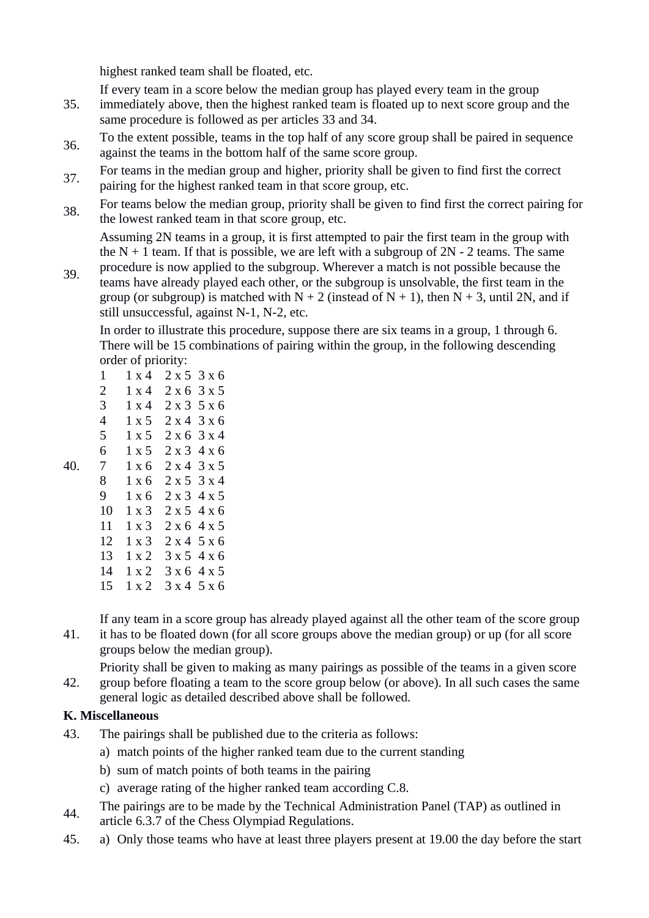highest ranked team shall be floated, etc.

35. If every team in a score below the median group has played every team in the group immediately above, then the highest ranked team is floated up to next score group and the same procedure is followed as per articles 33 and 34.

36. To the extent possible, teams in the top half of any score group shall be paired in sequence against the teams in the bottom half of the same score group.

37. For teams in the median group and higher, priority shall be given to find first the correct pairing for the highest ranked team in that score group, etc.

38. For teams below the median group, priority shall be given to find first the correct pairing for the lowest ranked team in that score group, etc.

39. Assuming 2N teams in a group, it is first attempted to pair the first team in the group with the N + 1 team. If that is possible, we are left with a subgroup of 2N - 2 teams. The same procedure is now applied to the subgroup. Wherever a match is not possible because the teams have already played each other, or the subgroup is unsolvable, the first team in the group (or subgroup) is matched with N + 2 (instead of N + 1), then N + 3, until 2N, and if still unsuccessful, against N-1, N-2, etc.

40. In order to illustrate this procedure, suppose there are six teams in a group, 1 through 6. There will be 15 combinations of pairing within the group, in the following descending order of priority:

| | | | |
|---|---|---|---|
| 1 | 1 x 4 | 2 x 5 | 3 x 6 |
| 2 | 1 x 4 | 2 x 6 | 3 x 5 |
| 3 | 1 x 4 | 2 x 3 | 5 x 6 |
| 4 | 1 x 5 | 2 x 4 | 3 x 6 |
| 5 | 1 x 5 | 2 x 6 | 3 x 4 |
| 6 | 1 x 5 | 2 x 3 | 4 x 6 |
| 7 | 1 x 6 | 2 x 4 | 3 x 5 |
| 8 | 1 x 6 | 2 x 5 | 3 x 4 |
| 9 | 1 x 6 | 2 x 3 | 4 x 5 |
| 10 | 1 x 3 | 2 x 5 | 4 x 6 |
| 11 | 1 x 3 | 2 x 6 | 4 x 5 |
| 12 | 1 x 3 | 2 x 4 | 5 x 6 |
| 13 | 1 x 2 | 3 x 5 | 4 x 6 |
| 14 | 1 x 2 | 3 x 6 | 4 x 5 |
| 15 | 1 x 2 | 3 x 4 | 5 x 6 |

41. If any team in a score group has already played against all the other team of the score group it has to be floated down (for all score groups above the median group) or up (for all score groups below the median group).

42. Priority shall be given to making as many pairings as possible of the teams in a given score group before floating a team to the score group below (or above). In all such cases the same general logic as detailed described above shall be followed.

**K. Miscellaneous**

43. The pairings shall be published due to the criteria as follows:
    a) match points of the higher ranked team due to the current standing
    b) sum of match points of both teams in the pairing
    c) average rating of the higher ranked team according C.8.

44. The pairings are to be made by the Technical Administration Panel (TAP) as outlined in article 6.3.7 of the Chess Olympiad Regulations.

45. a) Only those teams who have at least three players present at 19.00 the day before the start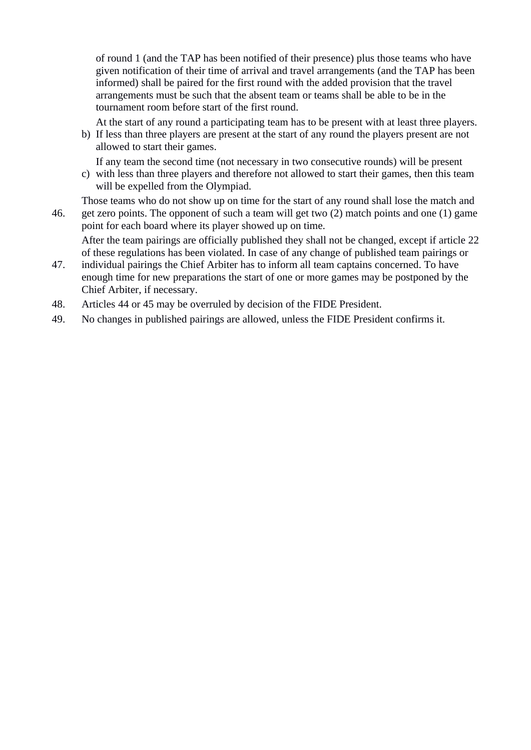of round 1 (and the TAP has been notified of their presence) plus those teams who have given notification of their time of arrival and travel arrangements (and the TAP has been informed) shall be paired for the first round with the added provision that the travel arrangements must be such that the absent team or teams shall be able to be in the tournament room before start of the first round.

b) At the start of any round a participating team has to be present with at least three players. If less than three players are present at the start of any round the players present are not allowed to start their games.

c) If any team the second time (not necessary in two consecutive rounds) will be present with less than three players and therefore not allowed to start their games, then this team will be expelled from the Olympiad.

46. Those teams who do not show up on time for the start of any round shall lose the match and get zero points. The opponent of such a team will get two (2) match points and one (1) game point for each board where its player showed up on time.

47. After the team pairings are officially published they shall not be changed, except if article 22 of these regulations has been violated. In case of any change of published team pairings or individual pairings the Chief Arbiter has to inform all team captains concerned. To have enough time for new preparations the start of one or more games may be postponed by the Chief Arbiter, if necessary.

48. Articles 44 or 45 may be overruled by decision of the FIDE President.

49. No changes in published pairings are allowed, unless the FIDE President confirms it.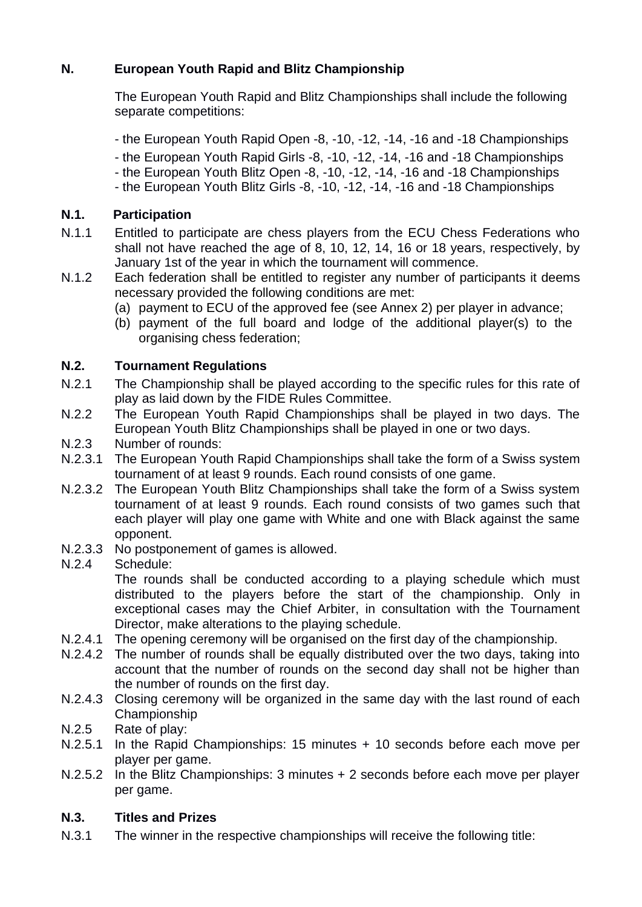## N. European Youth Rapid and Blitz Championship

The European Youth Rapid and Blitz Championships shall include the following separate competitions:

- the European Youth Rapid Open -8, -10, -12, -14, -16 and -18 Championships
- the European Youth Rapid Girls -8, -10, -12, -14, -16 and -18 Championships
- the European Youth Blitz Open -8, -10, -12, -14, -16 and -18 Championships
- the European Youth Blitz Girls -8, -10, -12, -14, -16 and -18 Championships

### N.1. Participation

N.1.1 Entitled to participate are chess players from the ECU Chess Federations who shall not have reached the age of 8, 10, 12, 14, 16 or 18 years, respectively, by January 1st of the year in which the tournament will commence.

N.1.2 Each federation shall be entitled to register any number of participants it deems necessary provided the following conditions are met:

(a) payment to ECU of the approved fee (see Annex 2) per player in advance;
(b) payment of the full board and lodge of the additional player(s) to the organising chess federation;

### N.2. Tournament Regulations

N.2.1 The Championship shall be played according to the specific rules for this rate of play as laid down by the FIDE Rules Committee.

N.2.2 The European Youth Rapid Championships shall be played in two days. The European Youth Blitz Championships shall be played in one or two days.

N.2.3 Number of rounds:

N.2.3.1 The European Youth Rapid Championships shall take the form of a Swiss system tournament of at least 9 rounds. Each round consists of one game.

N.2.3.2 The European Youth Blitz Championships shall take the form of a Swiss system tournament of at least 9 rounds. Each round consists of two games such that each player will play one game with White and one with Black against the same opponent.

N.2.3.3 No postponement of games is allowed.

N.2.4 Schedule:
The rounds shall be conducted according to a playing schedule which must distributed to the players before the start of the championship. Only in exceptional cases may the Chief Arbiter, in consultation with the Tournament Director, make alterations to the playing schedule.

N.2.4.1 The opening ceremony will be organised on the first day of the championship.

N.2.4.2 The number of rounds shall be equally distributed over the two days, taking into account that the number of rounds on the second day shall not be higher than the number of rounds on the first day.

N.2.4.3 Closing ceremony will be organized in the same day with the last round of each Championship

N.2.5 Rate of play:

N.2.5.1 In the Rapid Championships: 15 minutes + 10 seconds before each move per player per game.

N.2.5.2 In the Blitz Championships: 3 minutes + 2 seconds before each move per player per game.

### N.3. Titles and Prizes

N.3.1 The winner in the respective championships will receive the following title: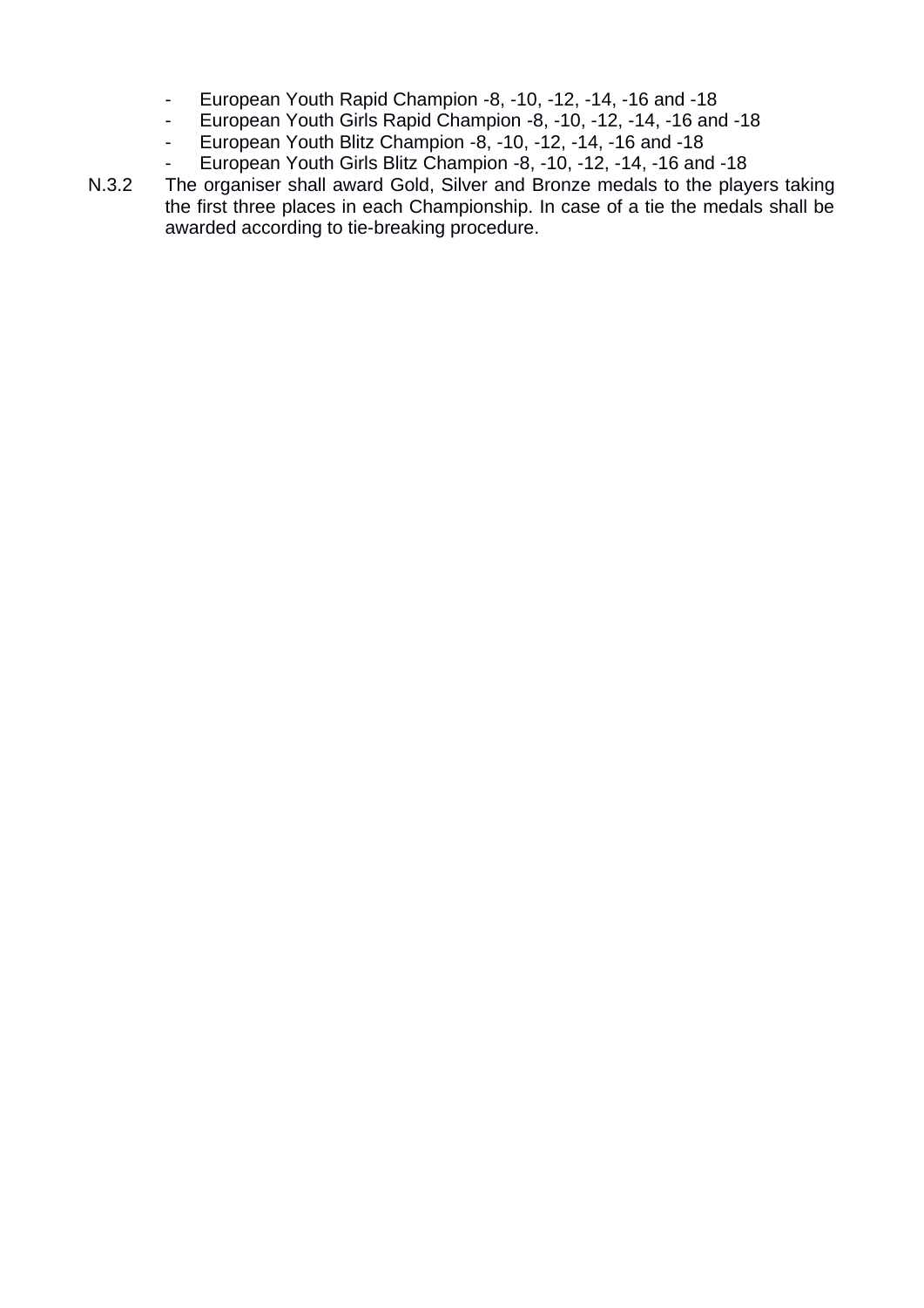- European Youth Rapid Champion -8, -10, -12, -14, -16 and -18
- European Youth Girls Rapid Champion -8, -10, -12, -14, -16 and -18
- European Youth Blitz Champion -8, -10, -12, -14, -16 and -18
- European Youth Girls Blitz Champion -8, -10, -12, -14, -16 and -18

N.3.2 The organiser shall award Gold, Silver and Bronze medals to the players taking the first three places in each Championship. In case of a tie the medals shall be awarded according to tie-breaking procedure.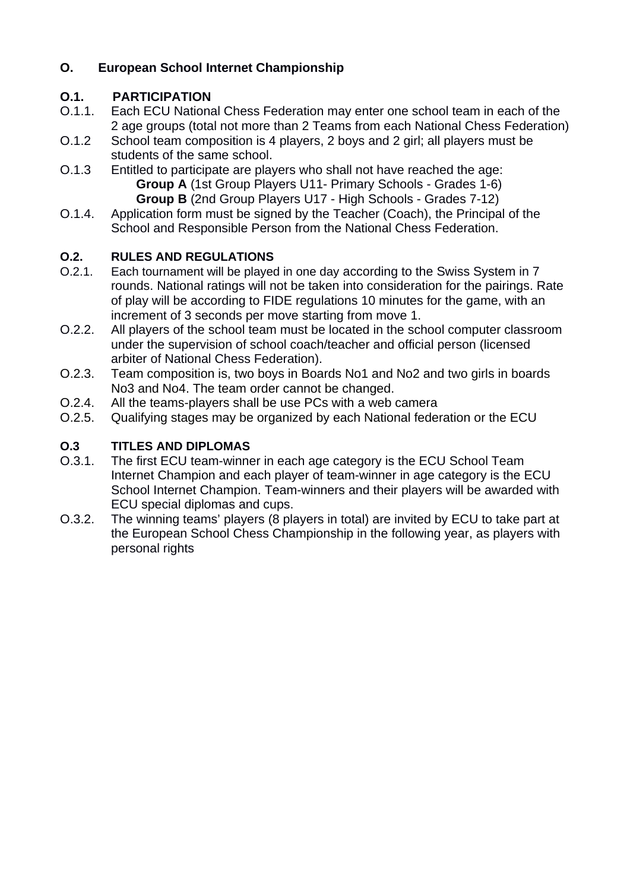## O. European School Internet Championship

### O.1. PARTICIPATION

O.1.1. Each ECU National Chess Federation may enter one school team in each of the 2 age groups (total not more than 2 Teams from each National Chess Federation)

O.1.2 School team composition is 4 players, 2 boys and 2 girl; all players must be students of the same school.

O.1.3 Entitled to participate are players who shall not have reached the age:
- **Group A** (1st Group Players U11- Primary Schools - Grades 1-6)
- **Group B** (2nd Group Players U17 - High Schools - Grades 7-12)

O.1.4. Application form must be signed by the Teacher (Coach), the Principal of the School and Responsible Person from the National Chess Federation.

### O.2. RULES AND REGULATIONS

O.2.1. Each tournament will be played in one day according to the Swiss System in 7 rounds. National ratings will not be taken into consideration for the pairings. Rate of play will be according to FIDE regulations 10 minutes for the game, with an increment of 3 seconds per move starting from move 1.

O.2.2. All players of the school team must be located in the school computer classroom under the supervision of school coach/teacher and official person (licensed arbiter of National Chess Federation).

O.2.3. Team composition is, two boys in Boards No1 and No2 and two girls in boards No3 and No4. The team order cannot be changed.

O.2.4. All the teams-players shall be use PCs with a web camera

O.2.5. Qualifying stages may be organized by each National federation or the ECU

### O.3 TITLES AND DIPLOMAS

O.3.1. The first ECU team-winner in each age category is the ECU School Team Internet Champion and each player of team-winner in age category is the ECU School Internet Champion. Team-winners and their players will be awarded with ECU special diplomas and cups.

O.3.2. The winning teams' players (8 players in total) are invited by ECU to take part at the European School Chess Championship in the following year, as players with personal rights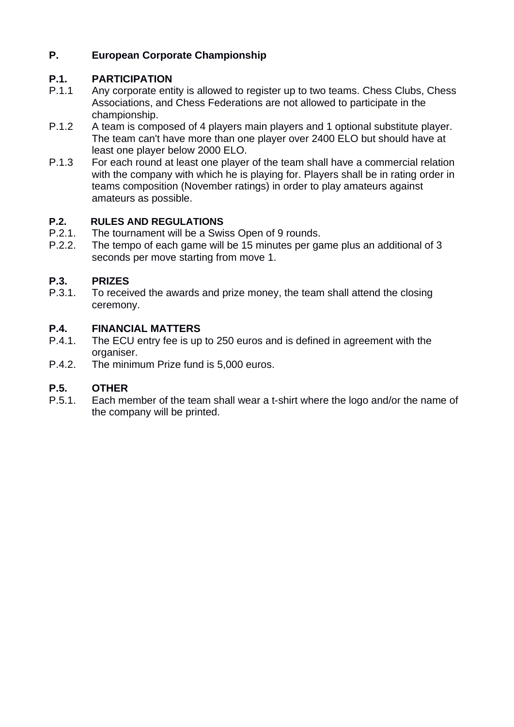# P. European Corporate Championship

## P.1. PARTICIPATION

P.1.1 Any corporate entity is allowed to register up to two teams. Chess Clubs, Chess Associations, and Chess Federations are not allowed to participate in the championship.

P.1.2 A team is composed of 4 players main players and 1 optional substitute player. The team can't have more than one player over 2400 ELO but should have at least one player below 2000 ELO.

P.1.3 For each round at least one player of the team shall have a commercial relation with the company with which he is playing for. Players shall be in rating order in teams composition (November ratings) in order to play amateurs against amateurs as possible.

## P.2. RULES AND REGULATIONS

P.2.1. The tournament will be a Swiss Open of 9 rounds.

P.2.2. The tempo of each game will be 15 minutes per game plus an additional of 3 seconds per move starting from move 1.

## P.3. PRIZES

P.3.1. To received the awards and prize money, the team shall attend the closing ceremony.

## P.4. FINANCIAL MATTERS

P.4.1. The ECU entry fee is up to 250 euros and is defined in agreement with the organiser.

P.4.2. The minimum Prize fund is 5,000 euros.

## P.5. OTHER

P.5.1. Each member of the team shall wear a t-shirt where the logo and/or the name of the company will be printed.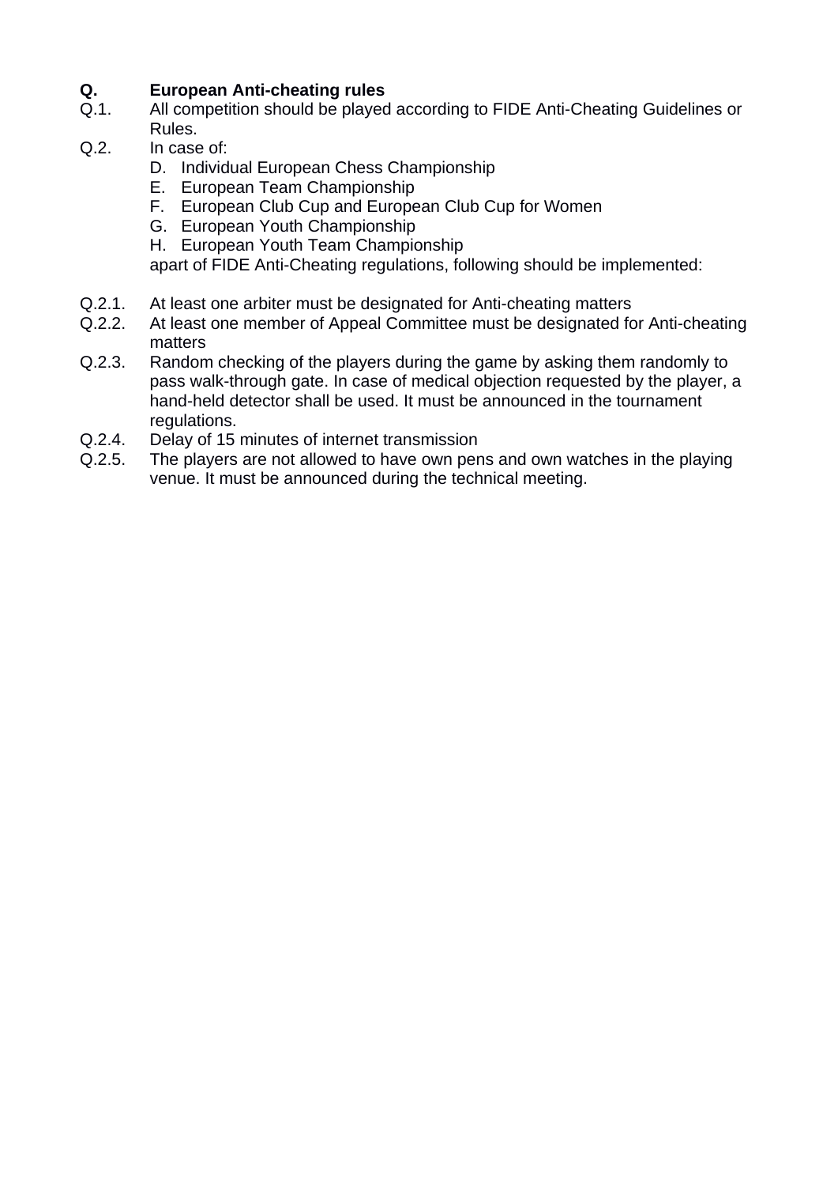## Q. European Anti-cheating rules

Q.1. All competition should be played according to FIDE Anti-Cheating Guidelines or Rules.

Q.2. In case of:

D. Individual European Chess Championship
E. European Team Championship
F. European Club Cup and European Club Cup for Women
G. European Youth Championship
H. European Youth Team Championship

apart of FIDE Anti-Cheating regulations, following should be implemented:

Q.2.1. At least one arbiter must be designated for Anti-cheating matters

Q.2.2. At least one member of Appeal Committee must be designated for Anti-cheating matters

Q.2.3. Random checking of the players during the game by asking them randomly to pass walk-through gate. In case of medical objection requested by the player, a hand-held detector shall be used. It must be announced in the tournament regulations.

Q.2.4. Delay of 15 minutes of internet transmission

Q.2.5. The players are not allowed to have own pens and own watches in the playing venue. It must be announced during the technical meeting.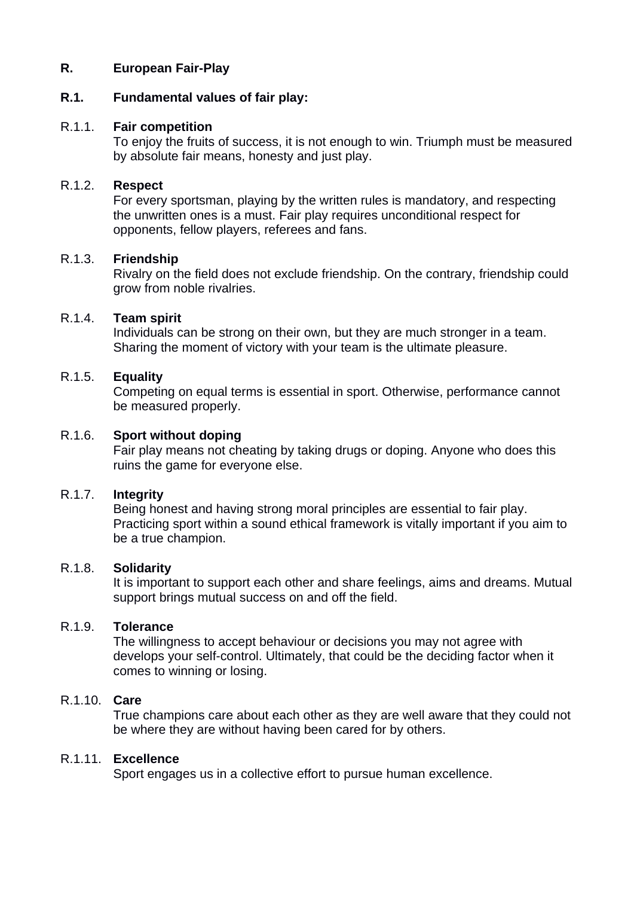## R. European Fair-Play

### R.1. Fundamental values of fair play:

**R.1.1. Fair competition**

To enjoy the fruits of success, it is not enough to win. Triumph must be measured by absolute fair means, honesty and just play.

**R.1.2. Respect**

For every sportsman, playing by the written rules is mandatory, and respecting the unwritten ones is a must. Fair play requires unconditional respect for opponents, fellow players, referees and fans.

**R.1.3. Friendship**

Rivalry on the field does not exclude friendship. On the contrary, friendship could grow from noble rivalries.

**R.1.4. Team spirit**

Individuals can be strong on their own, but they are much stronger in a team. Sharing the moment of victory with your team is the ultimate pleasure.

**R.1.5. Equality**

Competing on equal terms is essential in sport. Otherwise, performance cannot be measured properly.

**R.1.6. Sport without doping**

Fair play means not cheating by taking drugs or doping. Anyone who does this ruins the game for everyone else.

**R.1.7. Integrity**

Being honest and having strong moral principles are essential to fair play. Practicing sport within a sound ethical framework is vitally important if you aim to be a true champion.

**R.1.8. Solidarity**

It is important to support each other and share feelings, aims and dreams. Mutual support brings mutual success on and off the field.

**R.1.9. Tolerance**

The willingness to accept behaviour or decisions you may not agree with develops your self-control. Ultimately, that could be the deciding factor when it comes to winning or losing.

**R.1.10. Care**

True champions care about each other as they are well aware that they could not be where they are without having been cared for by others.

**R.1.11. Excellence**

Sport engages us in a collective effort to pursue human excellence.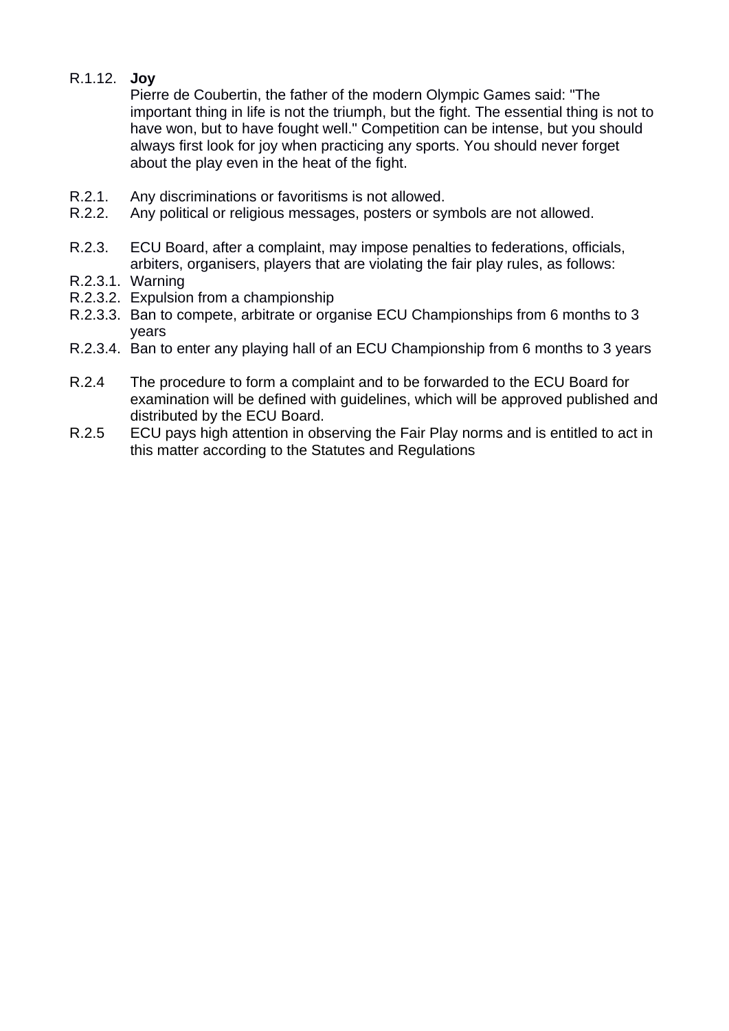R.1.12. **Joy**

Pierre de Coubertin, the father of the modern Olympic Games said: "The important thing in life is not the triumph, but the fight. The essential thing is not to have won, but to have fought well." Competition can be intense, but you should always first look for joy when practicing any sports. You should never forget about the play even in the heat of the fight.

R.2.1. Any discriminations or favoritisms is not allowed.

R.2.2. Any political or religious messages, posters or symbols are not allowed.

R.2.3. ECU Board, after a complaint, may impose penalties to federations, officials, arbiters, organisers, players that are violating the fair play rules, as follows:

R.2.3.1. Warning

R.2.3.2. Expulsion from a championship

R.2.3.3. Ban to compete, arbitrate or organise ECU Championships from 6 months to 3 years

R.2.3.4. Ban to enter any playing hall of an ECU Championship from 6 months to 3 years

R.2.4 The procedure to form a complaint and to be forwarded to the ECU Board for examination will be defined with guidelines, which will be approved published and distributed by the ECU Board.

R.2.5 ECU pays high attention in observing the Fair Play norms and is entitled to act in this matter according to the Statutes and Regulations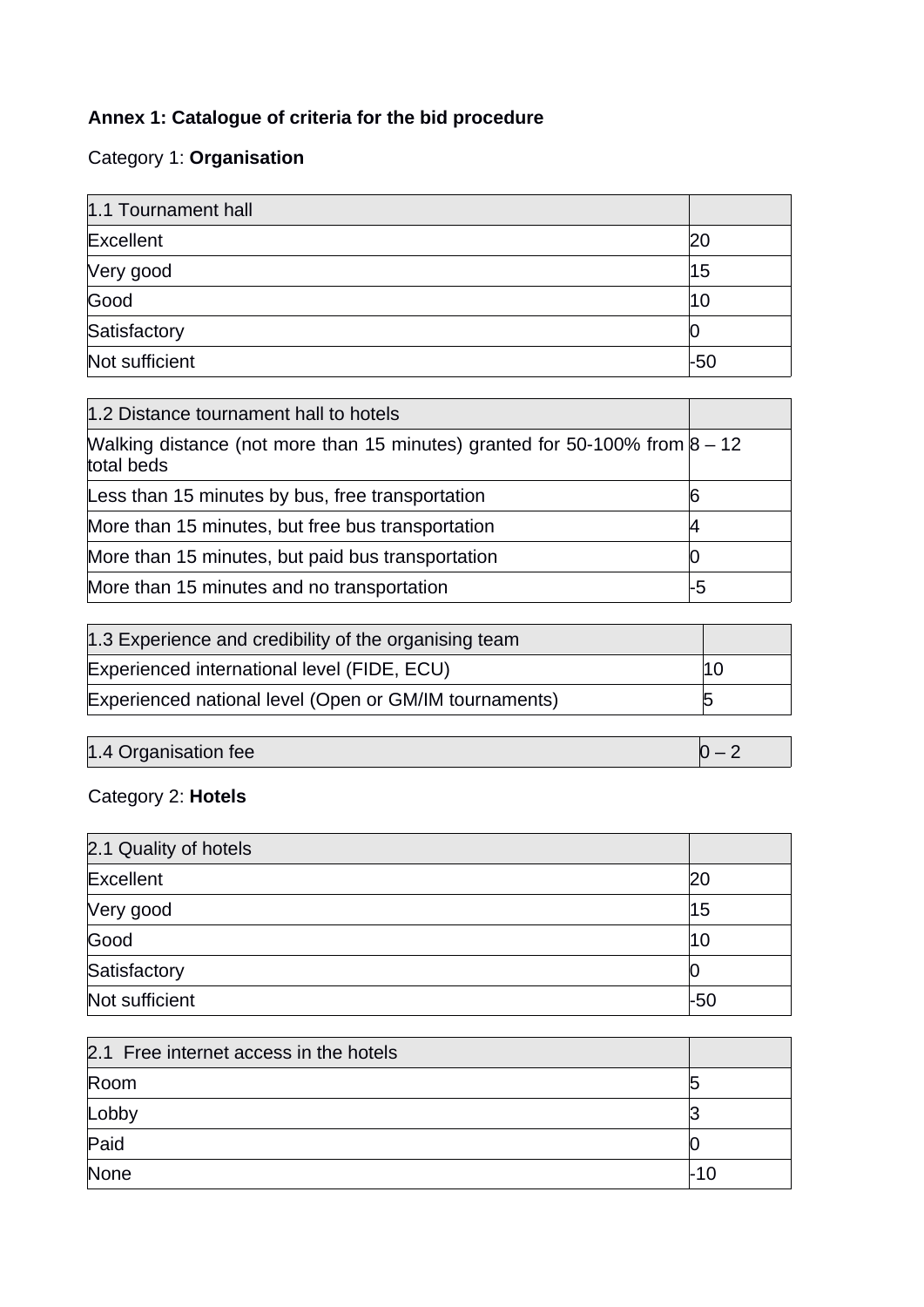**Annex 1: Catalogue of criteria for the bid procedure**

Category 1: **Organisation**

| 1.1 Tournament hall | |
|---|---|
| Excellent | 20 |
| Very good | 15 |
| Good | 10 |
| Satisfactory | 0 |
| Not sufficient | -50 |

| 1.2 Distance tournament hall to hotels | |
|---|---|
| Walking distance (not more than 15 minutes) granted for 50-100% from total beds | 8 – 12 |
| Less than 15 minutes by bus, free transportation | 6 |
| More than 15 minutes, but free bus transportation | 4 |
| More than 15 minutes, but paid bus transportation | 0 |
| More than 15 minutes and no transportation | -5 |

| 1.3 Experience and credibility of the organising team | |
|---|---|
| Experienced international level (FIDE, ECU) | 10 |
| Experienced national level (Open or GM/IM tournaments) | 5 |

| 1.4 Organisation fee | 0 – 2 |
|---|---|

Category 2: **Hotels**

| 2.1 Quality of hotels | |
|---|---|
| Excellent | 20 |
| Very good | 15 |
| Good | 10 |
| Satisfactory | 0 |
| Not sufficient | -50 |

| 2.1 Free internet access in the hotels | |
|---|---|
| Room | 5 |
| Lobby | 3 |
| Paid | 0 |
| None | -10 |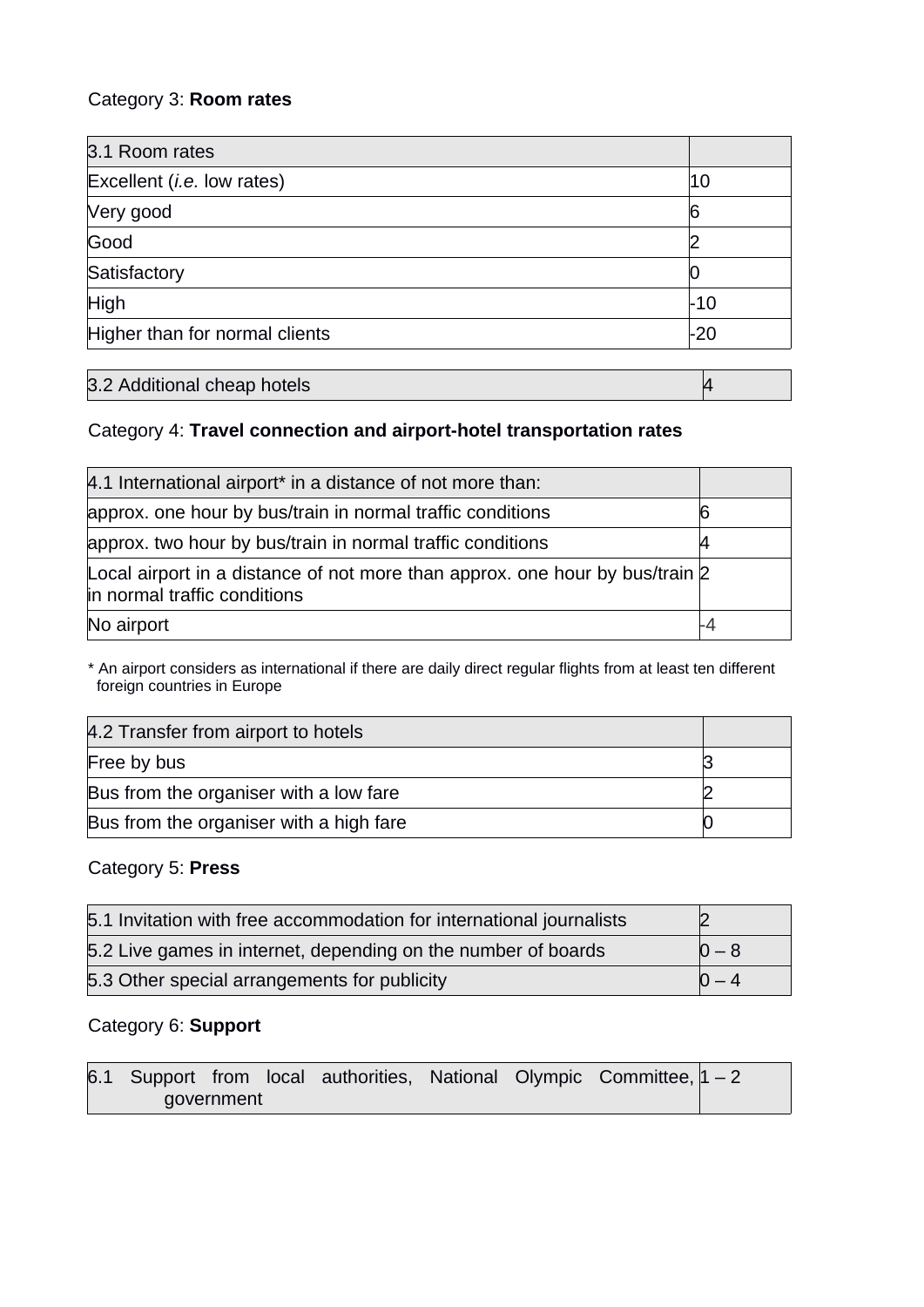Category 3: **Room rates**

| 3.1 Room rates | |
|---|---|
| Excellent (*i.e.* low rates) | 10 |
| Very good | 6 |
| Good | 2 |
| Satisfactory | 0 |
| High | -10 |
| Higher than for normal clients | -20 |

| 3.2 Additional cheap hotels | 4 |
|---|---|

Category 4: **Travel connection and airport-hotel transportation rates**

| 4.1 International airport* in a distance of not more than: | |
|---|---|
| approx. one hour by bus/train in normal traffic conditions | 6 |
| approx. two hour by bus/train in normal traffic conditions | 4 |
| Local airport in a distance of not more than approx. one hour by bus/train in normal traffic conditions | 2 |
| No airport | -4 |

* An airport considers as international if there are daily direct regular flights from at least ten different foreign countries in Europe

| 4.2 Transfer from airport to hotels | |
|---|---|
| Free by bus | 3 |
| Bus from the organiser with a low fare | 2 |
| Bus from the organiser with a high fare | 0 |

Category 5: **Press**

| 5.1 Invitation with free accommodation for international journalists | 2 |
|---|---|
| 5.2 Live games in internet, depending on the number of boards | 0 – 8 |
| 5.3 Other special arrangements for publicity | 0 – 4 |

Category 6: **Support**

| 6.1 Support from local authorities, National Olympic Committee, government | 1 – 2 |
|---|---|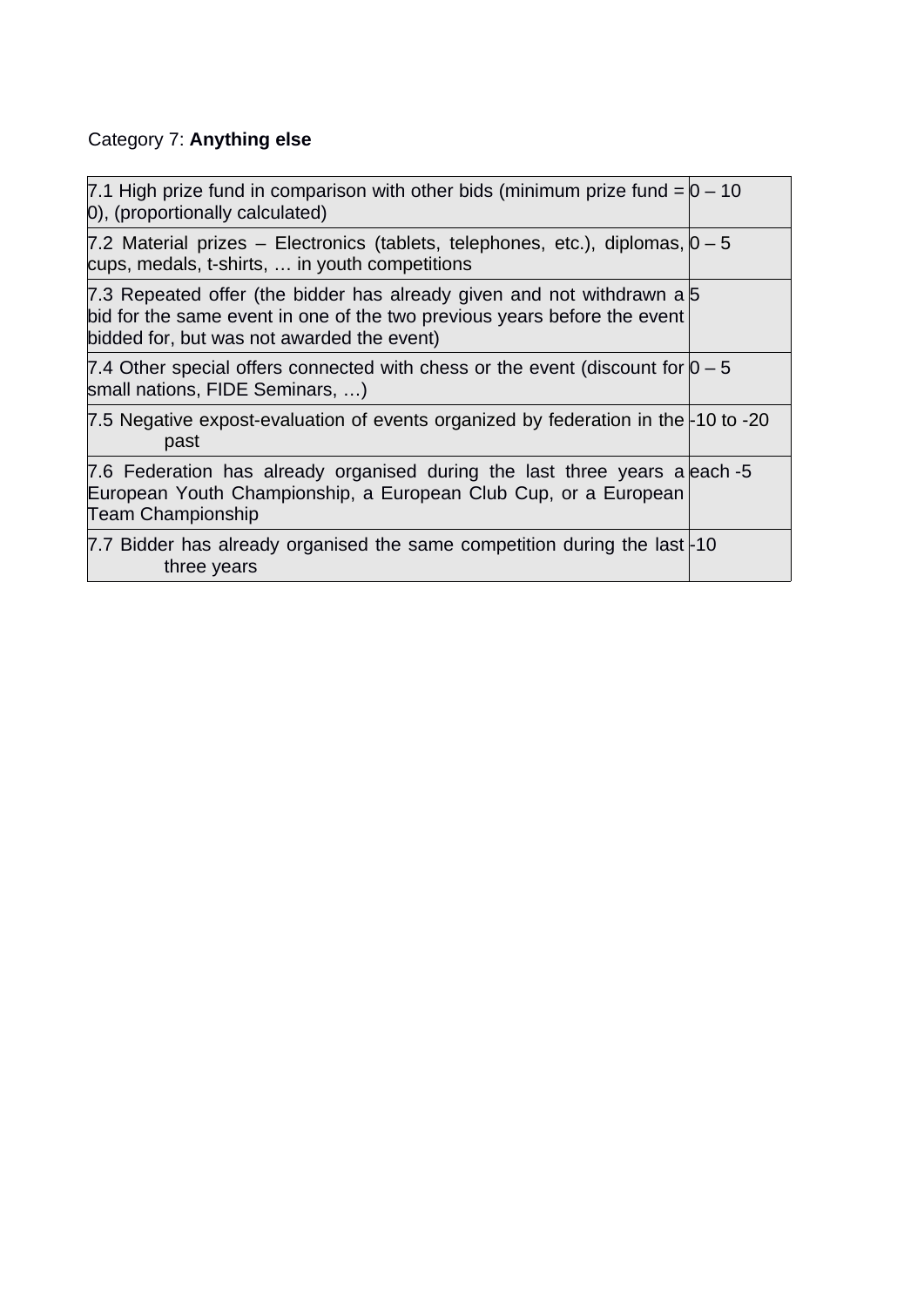Category 7: **Anything else**

| | |
|---|---|
| 7.1 High prize fund in comparison with other bids (minimum prize fund = 0), (proportionally calculated) | 0 – 10 |
| 7.2 Material prizes – Electronics (tablets, telephones, etc.), diplomas, cups, medals, t-shirts, … in youth competitions | 0 – 5 |
| 7.3 Repeated offer (the bidder has already given and not withdrawn a bid for the same event in one of the two previous years before the event bidded for, but was not awarded the event) | 5 |
| 7.4 Other special offers connected with chess or the event (discount for small nations, FIDE Seminars, …) | 0 – 5 |
| 7.5 Negative expost-evaluation of events organized by federation in the past | -10 to -20 |
| 7.6 Federation has already organised during the last three years a European Youth Championship, a European Club Cup, or a European Team Championship | each -5 |
| 7.7 Bidder has already organised the same competition during the last three years | -10 |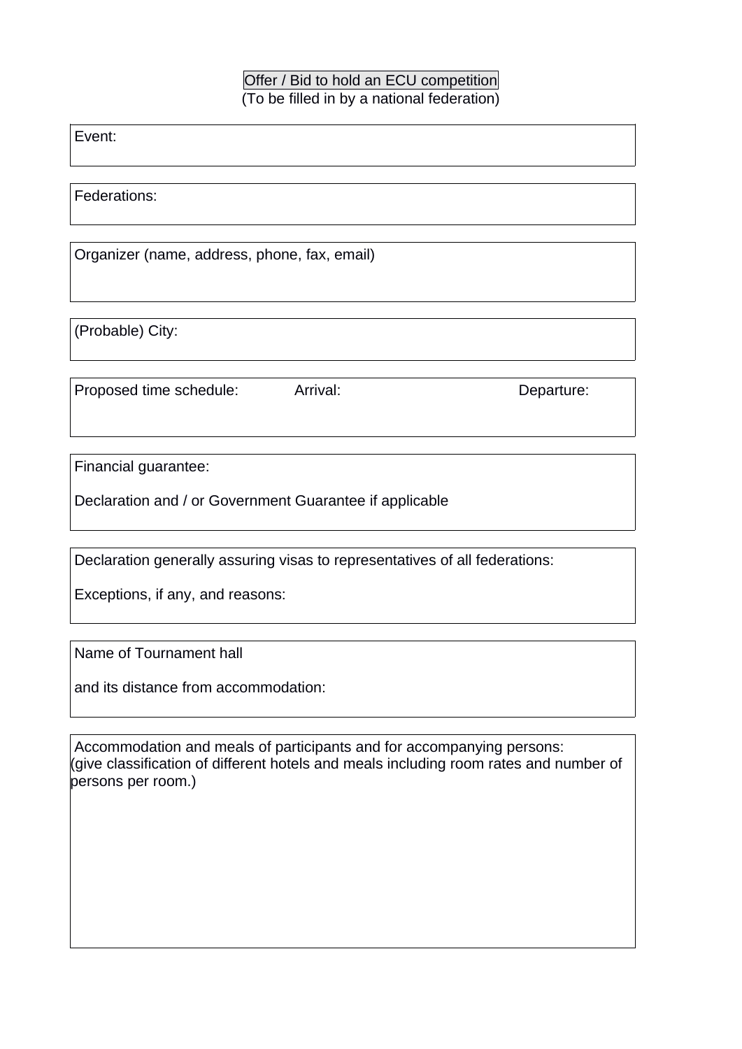# Offer / Bid to hold an ECU competition

(To be filled in by a national federation)

Event:

Federations:

Organizer (name, address, phone, fax, email)

(Probable) City:

Proposed time schedule: Arrival: Departure:

Financial guarantee:

Declaration and / or Government Guarantee if applicable

Declaration generally assuring visas to representatives of all federations:

Exceptions, if any, and reasons:

Name of Tournament hall

and its distance from accommodation:

Accommodation and meals of participants and for accompanying persons:
(give classification of different hotels and meals including room rates and number of persons per room.)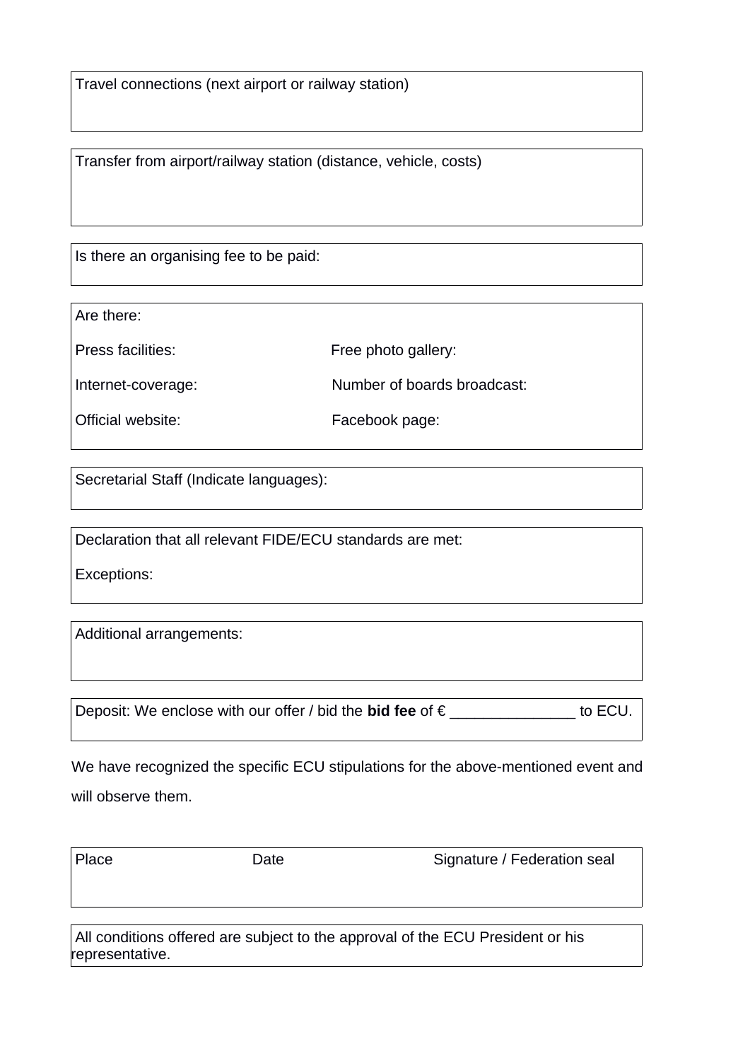Travel connections (next airport or railway station)

Transfer from airport/railway station (distance, vehicle, costs)

Is there an organising fee to be paid:

Are there:

| | |
|---|---|
| Press facilities: | Free photo gallery: |
| Internet-coverage: | Number of boards broadcast: |
| Official website: | Facebook page: |

Secretarial Staff (Indicate languages):

Declaration that all relevant FIDE/ECU standards are met:

Exceptions:

Additional arrangements:

Deposit: We enclose with our offer / bid the **bid fee** of € _______________ to ECU.

We have recognized the specific ECU stipulations for the above-mentioned event and will observe them.

| Place | Date | Signature / Federation seal |
|---|---|---|
| | | |

All conditions offered are subject to the approval of the ECU President or his representative.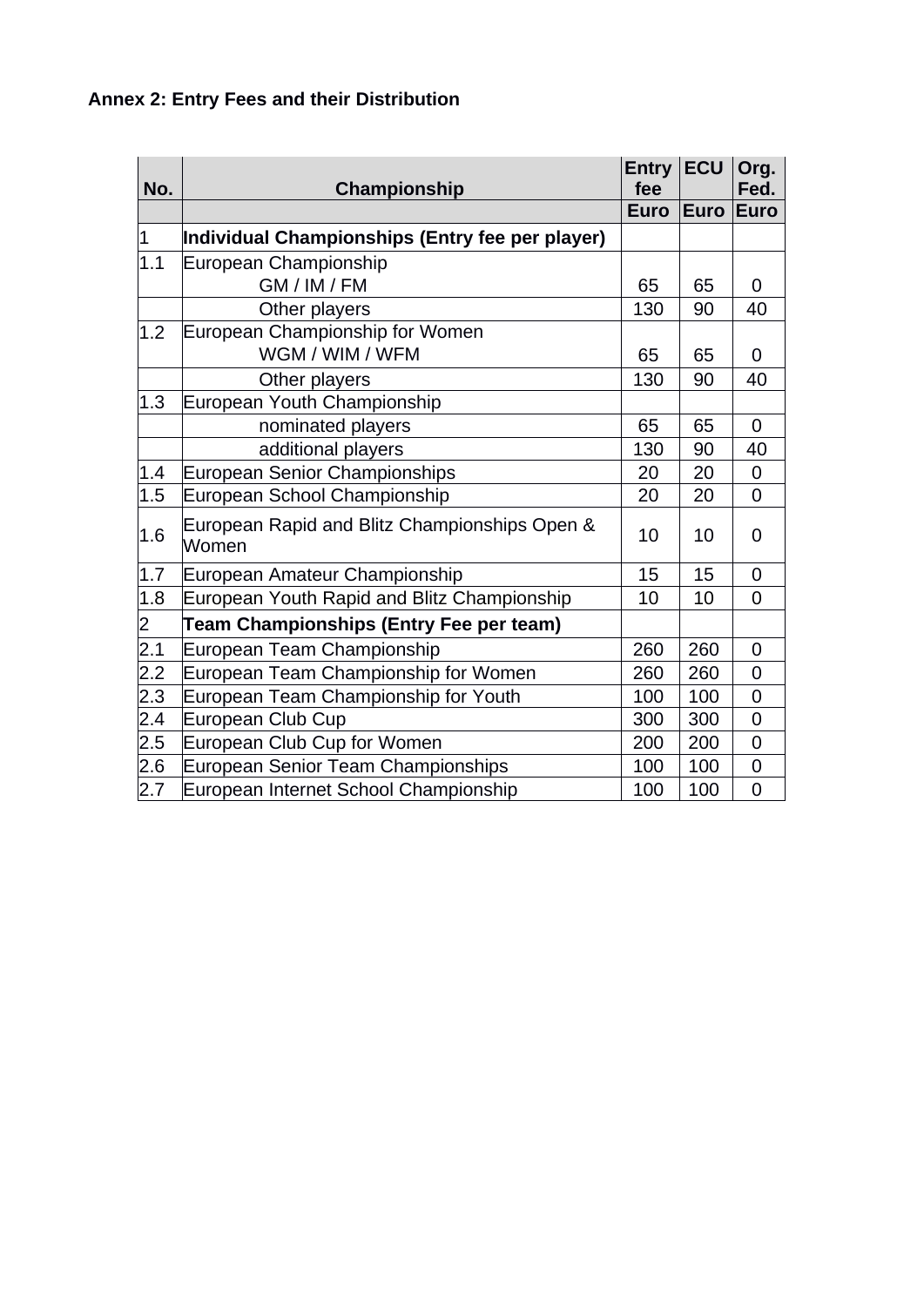**Annex 2: Entry Fees and their Distribution**

| No. | Championship | Entry fee | ECU | Org. Fed. |
|---|---|---|---|---|
| | | Euro | Euro | Euro |
| 1 | **Individual Championships (Entry fee per player)** | | | |
| 1.1 | European Championship | | | |
| | GM / IM / FM | 65 | 65 | 0 |
| | Other players | 130 | 90 | 40 |
| 1.2 | European Championship for Women | | | |
| | WGM / WIM / WFM | 65 | 65 | 0 |
| | Other players | 130 | 90 | 40 |
| 1.3 | European Youth Championship | | | |
| | nominated players | 65 | 65 | 0 |
| | additional players | 130 | 90 | 40 |
| 1.4 | European Senior Championships | 20 | 20 | 0 |
| 1.5 | European School Championship | 20 | 20 | 0 |
| 1.6 | European Rapid and Blitz Championships Open & Women | 10 | 10 | 0 |
| 1.7 | European Amateur Championship | 15 | 15 | 0 |
| 1.8 | European Youth Rapid and Blitz Championship | 10 | 10 | 0 |
| 2 | **Team Championships (Entry Fee per team)** | | | |
| 2.1 | European Team Championship | 260 | 260 | 0 |
| 2.2 | European Team Championship for Women | 260 | 260 | 0 |
| 2.3 | European Team Championship for Youth | 100 | 100 | 0 |
| 2.4 | European Club Cup | 300 | 300 | 0 |
| 2.5 | European Club Cup for Women | 200 | 200 | 0 |
| 2.6 | European Senior Team Championships | 100 | 100 | 0 |
| 2.7 | European Internet School Championship | 100 | 100 | 0 |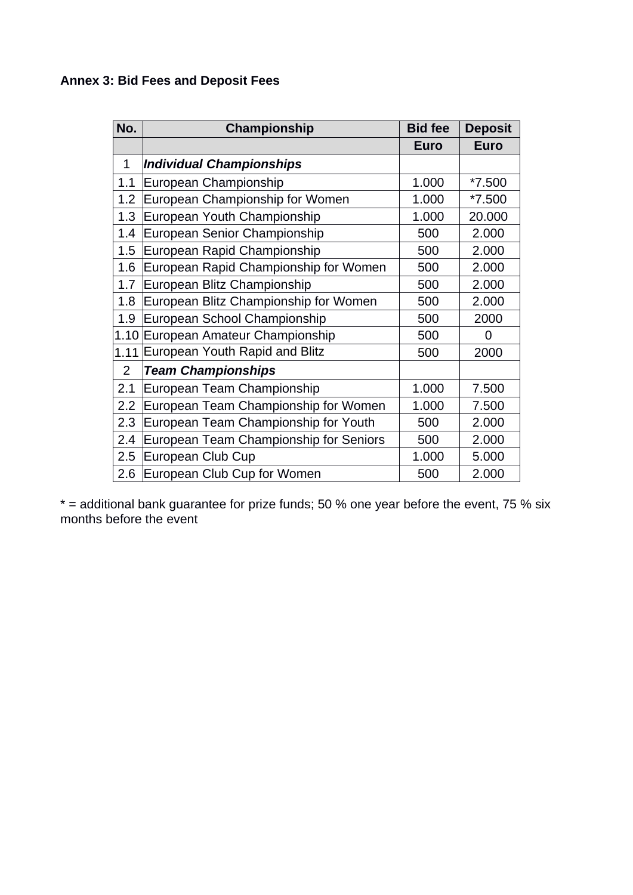**Annex 3: Bid Fees and Deposit Fees**

| No. | Championship | Bid fee | Deposit |
|---|---|---|---|
| | | Euro | Euro |
| 1 | ***Individual Championships*** | | |
| 1.1 | European Championship | 1.000 | *7.500 |
| 1.2 | European Championship for Women | 1.000 | *7.500 |
| 1.3 | European Youth Championship | 1.000 | 20.000 |
| 1.4 | European Senior Championship | 500 | 2.000 |
| 1.5 | European Rapid Championship | 500 | 2.000 |
| 1.6 | European Rapid Championship for Women | 500 | 2.000 |
| 1.7 | European Blitz Championship | 500 | 2.000 |
| 1.8 | European Blitz Championship for Women | 500 | 2.000 |
| 1.9 | European School Championship | 500 | 2000 |
| 1.10 | European Amateur Championship | 500 | 0 |
| 1.11 | European Youth Rapid and Blitz | 500 | 2000 |
| 2 | ***Team Championships*** | | |
| 2.1 | European Team Championship | 1.000 | 7.500 |
| 2.2 | European Team Championship for Women | 1.000 | 7.500 |
| 2.3 | European Team Championship for Youth | 500 | 2.000 |
| 2.4 | European Team Championship for Seniors | 500 | 2.000 |
| 2.5 | European Club Cup | 1.000 | 5.000 |
| 2.6 | European Club Cup for Women | 500 | 2.000 |

* = additional bank guarantee for prize funds; 50 % one year before the event, 75 % six months before the event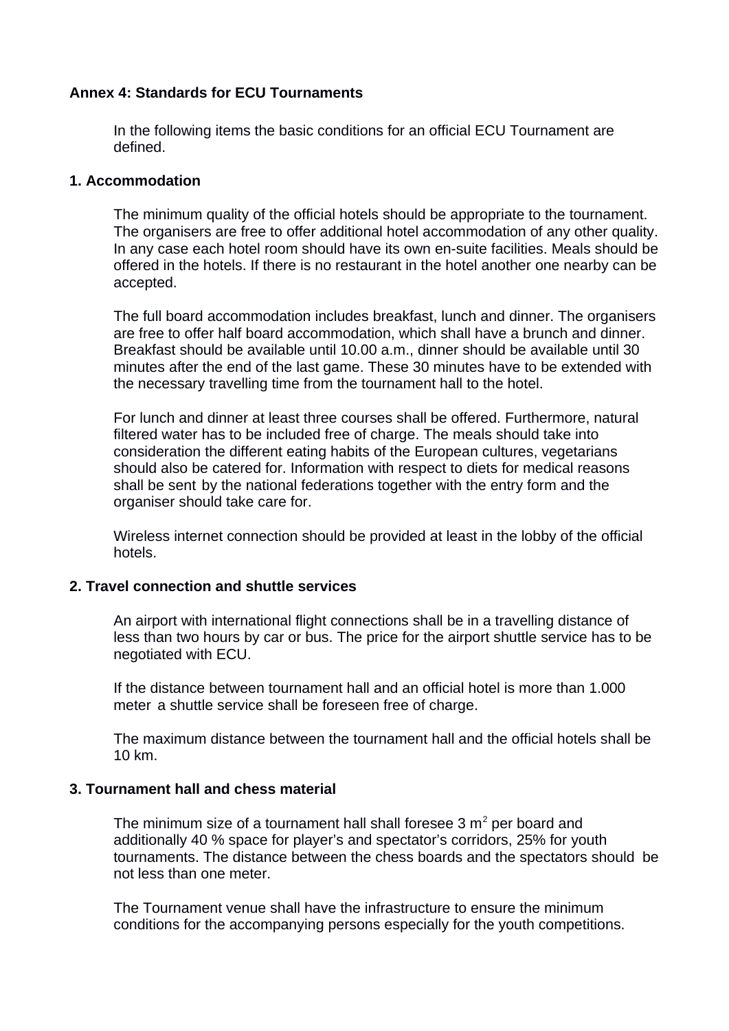**Annex 4: Standards for ECU Tournaments**

In the following items the basic conditions for an official ECU Tournament are defined.

**1. Accommodation**

The minimum quality of the official hotels should be appropriate to the tournament. The organisers are free to offer additional hotel accommodation of any other quality. In any case each hotel room should have its own en-suite facilities. Meals should be offered in the hotels. If there is no restaurant in the hotel another one nearby can be accepted.

The full board accommodation includes breakfast, lunch and dinner. The organisers are free to offer half board accommodation, which shall have a brunch and dinner. Breakfast should be available until 10.00 a.m., dinner should be available until 30 minutes after the end of the last game. These 30 minutes have to be extended with the necessary travelling time from the tournament hall to the hotel.

For lunch and dinner at least three courses shall be offered. Furthermore, natural filtered water has to be included free of charge. The meals should take into consideration the different eating habits of the European cultures, vegetarians should also be catered for. Information with respect to diets for medical reasons shall be sent by the national federations together with the entry form and the organiser should take care for.

Wireless internet connection should be provided at least in the lobby of the official hotels.

**2. Travel connection and shuttle services**

An airport with international flight connections shall be in a travelling distance of less than two hours by car or bus. The price for the airport shuttle service has to be negotiated with ECU.

If the distance between tournament hall and an official hotel is more than 1.000 meter a shuttle service shall be foreseen free of charge.

The maximum distance between the tournament hall and the official hotels shall be 10 km.

**3. Tournament hall and chess material**

The minimum size of a tournament hall shall foresee 3 $m^2$ per board and additionally 40 % space for player's and spectator's corridors, 25% for youth tournaments. The distance between the chess boards and the spectators should be not less than one meter.

The Tournament venue shall have the infrastructure to ensure the minimum conditions for the accompanying persons especially for the youth competitions.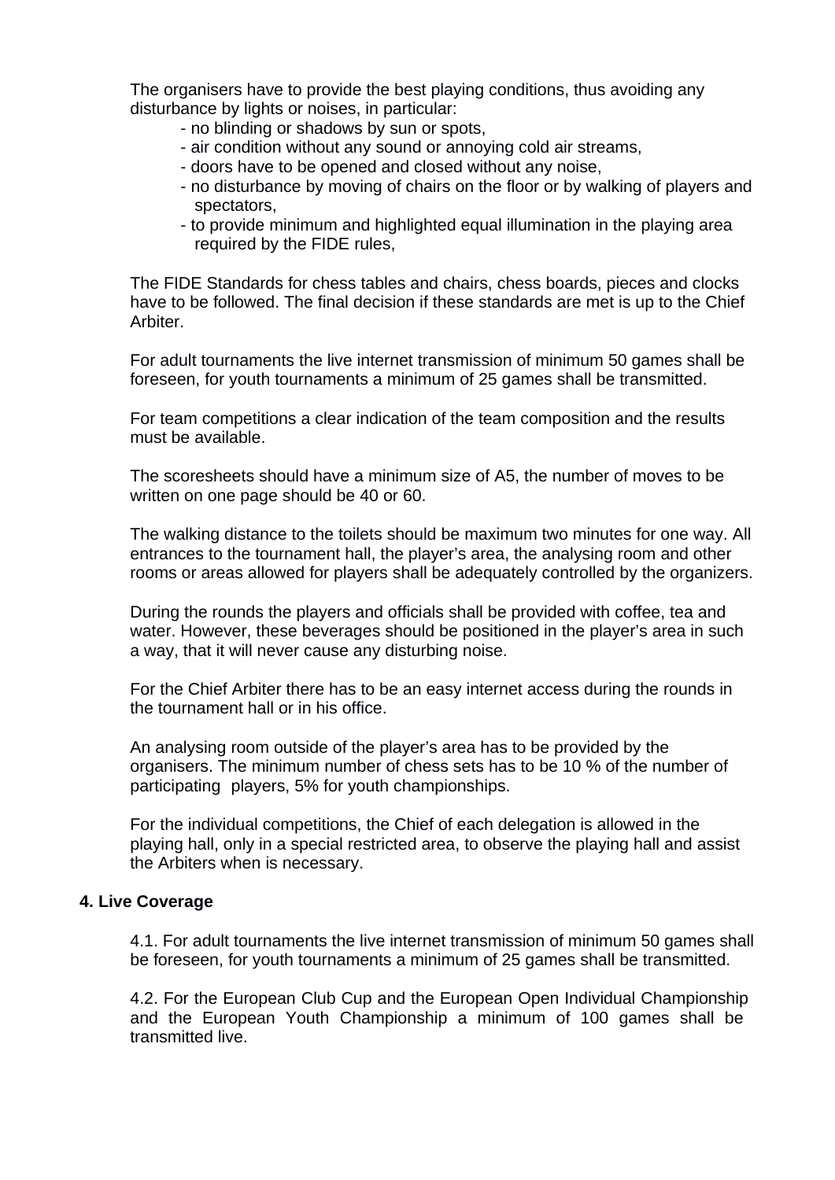The organisers have to provide the best playing conditions, thus avoiding any disturbance by lights or noises, in particular:

- no blinding or shadows by sun or spots,
- air condition without any sound or annoying cold air streams,
- doors have to be opened and closed without any noise,
- no disturbance by moving of chairs on the floor or by walking of players and spectators,
- to provide minimum and highlighted equal illumination in the playing area required by the FIDE rules,

The FIDE Standards for chess tables and chairs, chess boards, pieces and clocks have to be followed. The final decision if these standards are met is up to the Chief Arbiter.

For adult tournaments the live internet transmission of minimum 50 games shall be foreseen, for youth tournaments a minimum of 25 games shall be transmitted.

For team competitions a clear indication of the team composition and the results must be available.

The scoresheets should have a minimum size of A5, the number of moves to be written on one page should be 40 or 60.

The walking distance to the toilets should be maximum two minutes for one way. All entrances to the tournament hall, the player's area, the analysing room and other rooms or areas allowed for players shall be adequately controlled by the organizers.

During the rounds the players and officials shall be provided with coffee, tea and water. However, these beverages should be positioned in the player's area in such a way, that it will never cause any disturbing noise.

For the Chief Arbiter there has to be an easy internet access during the rounds in the tournament hall or in his office.

An analysing room outside of the player's area has to be provided by the organisers. The minimum number of chess sets has to be 10 % of the number of participating players, 5% for youth championships.

For the individual competitions, the Chief of each delegation is allowed in the playing hall, only in a special restricted area, to observe the playing hall and assist the Arbiters when is necessary.

**4. Live Coverage**

4.1. For adult tournaments the live internet transmission of minimum 50 games shall be foreseen, for youth tournaments a minimum of 25 games shall be transmitted.

4.2. For the European Club Cup and the European Open Individual Championship and the European Youth Championship a minimum of 100 games shall be transmitted live.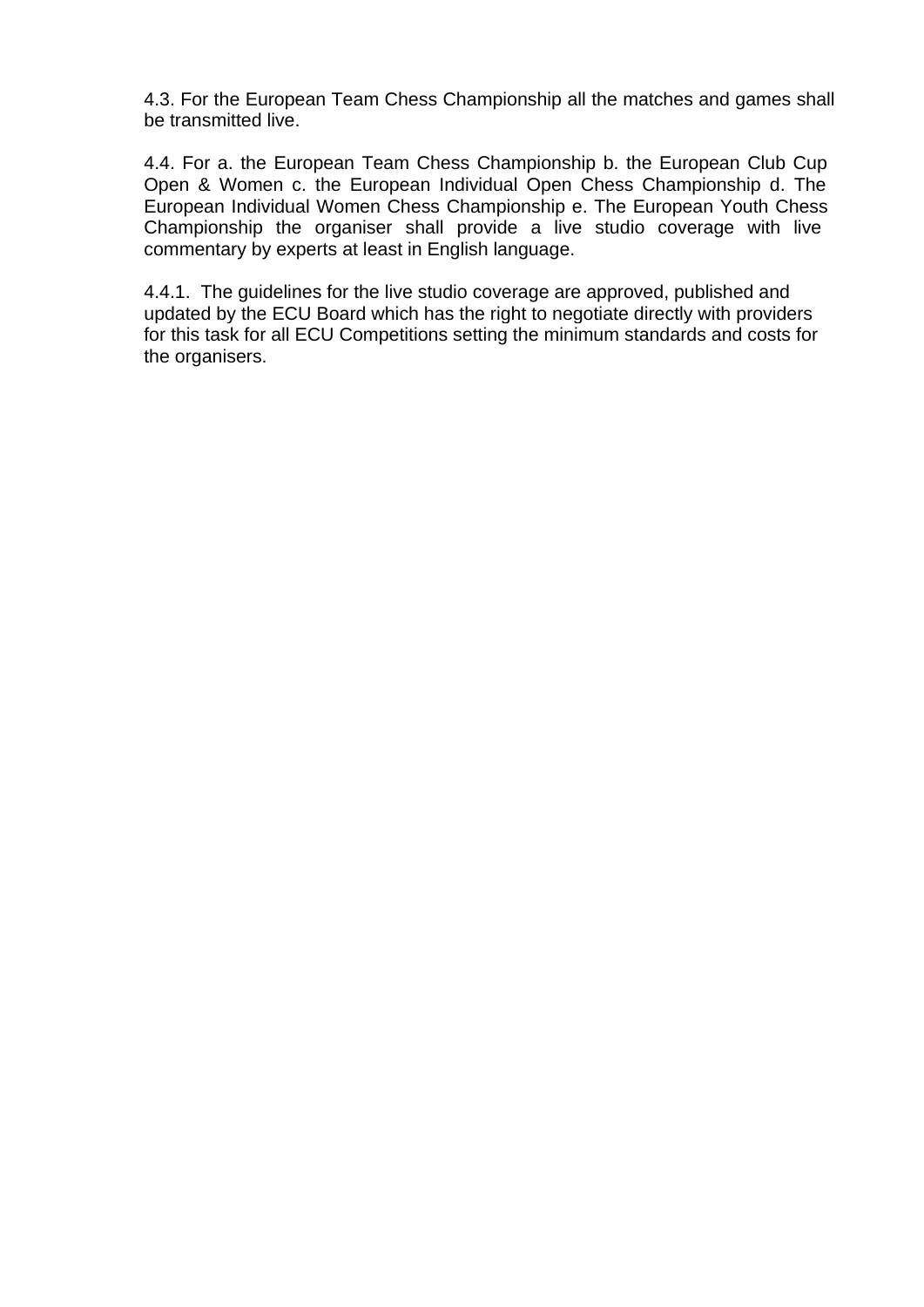4.3. For the European Team Chess Championship all the matches and games shall be transmitted live.

4.4. For a. the European Team Chess Championship b. the European Club Cup Open & Women c. the European Individual Open Chess Championship d. The European Individual Women Chess Championship e. The European Youth Chess Championship the organiser shall provide a live studio coverage with live commentary by experts at least in English language.

4.4.1. The guidelines for the live studio coverage are approved, published and updated by the ECU Board which has the right to negotiate directly with providers for this task for all ECU Competitions setting the minimum standards and costs for the organisers.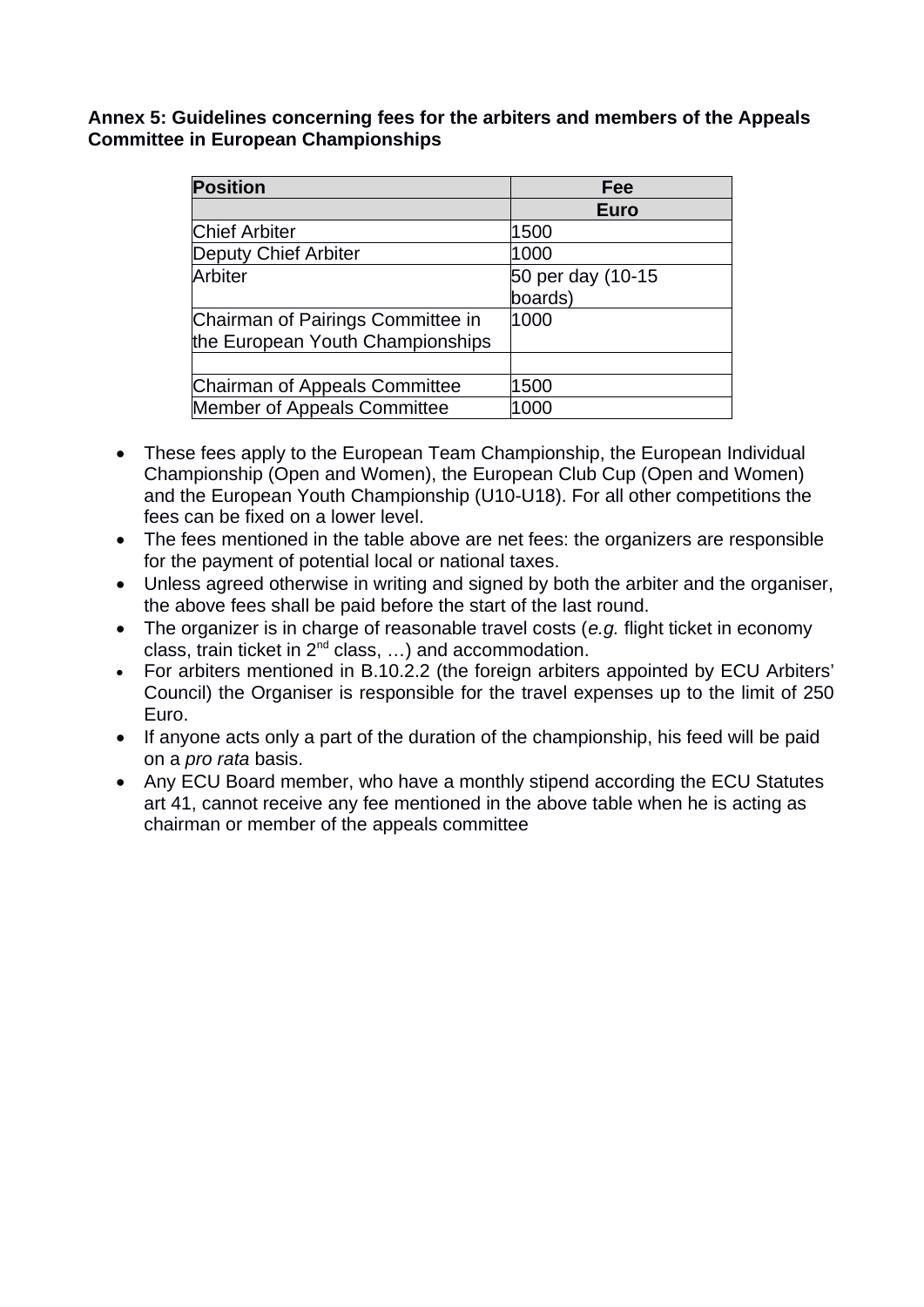**Annex 5: Guidelines concerning fees for the arbiters and members of the Appeals Committee in European Championships**

| Position | Fee |
|---|---|
| | Euro |
| Chief Arbiter | 1500 |
| Deputy Chief Arbiter | 1000 |
| Arbiter | 50 per day (10-15 boards) |
| Chairman of Pairings Committee in the European Youth Championships | 1000 |
| | |
| Chairman of Appeals Committee | 1500 |
| Member of Appeals Committee | 1000 |

- These fees apply to the European Team Championship, the European Individual Championship (Open and Women), the European Club Cup (Open and Women) and the European Youth Championship (U10-U18). For all other competitions the fees can be fixed on a lower level.
- The fees mentioned in the table above are net fees: the organizers are responsible for the payment of potential local or national taxes.
- Unless agreed otherwise in writing and signed by both the arbiter and the organiser, the above fees shall be paid before the start of the last round.
- The organizer is in charge of reasonable travel costs (*e.g.* flight ticket in economy class, train ticket in 2nd class, …) and accommodation.
- For arbiters mentioned in B.10.2.2 (the foreign arbiters appointed by ECU Arbiters' Council) the Organiser is responsible for the travel expenses up to the limit of 250 Euro.
- If anyone acts only a part of the duration of the championship, his feed will be paid on a *pro rata* basis.
- Any ECU Board member, who have a monthly stipend according the ECU Statutes art 41, cannot receive any fee mentioned in the above table when he is acting as chairman or member of the appeals committee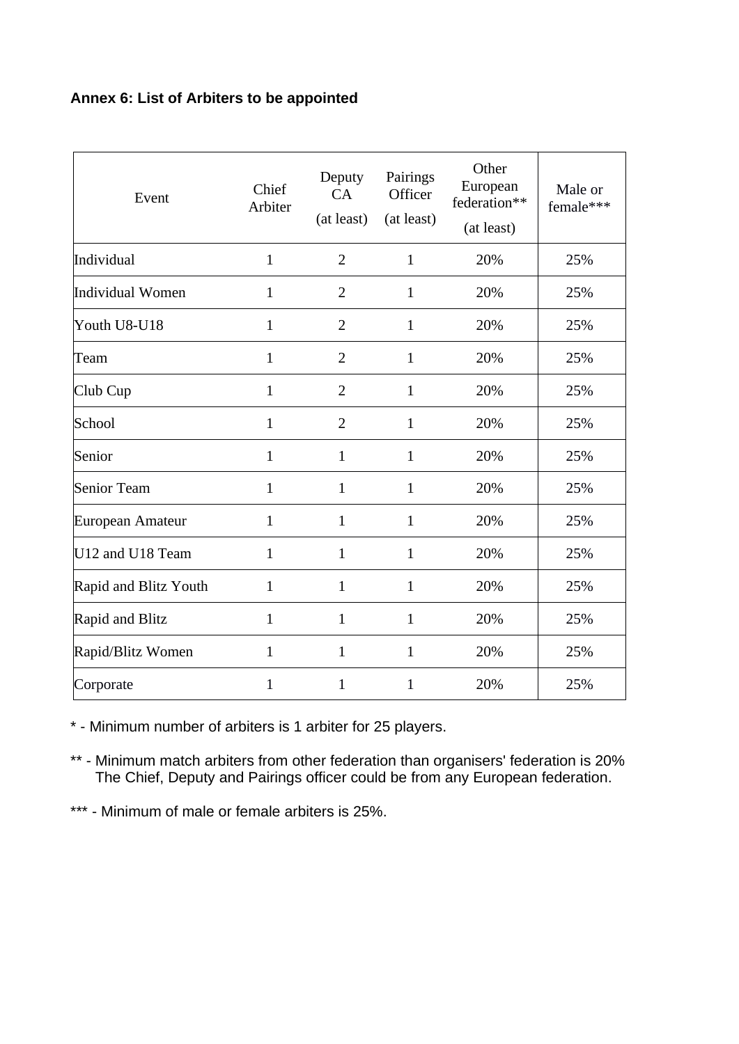**Annex 6: List of Arbiters to be appointed**

| Event | Chief Arbiter | Deputy CA (at least) | Pairings Officer (at least) | Other European federation** (at least) | Male or female*** |
|---|---|---|---|---|---|
| Individual | 1 | 2 | 1 | 20% | 25% |
| Individual Women | 1 | 2 | 1 | 20% | 25% |
| Youth U8-U18 | 1 | 2 | 1 | 20% | 25% |
| Team | 1 | 2 | 1 | 20% | 25% |
| Club Cup | 1 | 2 | 1 | 20% | 25% |
| School | 1 | 2 | 1 | 20% | 25% |
| Senior | 1 | 1 | 1 | 20% | 25% |
| Senior Team | 1 | 1 | 1 | 20% | 25% |
| European Amateur | 1 | 1 | 1 | 20% | 25% |
| U12 and U18 Team | 1 | 1 | 1 | 20% | 25% |
| Rapid and Blitz Youth | 1 | 1 | 1 | 20% | 25% |
| Rapid and Blitz | 1 | 1 | 1 | 20% | 25% |
| Rapid/Blitz Women | 1 | 1 | 1 | 20% | 25% |
| Corporate | 1 | 1 | 1 | 20% | 25% |

* - Minimum number of arbiters is 1 arbiter for 25 players.

** - Minimum match arbiters from other federation than organisers' federation is 20%
The Chief, Deputy and Pairings officer could be from any European federation.

*** - Minimum of male or female arbiters is 25%.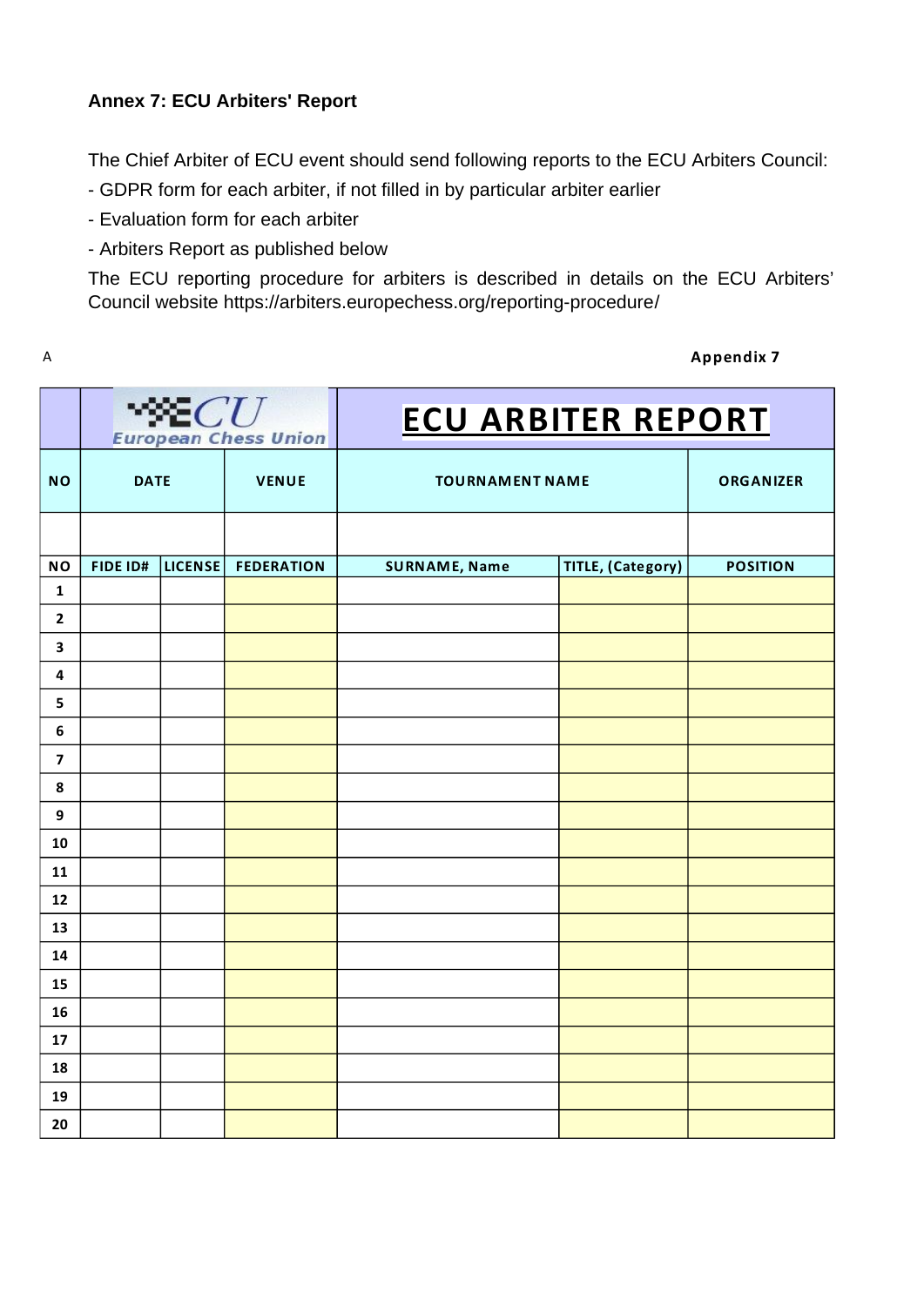**Annex 7: ECU Arbiters' Report**

The Chief Arbiter of ECU event should send following reports to the ECU Arbiters Council:

- GDPR form for each arbiter, if not filled in by particular arbiter earlier
- Evaluation form for each arbiter
- Arbiters Report as published below

The ECU reporting procedure for arbiters is described in details on the ECU Arbiters' Council website https://arbiters.europechess.org/reporting-procedure/

A

**Appendix 7**

| | ECU European Chess Union | | | **ECU ARBITER REPORT** | | |
|---|---|---|---|---|---|---|
| **NO** | **DATE** | | **VENUE** | **TOURNAMENT NAME** | | **ORGANIZER** |
| | | | | | | |
| **NO** | **FIDE ID#** | **LICENSE** | **FEDERATION** | **SURNAME, Name** | **TITLE, (Category)** | **POSITION** |
| **1** | | | | | | |
| **2** | | | | | | |
| **3** | | | | | | |
| **4** | | | | | | |
| **5** | | | | | | |
| **6** | | | | | | |
| **7** | | | | | | |
| **8** | | | | | | |
| **9** | | | | | | |
| **10** | | | | | | |
| **11** | | | | | | |
| **12** | | | | | | |
| **13** | | | | | | |
| **14** | | | | | | |
| **15** | | | | | | |
| **16** | | | | | | |
| **17** | | | | | | |
| **18** | | | | | | |
| **19** | | | | | | |
| **20** | | | | | | |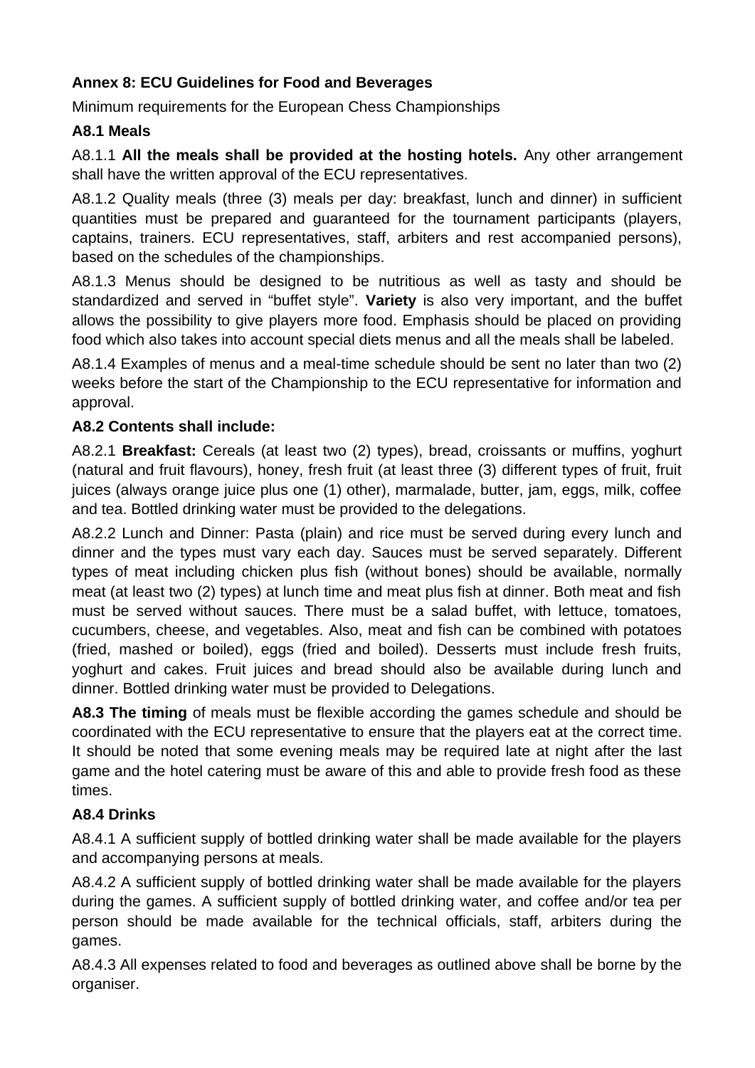**Annex 8: ECU Guidelines for Food and Beverages**

Minimum requirements for the European Chess Championships

**A8.1 Meals**

A8.1.1 **All the meals shall be provided at the hosting hotels.** Any other arrangement shall have the written approval of the ECU representatives.

A8.1.2 Quality meals (three (3) meals per day: breakfast, lunch and dinner) in sufficient quantities must be prepared and guaranteed for the tournament participants (players, captains, trainers. ECU representatives, staff, arbiters and rest accompanied persons), based on the schedules of the championships.

A8.1.3 Menus should be designed to be nutritious as well as tasty and should be standardized and served in "buffet style". **Variety** is also very important, and the buffet allows the possibility to give players more food. Emphasis should be placed on providing food which also takes into account special diets menus and all the meals shall be labeled.

A8.1.4 Examples of menus and a meal-time schedule should be sent no later than two (2) weeks before the start of the Championship to the ECU representative for information and approval.

**A8.2 Contents shall include:**

A8.2.1 **Breakfast:** Cereals (at least two (2) types), bread, croissants or muffins, yoghurt (natural and fruit flavours), honey, fresh fruit (at least three (3) different types of fruit, fruit juices (always orange juice plus one (1) other), marmalade, butter, jam, eggs, milk, coffee and tea. Bottled drinking water must be provided to the delegations.

A8.2.2 Lunch and Dinner: Pasta (plain) and rice must be served during every lunch and dinner and the types must vary each day. Sauces must be served separately. Different types of meat including chicken plus fish (without bones) should be available, normally meat (at least two (2) types) at lunch time and meat plus fish at dinner. Both meat and fish must be served without sauces. There must be a salad buffet, with lettuce, tomatoes, cucumbers, cheese, and vegetables. Also, meat and fish can be combined with potatoes (fried, mashed or boiled), eggs (fried and boiled). Desserts must include fresh fruits, yoghurt and cakes. Fruit juices and bread should also be available during lunch and dinner. Bottled drinking water must be provided to Delegations.

**A8.3 The timing** of meals must be flexible according the games schedule and should be coordinated with the ECU representative to ensure that the players eat at the correct time. It should be noted that some evening meals may be required late at night after the last game and the hotel catering must be aware of this and able to provide fresh food as these times.

**A8.4 Drinks**

A8.4.1 A sufficient supply of bottled drinking water shall be made available for the players and accompanying persons at meals.

A8.4.2 A sufficient supply of bottled drinking water shall be made available for the players during the games. A sufficient supply of bottled drinking water, and coffee and/or tea per person should be made available for the technical officials, staff, arbiters during the games.

A8.4.3 All expenses related to food and beverages as outlined above shall be borne by the organiser.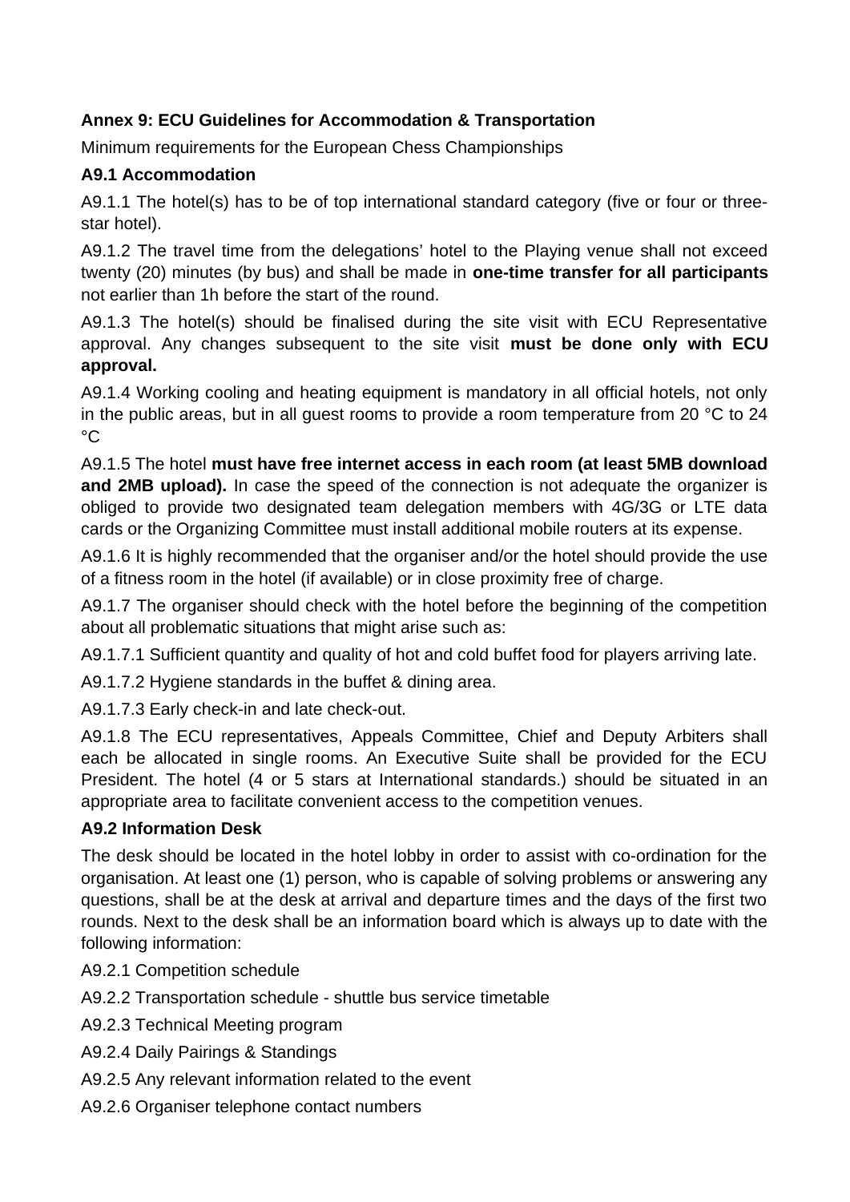**Annex 9: ECU Guidelines for Accommodation & Transportation**

Minimum requirements for the European Chess Championships

**A9.1 Accommodation**

A9.1.1 The hotel(s) has to be of top international standard category (five or four or three-star hotel).

A9.1.2 The travel time from the delegations' hotel to the Playing venue shall not exceed twenty (20) minutes (by bus) and shall be made in **one-time transfer for all participants** not earlier than 1h before the start of the round.

A9.1.3 The hotel(s) should be finalised during the site visit with ECU Representative approval. Any changes subsequent to the site visit **must be done only with ECU approval.**

A9.1.4 Working cooling and heating equipment is mandatory in all official hotels, not only in the public areas, but in all guest rooms to provide a room temperature from 20 °C to 24 °C

A9.1.5 The hotel **must have free internet access in each room (at least 5MB download and 2MB upload).** In case the speed of the connection is not adequate the organizer is obliged to provide two designated team delegation members with 4G/3G or LTE data cards or the Organizing Committee must install additional mobile routers at its expense.

A9.1.6 It is highly recommended that the organiser and/or the hotel should provide the use of a fitness room in the hotel (if available) or in close proximity free of charge.

A9.1.7 The organiser should check with the hotel before the beginning of the competition about all problematic situations that might arise such as:

A9.1.7.1 Sufficient quantity and quality of hot and cold buffet food for players arriving late.

A9.1.7.2 Hygiene standards in the buffet & dining area.

A9.1.7.3 Early check-in and late check-out.

A9.1.8 The ECU representatives, Appeals Committee, Chief and Deputy Arbiters shall each be allocated in single rooms. An Executive Suite shall be provided for the ECU President. The hotel (4 or 5 stars at International standards.) should be situated in an appropriate area to facilitate convenient access to the competition venues.

**A9.2 Information Desk**

The desk should be located in the hotel lobby in order to assist with co-ordination for the organisation. At least one (1) person, who is capable of solving problems or answering any questions, shall be at the desk at arrival and departure times and the days of the first two rounds. Next to the desk shall be an information board which is always up to date with the following information:

A9.2.1 Competition schedule

A9.2.2 Transportation schedule - shuttle bus service timetable

A9.2.3 Technical Meeting program

A9.2.4 Daily Pairings & Standings

A9.2.5 Any relevant information related to the event

A9.2.6 Organiser telephone contact numbers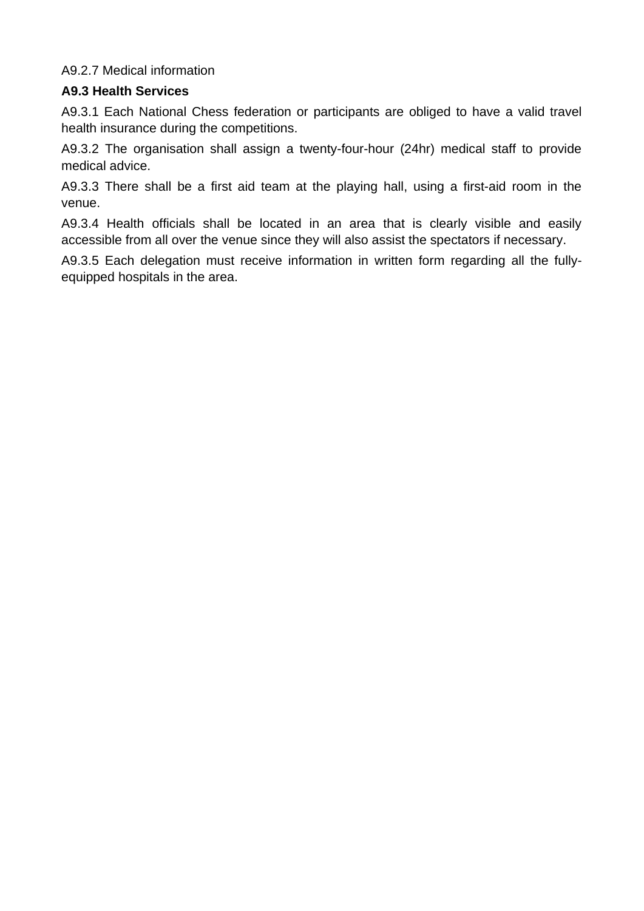A9.2.7 Medical information

**A9.3 Health Services**

A9.3.1 Each National Chess federation or participants are obliged to have a valid travel health insurance during the competitions.

A9.3.2 The organisation shall assign a twenty-four-hour (24hr) medical staff to provide medical advice.

A9.3.3 There shall be a first aid team at the playing hall, using a first-aid room in the venue.

A9.3.4 Health officials shall be located in an area that is clearly visible and easily accessible from all over the venue since they will also assist the spectators if necessary.

A9.3.5 Each delegation must receive information in written form regarding all the fully-equipped hospitals in the area.